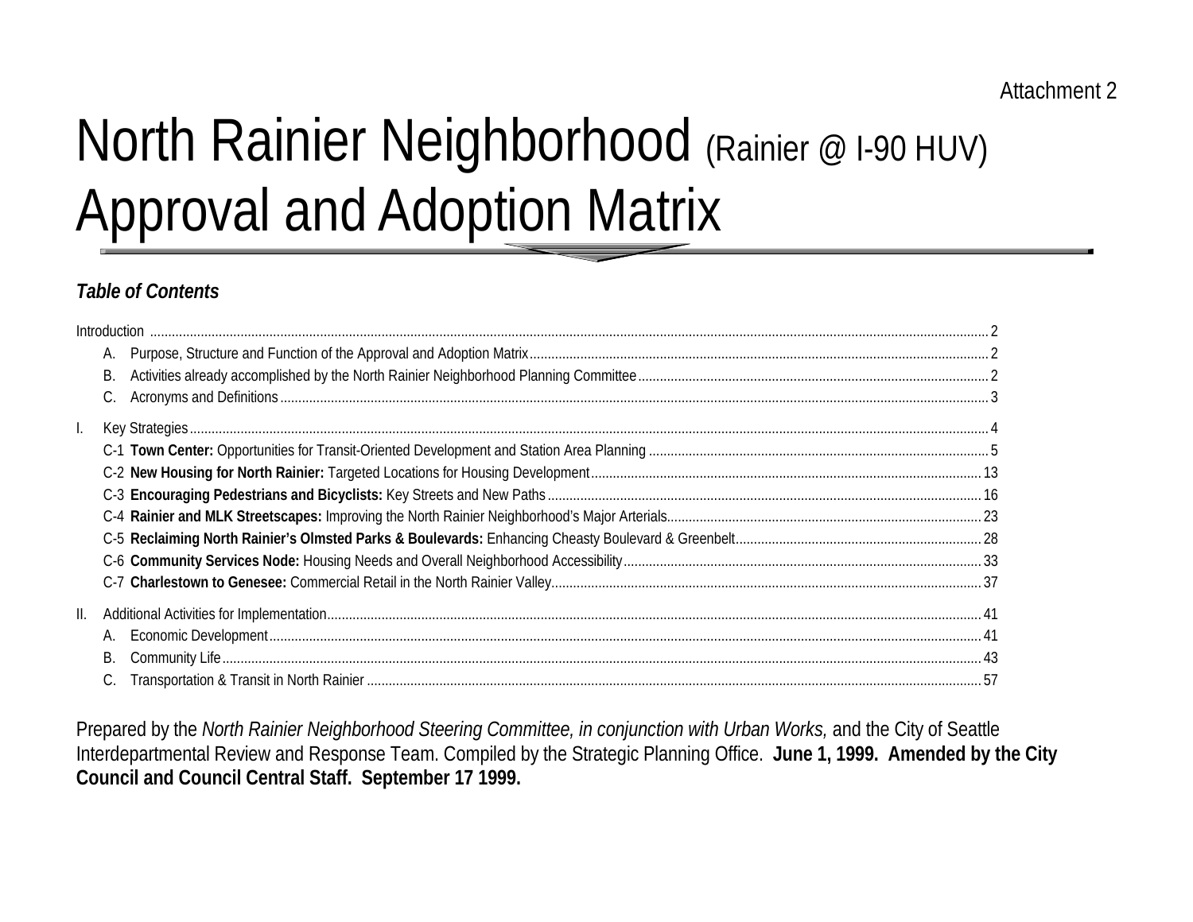Attachment 2

# North Rainier Neighborhood (Rainier @ I-90 HUV) Approval and Adoption Matrix

### *Table of Contents*

Introduction ... 2

- A. Purpose, Structure and Function of the Approval and Adoption Matrix ... 2
- B. Activities already accomplished by the North Rainier Neighborhood Planning Committee ... 2
- C. Acronyms and Definitions ... 3

I. Key Strategies ... 4

- C-1 **Town Center:** Opportunities for Transit-Oriented Development and Station Area Planning ... 5
- C-2 **New Housing for North Rainier:** Targeted Locations for Housing Development ... 13
- C-3 **Encouraging Pedestrians and Bicyclists:** Key Streets and New Paths ... 16
- C-4 **Rainier and MLK Streetscapes:** Improving the North Rainier Neighborhood's Major Arterials ... 23
- C-5 **Reclaiming North Rainier's Olmsted Parks & Boulevards:** Enhancing Cheasty Boulevard & Greenbelt ... 28
- C-6 **Community Services Node:** Housing Needs and Overall Neighborhood Accessibility ... 33
- C-7 **Charlestown to Genesee:** Commercial Retail in the North Rainier Valley ... 37

II. Additional Activities for Implementation ... 41

- A. Economic Development ... 41
- B. Community Life ... 43
- C. Transportation & Transit in North Rainier ... 57

Prepared by the *North Rainier Neighborhood Steering Committee, in conjunction with Urban Works,* and the City of Seattle Interdepartmental Review and Response Team. Compiled by the Strategic Planning Office. **June 1, 1999. Amended by the City Council and Council Central Staff. September 17 1999.**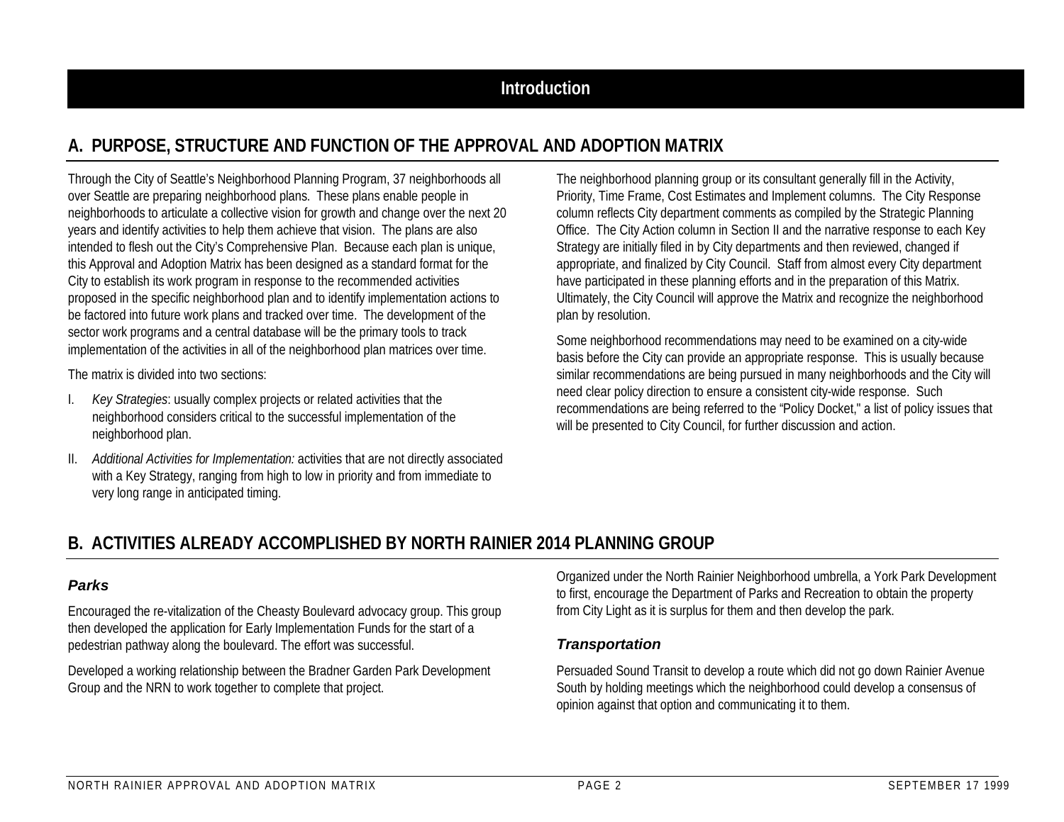# Introduction

## A. PURPOSE, STRUCTURE AND FUNCTION OF THE APPROVAL AND ADOPTION MATRIX

Through the City of Seattle's Neighborhood Planning Program, 37 neighborhoods all over Seattle are preparing neighborhood plans. These plans enable people in neighborhoods to articulate a collective vision for growth and change over the next 20 years and identify activities to help them achieve that vision. The plans are also intended to flesh out the City's Comprehensive Plan. Because each plan is unique, this Approval and Adoption Matrix has been designed as a standard format for the City to establish its work program in response to the recommended activities proposed in the specific neighborhood plan and to identify implementation actions to be factored into future work plans and tracked over time. The development of the sector work programs and a central database will be the primary tools to track implementation of the activities in all of the neighborhood plan matrices over time.

The matrix is divided into two sections:

I. *Key Strategies*: usually complex projects or related activities that the neighborhood considers critical to the successful implementation of the neighborhood plan.

II. *Additional Activities for Implementation:* activities that are not directly associated with a Key Strategy, ranging from high to low in priority and from immediate to very long range in anticipated timing.

The neighborhood planning group or its consultant generally fill in the Activity, Priority, Time Frame, Cost Estimates and Implement columns. The City Response column reflects City department comments as compiled by the Strategic Planning Office. The City Action column in Section II and the narrative response to each Key Strategy are initially filed in by City departments and then reviewed, changed if appropriate, and finalized by City Council. Staff from almost every City department have participated in these planning efforts and in the preparation of this Matrix. Ultimately, the City Council will approve the Matrix and recognize the neighborhood plan by resolution.

Some neighborhood recommendations may need to be examined on a city-wide basis before the City can provide an appropriate response. This is usually because similar recommendations are being pursued in many neighborhoods and the City will need clear policy direction to ensure a consistent city-wide response. Such recommendations are being referred to the "Policy Docket," a list of policy issues that will be presented to City Council, for further discussion and action.

## B. ACTIVITIES ALREADY ACCOMPLISHED BY NORTH RAINIER 2014 PLANNING GROUP

### *Parks*

Encouraged the re-vitalization of the Cheasty Boulevard advocacy group. This group then developed the application for Early Implementation Funds for the start of a pedestrian pathway along the boulevard. The effort was successful.

Developed a working relationship between the Bradner Garden Park Development Group and the NRN to work together to complete that project.

Organized under the North Rainier Neighborhood umbrella, a York Park Development to first, encourage the Department of Parks and Recreation to obtain the property from City Light as it is surplus for them and then develop the park.

### *Transportation*

Persuaded Sound Transit to develop a route which did not go down Rainier Avenue South by holding meetings which the neighborhood could develop a consensus of opinion against that option and communicating it to them.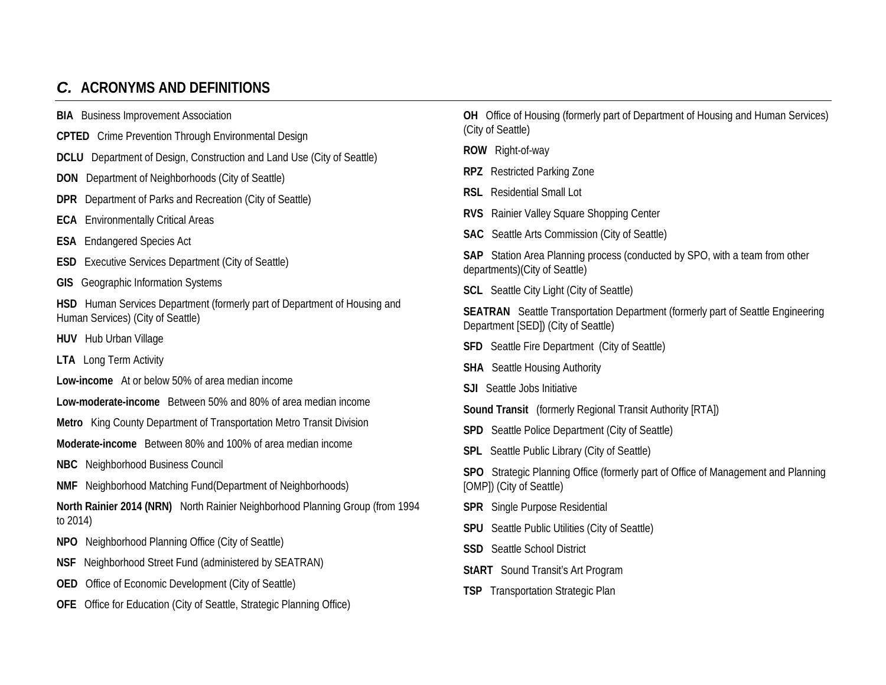## *C.* ACRONYMS AND DEFINITIONS

**BIA** Business Improvement Association

**CPTED** Crime Prevention Through Environmental Design

**DCLU** Department of Design, Construction and Land Use (City of Seattle)

**DON** Department of Neighborhoods (City of Seattle)

**DPR** Department of Parks and Recreation (City of Seattle)

**ECA** Environmentally Critical Areas

**ESA** Endangered Species Act

**ESD** Executive Services Department (City of Seattle)

**GIS** Geographic Information Systems

**HSD** Human Services Department (formerly part of Department of Housing and Human Services) (City of Seattle)

**HUV** Hub Urban Village

**LTA** Long Term Activity

**Low-income** At or below 50% of area median income

**Low-moderate-income** Between 50% and 80% of area median income

**Metro** King County Department of Transportation Metro Transit Division

**Moderate-income** Between 80% and 100% of area median income

**NBC** Neighborhood Business Council

**NMF** Neighborhood Matching Fund(Department of Neighborhoods)

**North Rainier 2014 (NRN)** North Rainier Neighborhood Planning Group (from 1994 to 2014)

**NPO** Neighborhood Planning Office (City of Seattle)

**NSF** Neighborhood Street Fund (administered by SEATRAN)

**OED** Office of Economic Development (City of Seattle)

**OFE** Office for Education (City of Seattle, Strategic Planning Office)

**OH** Office of Housing (formerly part of Department of Housing and Human Services) (City of Seattle)

**ROW** Right-of-way

**RPZ** Restricted Parking Zone

**RSL** Residential Small Lot

**RVS** Rainier Valley Square Shopping Center

**SAC** Seattle Arts Commission (City of Seattle)

**SAP** Station Area Planning process (conducted by SPO, with a team from other departments)(City of Seattle)

**SCL** Seattle City Light (City of Seattle)

**SEATRAN** Seattle Transportation Department (formerly part of Seattle Engineering Department [SED]) (City of Seattle)

**SFD** Seattle Fire Department (City of Seattle)

**SHA** Seattle Housing Authority

**SJI** Seattle Jobs Initiative

**Sound Transit** (formerly Regional Transit Authority [RTA])

**SPD** Seattle Police Department (City of Seattle)

**SPL** Seattle Public Library (City of Seattle)

**SPO** Strategic Planning Office (formerly part of Office of Management and Planning [OMP]) (City of Seattle)

**SPR** Single Purpose Residential

**SPU** Seattle Public Utilities (City of Seattle)

**SSD** Seattle School District

**StART** Sound Transit's Art Program

**TSP** Transportation Strategic Plan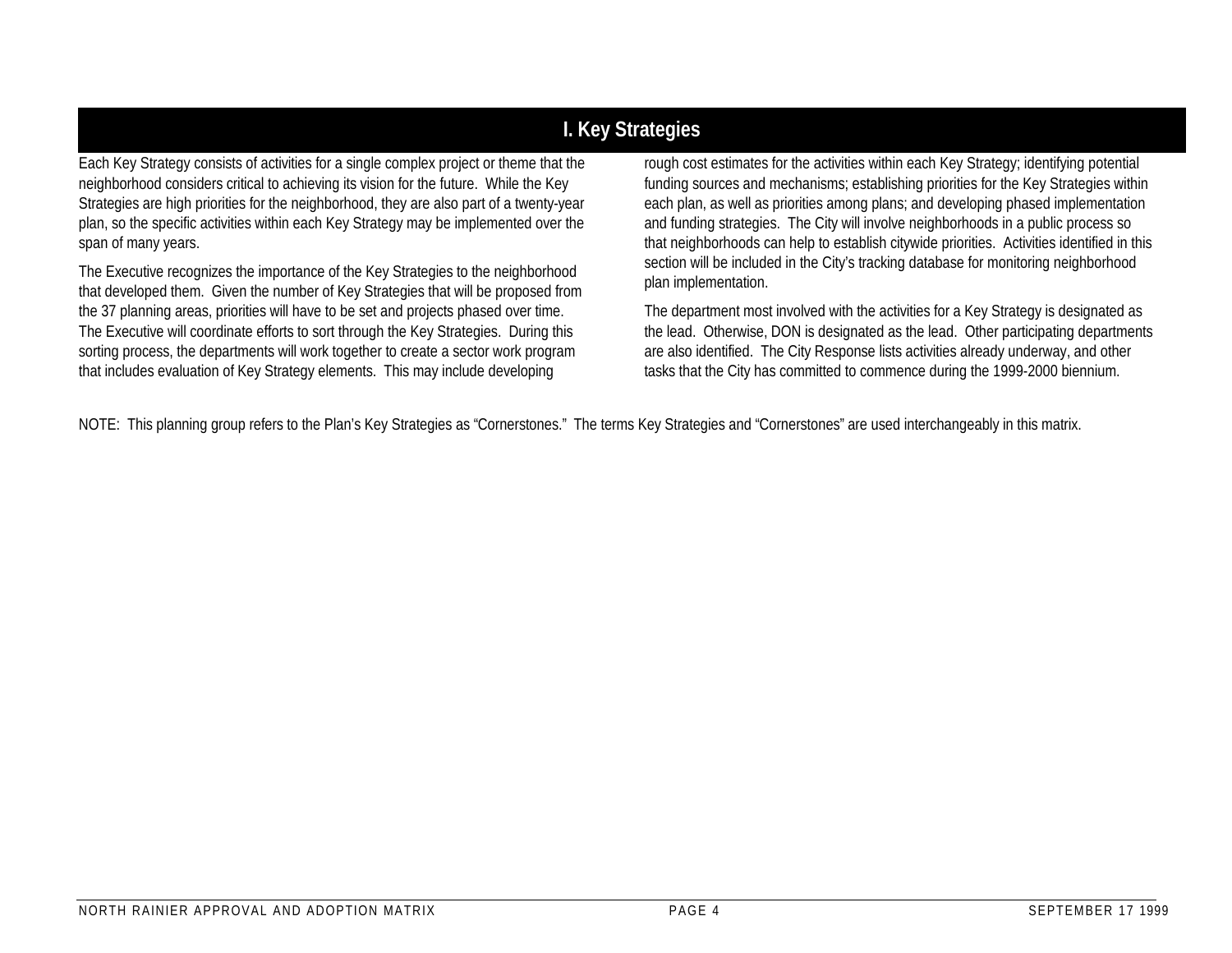# I. Key Strategies

Each Key Strategy consists of activities for a single complex project or theme that the neighborhood considers critical to achieving its vision for the future. While the Key Strategies are high priorities for the neighborhood, they are also part of a twenty-year plan, so the specific activities within each Key Strategy may be implemented over the span of many years.

The Executive recognizes the importance of the Key Strategies to the neighborhood that developed them. Given the number of Key Strategies that will be proposed from the 37 planning areas, priorities will have to be set and projects phased over time. The Executive will coordinate efforts to sort through the Key Strategies. During this sorting process, the departments will work together to create a sector work program that includes evaluation of Key Strategy elements. This may include developing rough cost estimates for the activities within each Key Strategy; identifying potential funding sources and mechanisms; establishing priorities for the Key Strategies within each plan, as well as priorities among plans; and developing phased implementation and funding strategies. The City will involve neighborhoods in a public process so that neighborhoods can help to establish citywide priorities. Activities identified in this section will be included in the City's tracking database for monitoring neighborhood plan implementation.

The department most involved with the activities for a Key Strategy is designated as the lead. Otherwise, DON is designated as the lead. Other participating departments are also identified. The City Response lists activities already underway, and other tasks that the City has committed to commence during the 1999-2000 biennium.

NOTE: This planning group refers to the Plan's Key Strategies as "Cornerstones." The terms Key Strategies and "Cornerstones" are used interchangeably in this matrix.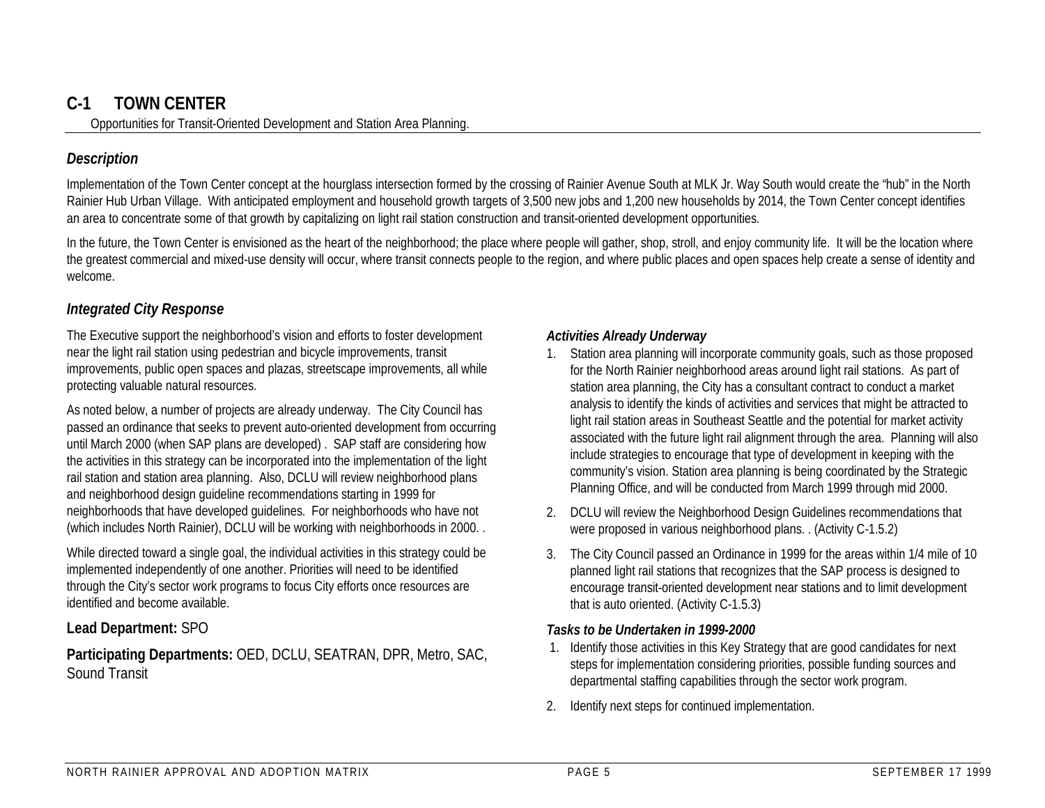# C-1 TOWN CENTER

Opportunities for Transit-Oriented Development and Station Area Planning.

## *Description*

Implementation of the Town Center concept at the hourglass intersection formed by the crossing of Rainier Avenue South at MLK Jr. Way South would create the "hub" in the North Rainier Hub Urban Village. With anticipated employment and household growth targets of 3,500 new jobs and 1,200 new households by 2014, the Town Center concept identifies an area to concentrate some of that growth by capitalizing on light rail station construction and transit-oriented development opportunities.

In the future, the Town Center is envisioned as the heart of the neighborhood; the place where people will gather, shop, stroll, and enjoy community life. It will be the location where the greatest commercial and mixed-use density will occur, where transit connects people to the region, and where public places and open spaces help create a sense of identity and welcome.

## *Integrated City Response*

The Executive support the neighborhood's vision and efforts to foster development near the light rail station using pedestrian and bicycle improvements, transit improvements, public open spaces and plazas, streetscape improvements, all while protecting valuable natural resources.

As noted below, a number of projects are already underway. The City Council has passed an ordinance that seeks to prevent auto-oriented development from occurring until March 2000 (when SAP plans are developed) . SAP staff are considering how the activities in this strategy can be incorporated into the implementation of the light rail station and station area planning. Also, DCLU will review neighborhood plans and neighborhood design guideline recommendations starting in 1999 for neighborhoods that have developed guidelines. For neighborhoods who have not (which includes North Rainier), DCLU will be working with neighborhoods in 2000. .

While directed toward a single goal, the individual activities in this strategy could be implemented independently of one another. Priorities will need to be identified through the City's sector work programs to focus City efforts once resources are identified and become available.

**Lead Department:** SPO

**Participating Departments:** OED, DCLU, SEATRAN, DPR, Metro, SAC, Sound Transit

### *Activities Already Underway*

1. Station area planning will incorporate community goals, such as those proposed for the North Rainier neighborhood areas around light rail stations. As part of station area planning, the City has a consultant contract to conduct a market analysis to identify the kinds of activities and services that might be attracted to light rail station areas in Southeast Seattle and the potential for market activity associated with the future light rail alignment through the area. Planning will also include strategies to encourage that type of development in keeping with the community's vision. Station area planning is being coordinated by the Strategic Planning Office, and will be conducted from March 1999 through mid 2000.
2. DCLU will review the Neighborhood Design Guidelines recommendations that were proposed in various neighborhood plans. . (Activity C-1.5.2)
3. The City Council passed an Ordinance in 1999 for the areas within 1/4 mile of 10 planned light rail stations that recognizes that the SAP process is designed to encourage transit-oriented development near stations and to limit development that is auto oriented. (Activity C-1.5.3)

### *Tasks to be Undertaken in 1999-2000*

1. Identify those activities in this Key Strategy that are good candidates for next steps for implementation considering priorities, possible funding sources and departmental staffing capabilities through the sector work program.
2. Identify next steps for continued implementation.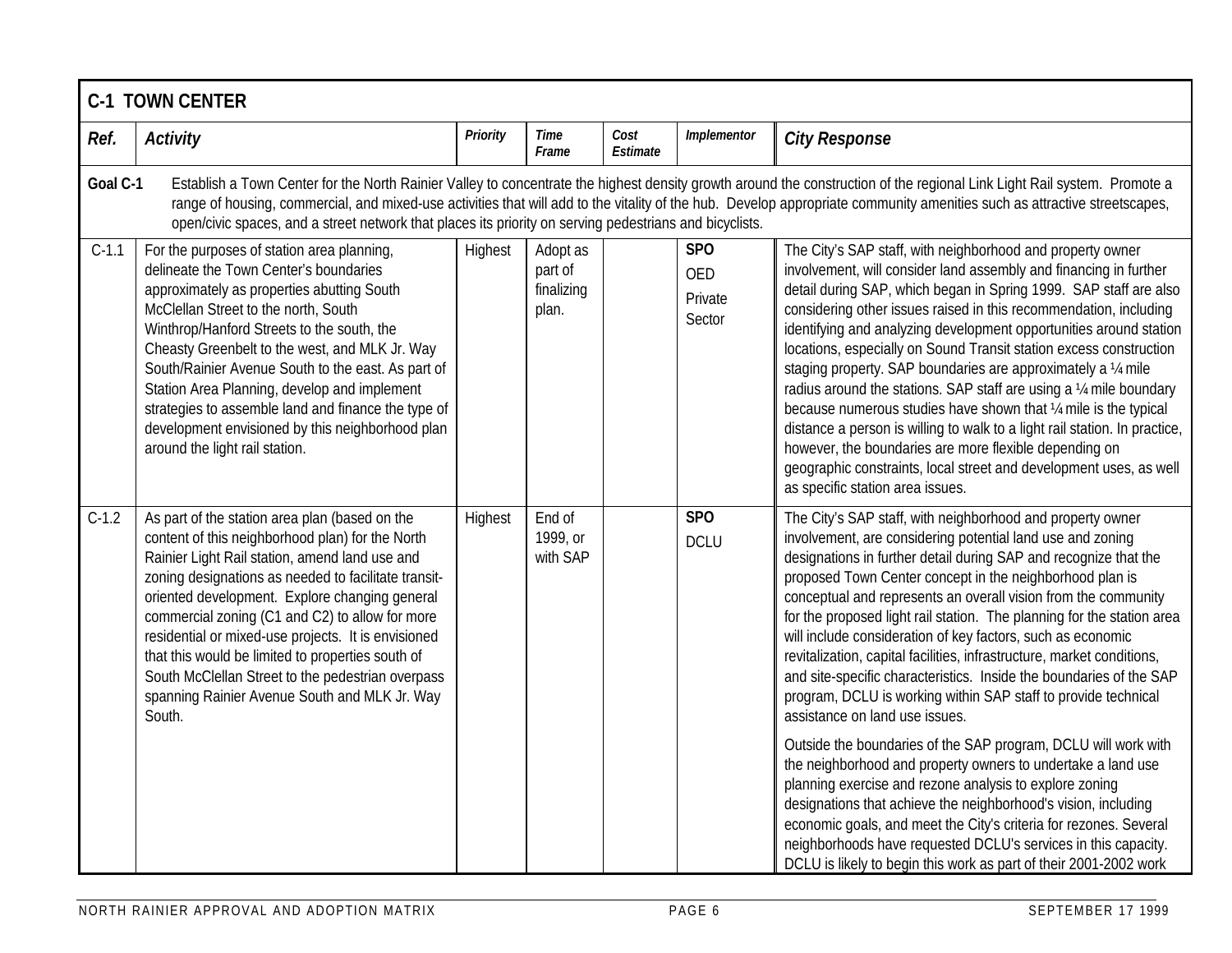## C-1 TOWN CENTER

| Ref. | Activity | Priority | Time Frame | Cost Estimate | Implementor | City Response |
|---|---|---|---|---|---|---|
| **Goal C-1** | Establish a Town Center for the North Rainier Valley to concentrate the highest density growth around the construction of the regional Link Light Rail system. Promote a range of housing, commercial, and mixed-use activities that will add to the vitality of the hub. Develop appropriate community amenities such as attractive streetscapes, open/civic spaces, and a street network that places its priority on serving pedestrians and bicyclists. | | | | | |
| C-1.1 | For the purposes of station area planning, delineate the Town Center's boundaries approximately as properties abutting South McClellan Street to the north, South Winthrop/Hanford Streets to the south, the Cheasty Greenbelt to the west, and MLK Jr. Way South/Rainier Avenue South to the east. As part of Station Area Planning, develop and implement strategies to assemble land and finance the type of development envisioned by this neighborhood plan around the light rail station. | Highest | Adopt as part of finalizing plan. | | **SPO**<br>OED<br>Private Sector | The City's SAP staff, with neighborhood and property owner involvement, will consider land assembly and financing in further detail during SAP, which began in Spring 1999. SAP staff are also considering other issues raised in this recommendation, including identifying and analyzing development opportunities around station locations, especially on Sound Transit station excess construction staging property. SAP boundaries are approximately a ¼ mile radius around the stations. SAP staff are using a ¼ mile boundary because numerous studies have shown that ¼ mile is the typical distance a person is willing to walk to a light rail station. In practice, however, the boundaries are more flexible depending on geographic constraints, local street and development uses, as well as specific station area issues. |
| C-1.2 | As part of the station area plan (based on the content of this neighborhood plan) for the North Rainier Light Rail station, amend land use and zoning designations as needed to facilitate transit-oriented development. Explore changing general commercial zoning (C1 and C2) to allow for more residential or mixed-use projects. It is envisioned that this would be limited to properties south of South McClellan Street to the pedestrian overpass spanning Rainier Avenue South and MLK Jr. Way South. | Highest | End of 1999, or with SAP | | **SPO**<br>DCLU | The City's SAP staff, with neighborhood and property owner involvement, are considering potential land use and zoning designations in further detail during SAP and recognize that the proposed Town Center concept in the neighborhood plan is conceptual and represents an overall vision from the community for the proposed light rail station. The planning for the station area will include consideration of key factors, such as economic revitalization, capital facilities, infrastructure, market conditions, and site-specific characteristics. Inside the boundaries of the SAP program, DCLU is working within SAP staff to provide technical assistance on land use issues.<br><br>Outside the boundaries of the SAP program, DCLU will work with the neighborhood and property owners to undertake a land use planning exercise and rezone analysis to explore zoning designations that achieve the neighborhood's vision, including economic goals, and meet the City's criteria for rezones. Several neighborhoods have requested DCLU's services in this capacity. DCLU is likely to begin this work as part of their 2001-2002 work |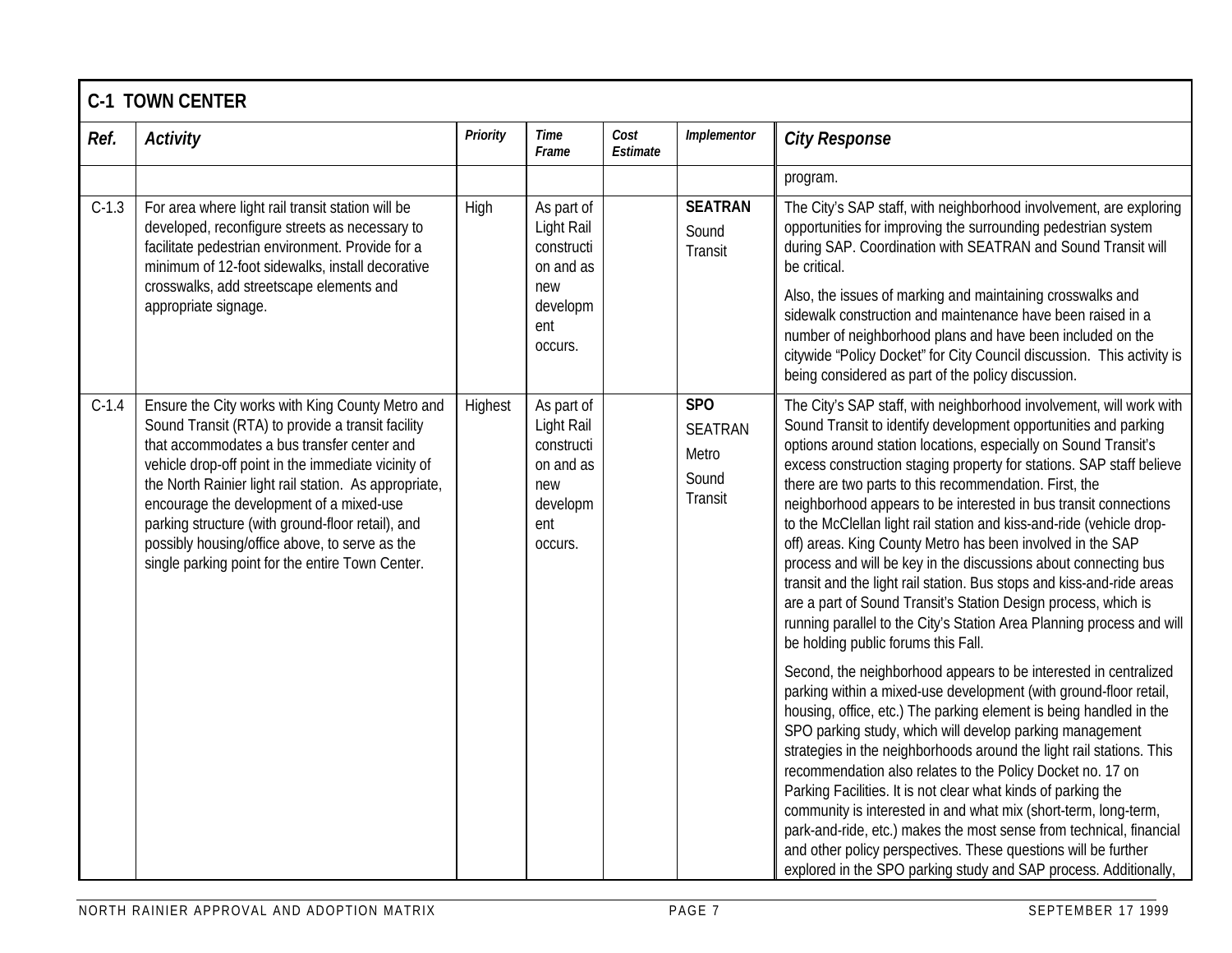## C-1 TOWN CENTER

| Ref. | Activity | Priority | Time Frame | Cost Estimate | Implementor | City Response |
|---|---|---|---|---|---|---|
| | | | | | | program. |
| C-1.3 | For area where light rail transit station will be developed, reconfigure streets as necessary to facilitate pedestrian environment. Provide for a minimum of 12-foot sidewalks, install decorative crosswalks, add streetscape elements and appropriate signage. | High | As part of Light Rail construction and as new development occurs. | | **SEATRAN** Sound Transit | The City's SAP staff, with neighborhood involvement, are exploring opportunities for improving the surrounding pedestrian system during SAP. Coordination with SEATRAN and Sound Transit will be critical. Also, the issues of marking and maintaining crosswalks and sidewalk construction and maintenance have been raised in a number of neighborhood plans and have been included on the citywide "Policy Docket" for City Council discussion. This activity is being considered as part of the policy discussion. |
| C-1.4 | Ensure the City works with King County Metro and Sound Transit (RTA) to provide a transit facility that accommodates a bus transfer center and vehicle drop-off point in the immediate vicinity of the North Rainier light rail station. As appropriate, encourage the development of a mixed-use parking structure (with ground-floor retail), and possibly housing/office above, to serve as the single parking point for the entire Town Center. | Highest | As part of Light Rail construction and as new development occurs. | | **SPO** SEATRAN Metro Sound Transit | The City's SAP staff, with neighborhood involvement, will work with Sound Transit to identify development opportunities and parking options around station locations, especially on Sound Transit's excess construction staging property for stations. SAP staff believe there are two parts to this recommendation. First, the neighborhood appears to be interested in bus transit connections to the McClellan light rail station and kiss-and-ride (vehicle drop-off) areas. King County Metro has been involved in the SAP process and will be key in the discussions about connecting bus transit and the light rail station. Bus stops and kiss-and-ride areas are a part of Sound Transit's Station Design process, which is running parallel to the City's Station Area Planning process and will be holding public forums this Fall. Second, the neighborhood appears to be interested in centralized parking within a mixed-use development (with ground-floor retail, housing, office, etc.) The parking element is being handled in the SPO parking study, which will develop parking management strategies in the neighborhoods around the light rail stations. This recommendation also relates to the Policy Docket no. 17 on Parking Facilities. It is not clear what kinds of parking the community is interested in and what mix (short-term, long-term, park-and-ride, etc.) makes the most sense from technical, financial and other policy perspectives. These questions will be further explored in the SPO parking study and SAP process. Additionally, |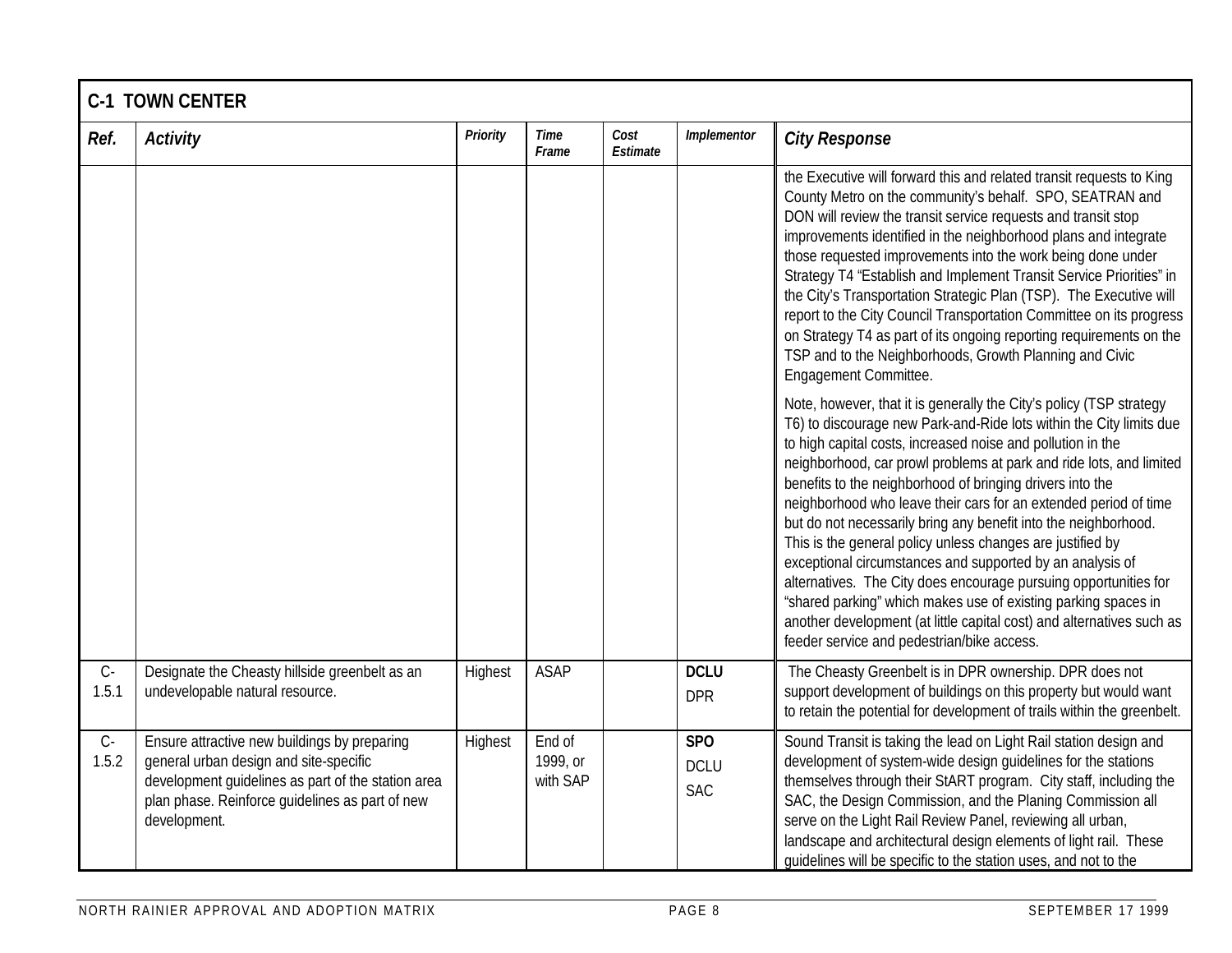| C-1 TOWN CENTER | | | | | | |
|---|---|---|---|---|---|---|
| ***Ref.*** | ***Activity*** | ***Priority*** | ***Time Frame*** | ***Cost Estimate*** | ***Implementor*** | ***City Response*** |
| | | | | | | the Executive will forward this and related transit requests to King County Metro on the community's behalf. SPO, SEATRAN and DON will review the transit service requests and transit stop improvements identified in the neighborhood plans and integrate those requested improvements into the work being done under Strategy T4 "Establish and Implement Transit Service Priorities" in the City's Transportation Strategic Plan (TSP). The Executive will report to the City Council Transportation Committee on its progress on Strategy T4 as part of its ongoing reporting requirements on the TSP and to the Neighborhoods, Growth Planning and Civic Engagement Committee.<br><br>Note, however, that it is generally the City's policy (TSP strategy T6) to discourage new Park-and-Ride lots within the City limits due to high capital costs, increased noise and pollution in the neighborhood, car prowl problems at park and ride lots, and limited benefits to the neighborhood of bringing drivers into the neighborhood who leave their cars for an extended period of time but do not necessarily bring any benefit into the neighborhood. This is the general policy unless changes are justified by exceptional circumstances and supported by an analysis of alternatives. The City does encourage pursuing opportunities for "shared parking" which makes use of existing parking spaces in another development (at little capital cost) and alternatives such as feeder service and pedestrian/bike access. |
| C-1.5.1 | Designate the Cheasty hillside greenbelt as an undevelopable natural resource. | Highest | ASAP | | **DCLU**<br>DPR | The Cheasty Greenbelt is in DPR ownership. DPR does not support development of buildings on this property but would want to retain the potential for development of trails within the greenbelt. |
| C-1.5.2 | Ensure attractive new buildings by preparing general urban design and site-specific development guidelines as part of the station area plan phase. Reinforce guidelines as part of new development. | Highest | End of 1999, or with SAP | | **SPO**<br>DCLU<br>SAC | Sound Transit is taking the lead on Light Rail station design and development of system-wide design guidelines for the stations themselves through their StART program. City staff, including the SAC, the Design Commission, and the Planing Commission all serve on the Light Rail Review Panel, reviewing all urban, landscape and architectural design elements of light rail. These guidelines will be specific to the station uses, and not to the |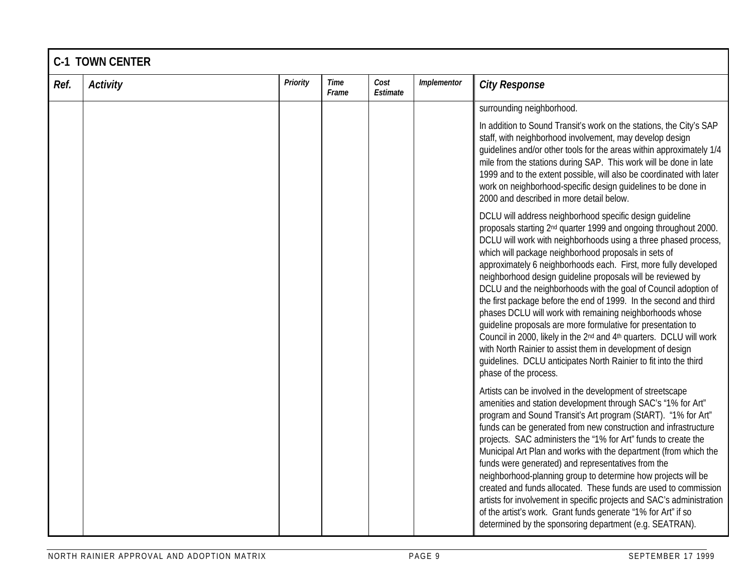| C-1 TOWN CENTER | | | | | | |
|---|---|---|---|---|---|---|
| ***Ref.*** | ***Activity*** | ***Priority*** | ***Time Frame*** | ***Cost Estimate*** | ***Implementor*** | ***City Response*** |
| | | | | | | surrounding neighborhood.<br><br>In addition to Sound Transit's work on the stations, the City's SAP staff, with neighborhood involvement, may develop design guidelines and/or other tools for the areas within approximately 1/4 mile from the stations during SAP. This work will be done in late 1999 and to the extent possible, will also be coordinated with later work on neighborhood-specific design guidelines to be done in 2000 and described in more detail below.<br><br>DCLU will address neighborhood specific design guideline proposals starting 2nd quarter 1999 and ongoing throughout 2000. DCLU will work with neighborhoods using a three phased process, which will package neighborhood proposals in sets of approximately 6 neighborhoods each. First, more fully developed neighborhood design guideline proposals will be reviewed by DCLU and the neighborhoods with the goal of Council adoption of the first package before the end of 1999. In the second and third phases DCLU will work with remaining neighborhoods whose guideline proposals are more formulative for presentation to Council in 2000, likely in the 2nd and 4th quarters. DCLU will work with North Rainier to assist them in development of design guidelines. DCLU anticipates North Rainier to fit into the third phase of the process.<br><br>Artists can be involved in the development of streetscape amenities and station development through SAC's "1% for Art" program and Sound Transit's Art program (StART). "1% for Art" funds can be generated from new construction and infrastructure projects. SAC administers the "1% for Art" funds to create the Municipal Art Plan and works with the department (from which the funds were generated) and representatives from the neighborhood-planning group to determine how projects will be created and funds allocated. These funds are used to commission artists for involvement in specific projects and SAC's administration of the artist's work. Grant funds generate "1% for Art" if so determined by the sponsoring department (e.g. SEATRAN). |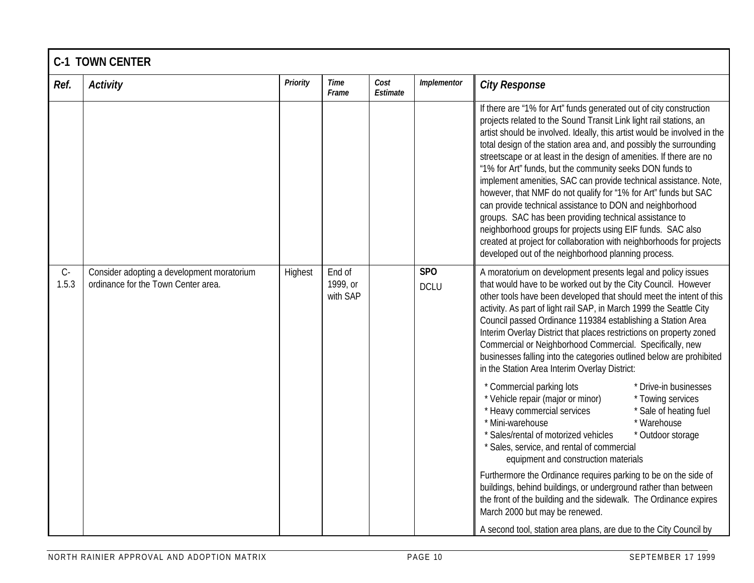| C-1 TOWN CENTER | | | | | | |
|---|---|---|---|---|---|---|
| ***Ref.*** | ***Activity*** | ***Priority*** | ***Time Frame*** | ***Cost Estimate*** | ***Implementor*** | ***City Response*** |
| | | | | | | If there are "1% for Art" funds generated out of city construction projects related to the Sound Transit Link light rail stations, an artist should be involved. Ideally, this artist would be involved in the total design of the station area and, and possibly the surrounding streetscape or at least in the design of amenities. If there are no "1% for Art" funds, but the community seeks DON funds to implement amenities, SAC can provide technical assistance. Note, however, that NMF do not qualify for "1% for Art" funds but SAC can provide technical assistance to DON and neighborhood groups. SAC has been providing technical assistance to neighborhood groups for projects using EIF funds. SAC also created at project for collaboration with neighborhoods for projects developed out of the neighborhood planning process. |
| C-1.5.3 | Consider adopting a development moratorium ordinance for the Town Center area. | Highest | End of 1999, or with SAP | | **SPO** DCLU | A moratorium on development presents legal and policy issues that would have to be worked out by the City Council. However other tools have been developed that should meet the intent of this activity. As part of light rail SAP, in March 1999 the Seattle City Council passed Ordinance 119384 establishing a Station Area Interim Overlay District that places restrictions on property zoned Commercial or Neighborhood Commercial. Specifically, new businesses falling into the categories outlined below are prohibited in the Station Area Interim Overlay District:<br><br>* Commercial parking lots<br>* Vehicle repair (major or minor)<br>* Heavy commercial services<br>* Mini-warehouse<br>* Sales/rental of motorized vehicles<br>* Sales, service, and rental of commercial equipment and construction materials<br>* Drive-in businesses<br>* Towing services<br>* Sale of heating fuel<br>* Warehouse<br>* Outdoor storage<br><br>Furthermore the Ordinance requires parking to be on the side of buildings, behind buildings, or underground rather than between the front of the building and the sidewalk. The Ordinance expires March 2000 but may be renewed.<br><br>A second tool, station area plans, are due to the City Council by |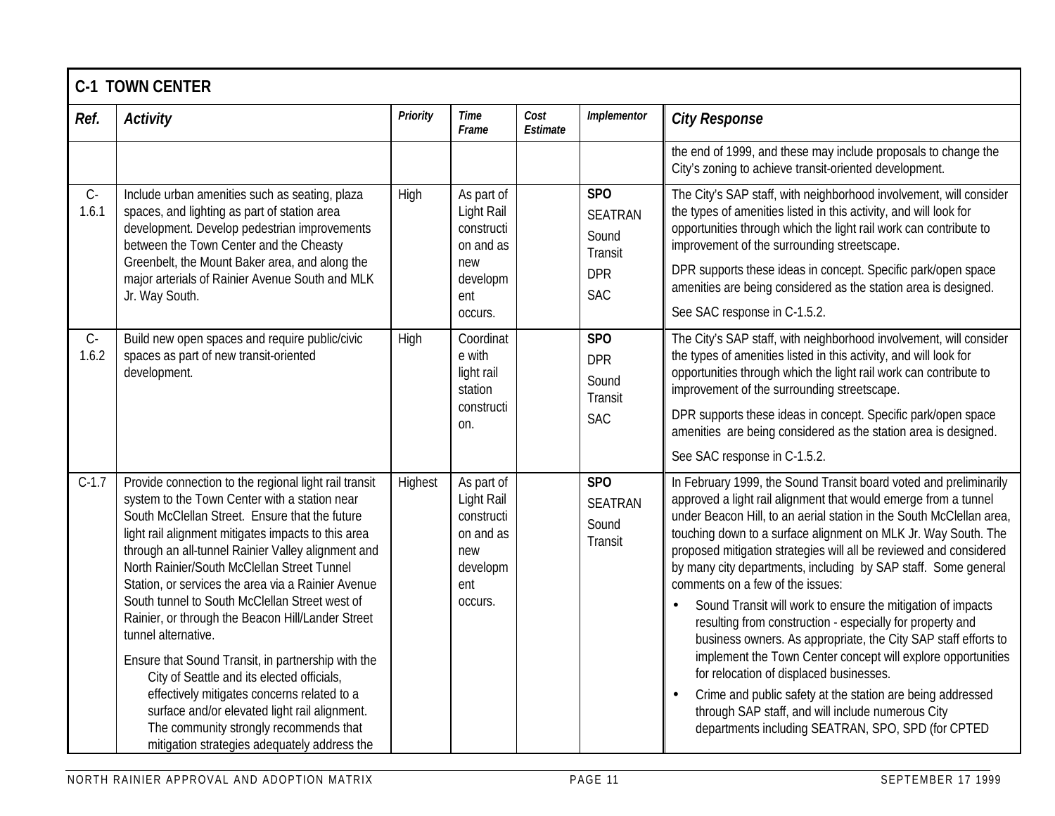## C-1 TOWN CENTER

| Ref. | Activity | Priority | Time Frame | Cost Estimate | Implementor | City Response |
|---|---|---|---|---|---|---|
| | | | | | | the end of 1999, and these may include proposals to change the City's zoning to achieve transit-oriented development. |
| C-1.6.1 | Include urban amenities such as seating, plaza spaces, and lighting as part of station area development. Develop pedestrian improvements between the Town Center and the Cheasty Greenbelt, the Mount Baker area, and along the major arterials of Rainier Avenue South and MLK Jr. Way South. | High | As part of Light Rail construction and as new development occurs. | | **SPO** SEATRAN Sound Transit DPR SAC | The City's SAP staff, with neighborhood involvement, will consider the types of amenities listed in this activity, and will look for opportunities through which the light rail work can contribute to improvement of the surrounding streetscape. DPR supports these ideas in concept. Specific park/open space amenities are being considered as the station area is designed. See SAC response in C-1.5.2. |
| C-1.6.2 | Build new open spaces and require public/civic spaces as part of new transit-oriented development. | High | Coordinate with light rail station construction. | | **SPO** DPR Sound Transit SAC | The City's SAP staff, with neighborhood involvement, will consider the types of amenities listed in this activity, and will look for opportunities through which the light rail work can contribute to improvement of the surrounding streetscape. DPR supports these ideas in concept. Specific park/open space amenities are being considered as the station area is designed. See SAC response in C-1.5.2. |
| C-1.7 | Provide connection to the regional light rail transit system to the Town Center with a station near South McClellan Street. Ensure that the future light rail alignment mitigates impacts to this area through an all-tunnel Rainier Valley alignment and North Rainier/South McClellan Street Tunnel Station, or services the area via a Rainier Avenue South tunnel to South McClellan Street west of Rainier, or through the Beacon Hill/Lander Street tunnel alternative. Ensure that Sound Transit, in partnership with the City of Seattle and its elected officials, effectively mitigates concerns related to a surface and/or elevated light rail alignment. The community strongly recommends that mitigation strategies adequately address the | Highest | As part of Light Rail construction and as new development occurs. | | **SPO** SEATRAN Sound Transit | In February 1999, the Sound Transit board voted and preliminarily approved a light rail alignment that would emerge from a tunnel under Beacon Hill, to an aerial station in the South McClellan area, touching down to a surface alignment on MLK Jr. Way South. The proposed mitigation strategies will all be reviewed and considered by many city departments, including by SAP staff. Some general comments on a few of the issues: • Sound Transit will work to ensure the mitigation of impacts resulting from construction - especially for property and business owners. As appropriate, the City SAP staff efforts to implement the Town Center concept will explore opportunities for relocation of displaced businesses. • Crime and public safety at the station are being addressed through SAP staff, and will include numerous City departments including SEATRAN, SPO, SPD (for CPTED |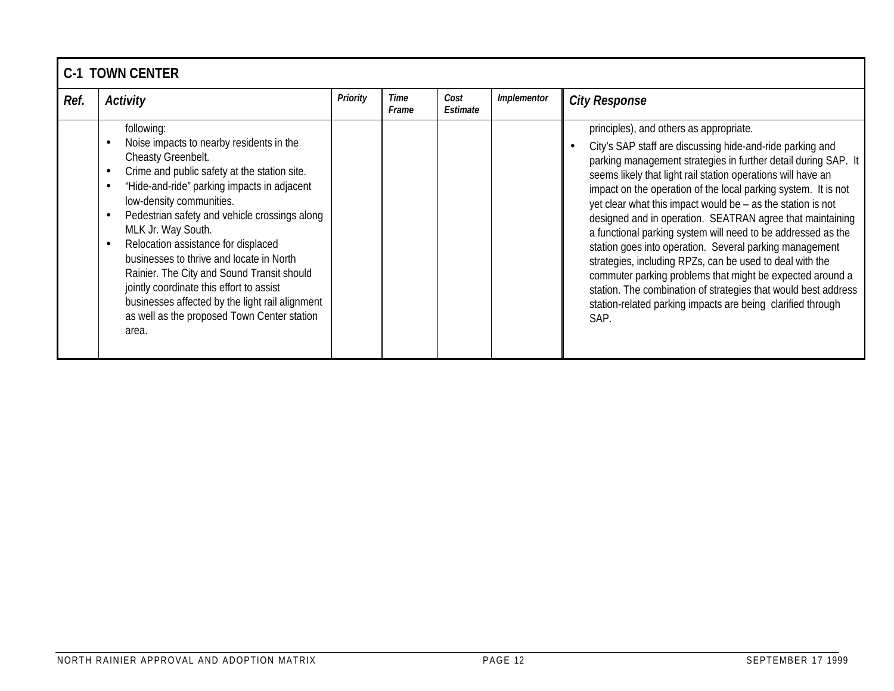| C-1 TOWN CENTER | | | | | | |
|---|---|---|---|---|---|---|
| **Ref.** | **Activity** | **Priority** | **Time Frame** | **Cost Estimate** | **Implementor** | **City Response** |
| | following:<br>• Noise impacts to nearby residents in the Cheasty Greenbelt.<br>• Crime and public safety at the station site.<br>• "Hide-and-ride" parking impacts in adjacent low-density communities.<br>• Pedestrian safety and vehicle crossings along MLK Jr. Way South.<br>• Relocation assistance for displaced businesses to thrive and locate in North Rainier. The City and Sound Transit should jointly coordinate this effort to assist businesses affected by the light rail alignment as well as the proposed Town Center station area. | | | | | principles), and others as appropriate.<br>• City's SAP staff are discussing hide-and-ride parking and parking management strategies in further detail during SAP. It seems likely that light rail station operations will have an impact on the operation of the local parking system. It is not yet clear what this impact would be – as the station is not designed and in operation. SEATRAN agree that maintaining a functional parking system will need to be addressed as the station goes into operation. Several parking management strategies, including RPZs, can be used to deal with the commuter parking problems that might be expected around a station. The combination of strategies that would best address station-related parking impacts are being clarified through SAP. |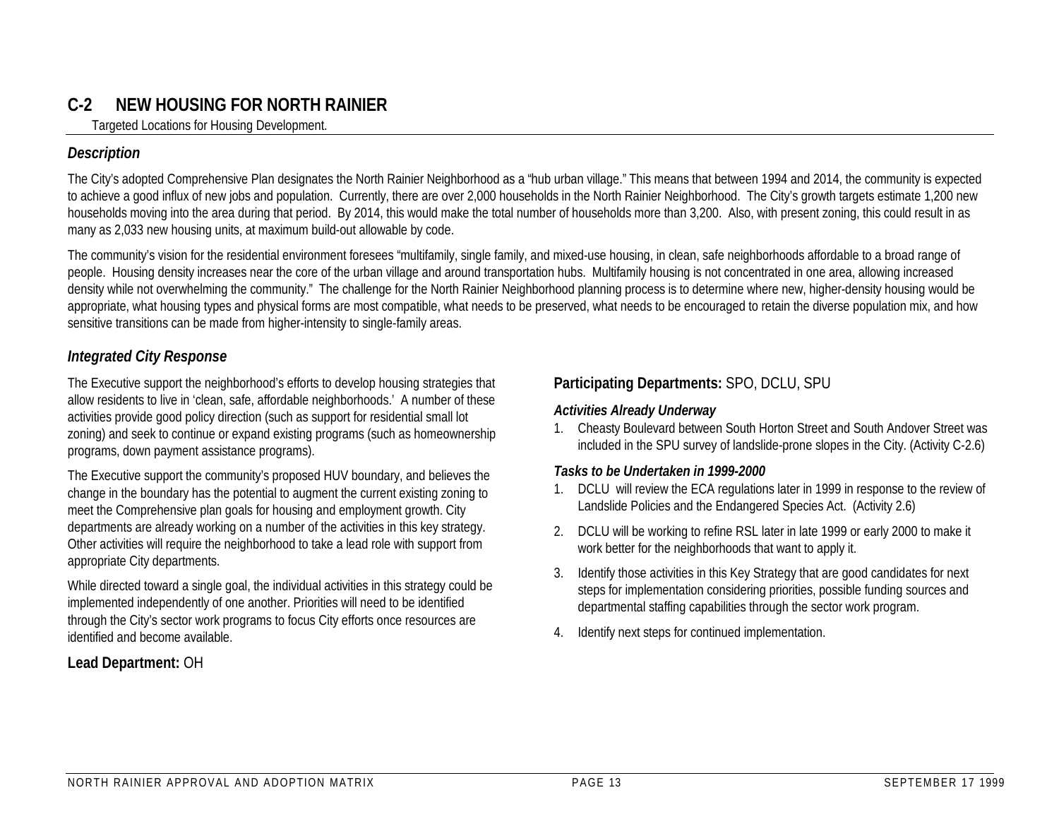## C-2 NEW HOUSING FOR NORTH RAINIER

Targeted Locations for Housing Development.

### *Description*

The City's adopted Comprehensive Plan designates the North Rainier Neighborhood as a "hub urban village." This means that between 1994 and 2014, the community is expected to achieve a good influx of new jobs and population. Currently, there are over 2,000 households in the North Rainier Neighborhood. The City's growth targets estimate 1,200 new households moving into the area during that period. By 2014, this would make the total number of households more than 3,200. Also, with present zoning, this could result in as many as 2,033 new housing units, at maximum build-out allowable by code.

The community's vision for the residential environment foresees "multifamily, single family, and mixed-use housing, in clean, safe neighborhoods affordable to a broad range of people. Housing density increases near the core of the urban village and around transportation hubs. Multifamily housing is not concentrated in one area, allowing increased density while not overwhelming the community." The challenge for the North Rainier Neighborhood planning process is to determine where new, higher-density housing would be appropriate, what housing types and physical forms are most compatible, what needs to be preserved, what needs to be encouraged to retain the diverse population mix, and how sensitive transitions can be made from higher-intensity to single-family areas.

### *Integrated City Response*

The Executive support the neighborhood's efforts to develop housing strategies that allow residents to live in 'clean, safe, affordable neighborhoods.' A number of these activities provide good policy direction (such as support for residential small lot zoning) and seek to continue or expand existing programs (such as homeownership programs, down payment assistance programs).

The Executive support the community's proposed HUV boundary, and believes the change in the boundary has the potential to augment the current existing zoning to meet the Comprehensive plan goals for housing and employment growth. City departments are already working on a number of the activities in this key strategy. Other activities will require the neighborhood to take a lead role with support from appropriate City departments.

While directed toward a single goal, the individual activities in this strategy could be implemented independently of one another. Priorities will need to be identified through the City's sector work programs to focus City efforts once resources are identified and become available.

**Lead Department:** OH

**Participating Departments:** SPO, DCLU, SPU

#### *Activities Already Underway*

1. Cheasty Boulevard between South Horton Street and South Andover Street was included in the SPU survey of landslide-prone slopes in the City. (Activity C-2.6)

#### *Tasks to be Undertaken in 1999-2000*

1. DCLU will review the ECA regulations later in 1999 in response to the review of Landslide Policies and the Endangered Species Act. (Activity 2.6)
2. DCLU will be working to refine RSL later in late 1999 or early 2000 to make it work better for the neighborhoods that want to apply it.
3. Identify those activities in this Key Strategy that are good candidates for next steps for implementation considering priorities, possible funding sources and departmental staffing capabilities through the sector work program.
4. Identify next steps for continued implementation.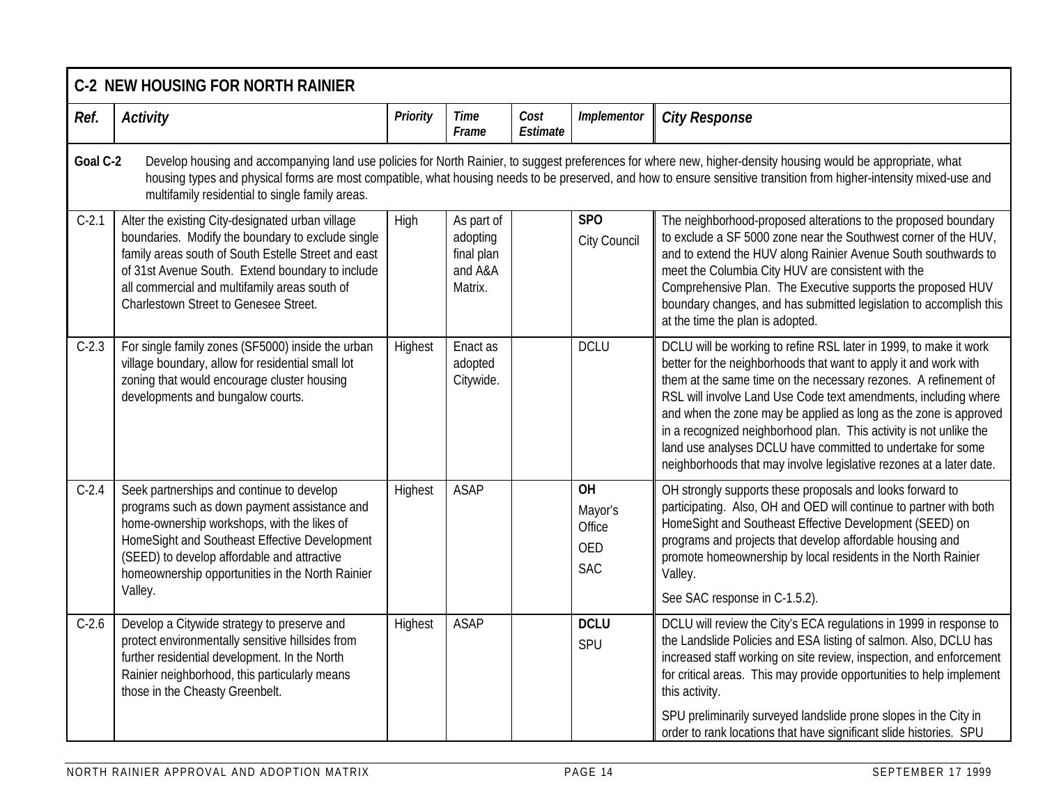| C-2 NEW HOUSING FOR NORTH RAINIER | | | | | | |
|---|---|---|---|---|---|---|
| ***Ref.*** | ***Activity*** | ***Priority*** | ***Time Frame*** | ***Cost Estimate*** | ***Implementor*** | ***City Response*** |
| **Goal C-2** | Develop housing and accompanying land use policies for North Rainier, to suggest preferences for where new, higher-density housing would be appropriate, what housing types and physical forms are most compatible, what housing needs to be preserved, and how to ensure sensitive transition from higher-intensity mixed-use and multifamily residential to single family areas. | | | | | |
| C-2.1 | Alter the existing City-designated urban village boundaries. Modify the boundary to exclude single family areas south of South Estelle Street and east of 31st Avenue South. Extend boundary to include all commercial and multifamily areas south of Charlestown Street to Genesee Street. | High | As part of adopting final plan and A&A Matrix. | | **SPO**<br>City Council | The neighborhood-proposed alterations to the proposed boundary to exclude a SF 5000 zone near the Southwest corner of the HUV, and to extend the HUV along Rainier Avenue South southwards to meet the Columbia City HUV are consistent with the Comprehensive Plan. The Executive supports the proposed HUV boundary changes, and has submitted legislation to accomplish this at the time the plan is adopted. |
| C-2.3 | For single family zones (SF5000) inside the urban village boundary, allow for residential small lot zoning that would encourage cluster housing developments and bungalow courts. | Highest | Enact as adopted Citywide. | | DCLU | DCLU will be working to refine RSL later in 1999, to make it work better for the neighborhoods that want to apply it and work with them at the same time on the necessary rezones. A refinement of RSL will involve Land Use Code text amendments, including where and when the zone may be applied as long as the zone is approved in a recognized neighborhood plan. This activity is not unlike the land use analyses DCLU have committed to undertake for some neighborhoods that may involve legislative rezones at a later date. |
| C-2.4 | Seek partnerships and continue to develop programs such as down payment assistance and home-ownership workshops, with the likes of HomeSight and Southeast Effective Development (SEED) to develop affordable and attractive homeownership opportunities in the North Rainier Valley. | Highest | ASAP | | **OH**<br>Mayor's Office<br>OED<br>SAC | OH strongly supports these proposals and looks forward to participating. Also, OH and OED will continue to partner with both HomeSight and Southeast Effective Development (SEED) on programs and projects that develop affordable housing and promote homeownership by local residents in the North Rainier Valley.<br>See SAC response in C-1.5.2). |
| C-2.6 | Develop a Citywide strategy to preserve and protect environmentally sensitive hillsides from further residential development. In the North Rainier neighborhood, this particularly means those in the Cheasty Greenbelt. | Highest | ASAP | | **DCLU**<br>SPU | DCLU will review the City's ECA regulations in 1999 in response to the Landslide Policies and ESA listing of salmon. Also, DCLU has increased staff working on site review, inspection, and enforcement for critical areas. This may provide opportunities to help implement this activity.<br>SPU preliminarily surveyed landslide prone slopes in the City in order to rank locations that have significant slide histories. SPU |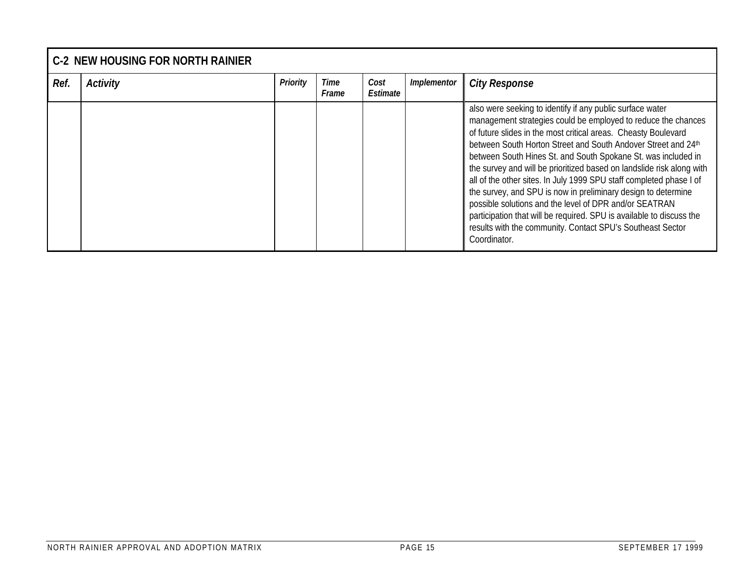| C-2 NEW HOUSING FOR NORTH RAINIER | | | | | | |
|---|---|---|---|---|---|---|
| ***Ref.*** | ***Activity*** | ***Priority*** | ***Time Frame*** | ***Cost Estimate*** | ***Implementor*** | ***City Response*** |
| | | | | | | also were seeking to identify if any public surface water management strategies could be employed to reduce the chances of future slides in the most critical areas. Cheasty Boulevard between South Horton Street and South Andover Street and 24th between South Hines St. and South Spokane St. was included in the survey and will be prioritized based on landslide risk along with all of the other sites. In July 1999 SPU staff completed phase I of the survey, and SPU is now in preliminary design to determine possible solutions and the level of DPR and/or SEATRAN participation that will be required. SPU is available to discuss the results with the community. Contact SPU's Southeast Sector Coordinator. |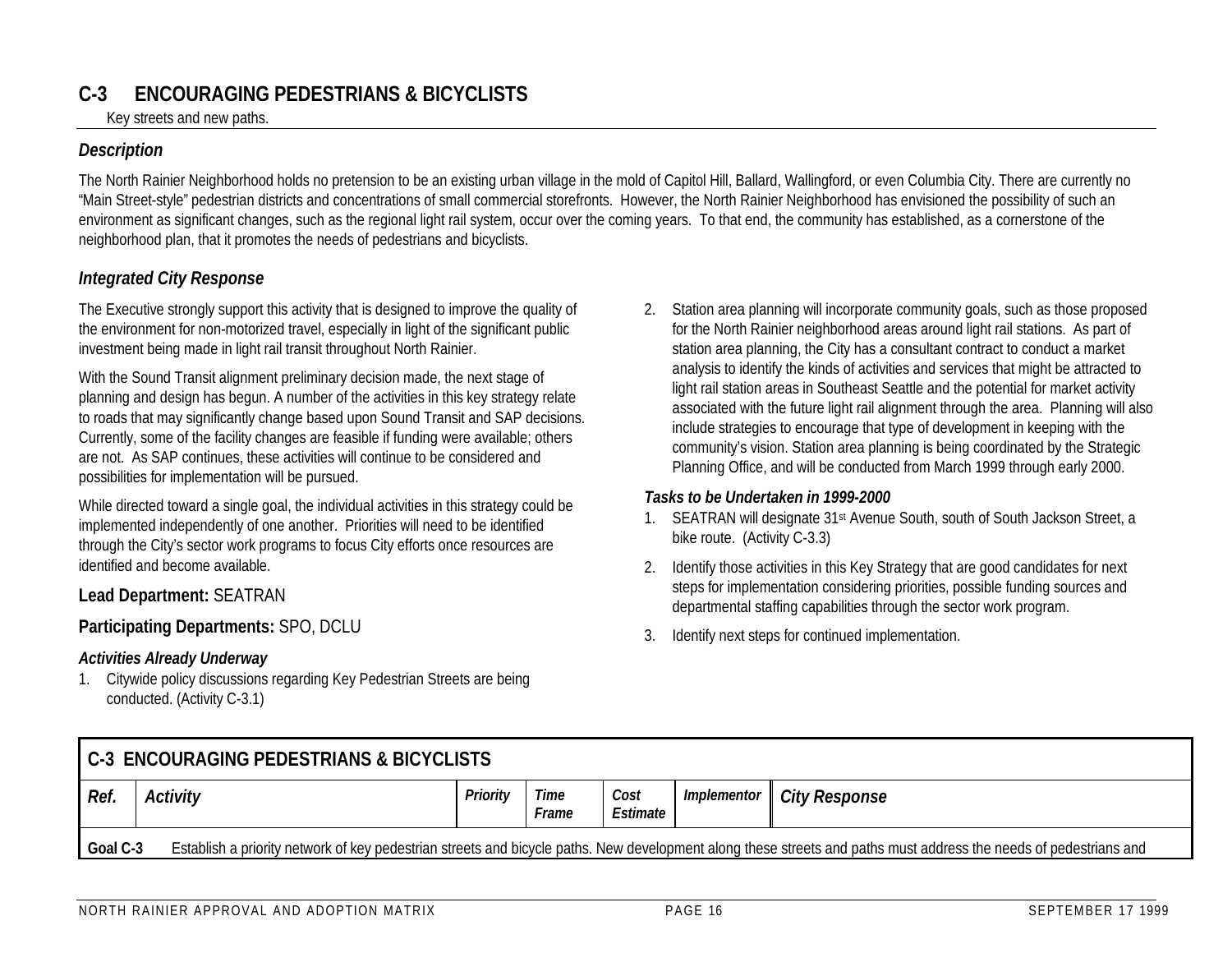## C-3 ENCOURAGING PEDESTRIANS & BICYCLISTS

Key streets and new paths.

### *Description*

The North Rainier Neighborhood holds no pretension to be an existing urban village in the mold of Capitol Hill, Ballard, Wallingford, or even Columbia City. There are currently no "Main Street-style" pedestrian districts and concentrations of small commercial storefronts. However, the North Rainier Neighborhood has envisioned the possibility of such an environment as significant changes, such as the regional light rail system, occur over the coming years. To that end, the community has established, as a cornerstone of the neighborhood plan, that it promotes the needs of pedestrians and bicyclists.

### *Integrated City Response*

The Executive strongly support this activity that is designed to improve the quality of the environment for non-motorized travel, especially in light of the significant public investment being made in light rail transit throughout North Rainier.

With the Sound Transit alignment preliminary decision made, the next stage of planning and design has begun. A number of the activities in this key strategy relate to roads that may significantly change based upon Sound Transit and SAP decisions. Currently, some of the facility changes are feasible if funding were available; others are not. As SAP continues, these activities will continue to be considered and possibilities for implementation will be pursued.

While directed toward a single goal, the individual activities in this strategy could be implemented independently of one another. Priorities will need to be identified through the City's sector work programs to focus City efforts once resources are identified and become available.

**Lead Department:** SEATRAN

**Participating Departments:** SPO, DCLU

#### *Activities Already Underway*

1. Citywide policy discussions regarding Key Pedestrian Streets are being conducted. (Activity C-3.1)
2. Station area planning will incorporate community goals, such as those proposed for the North Rainier neighborhood areas around light rail stations. As part of station area planning, the City has a consultant contract to conduct a market analysis to identify the kinds of activities and services that might be attracted to light rail station areas in Southeast Seattle and the potential for market activity associated with the future light rail alignment through the area. Planning will also include strategies to encourage that type of development in keeping with the community's vision. Station area planning is being coordinated by the Strategic Planning Office, and will be conducted from March 1999 through early 2000.

#### *Tasks to be Undertaken in 1999-2000*

1. SEATRAN will designate 31st Avenue South, south of South Jackson Street, a bike route. (Activity C-3.3)
2. Identify those activities in this Key Strategy that are good candidates for next steps for implementation considering priorities, possible funding sources and departmental staffing capabilities through the sector work program.
3. Identify next steps for continued implementation.

| C-3 ENCOURAGING PEDESTRIANS & BICYCLISTS | | | | | | |
|---|---|---|---|---|---|---|
| *Ref.* | *Activity* | *Priority* | *Time Frame* | *Cost Estimate* | *Implementor* | *City Response* |
| **Goal C-3** | Establish a priority network of key pedestrian streets and bicycle paths. New development along these streets and paths must address the needs of pedestrians and | | | | | |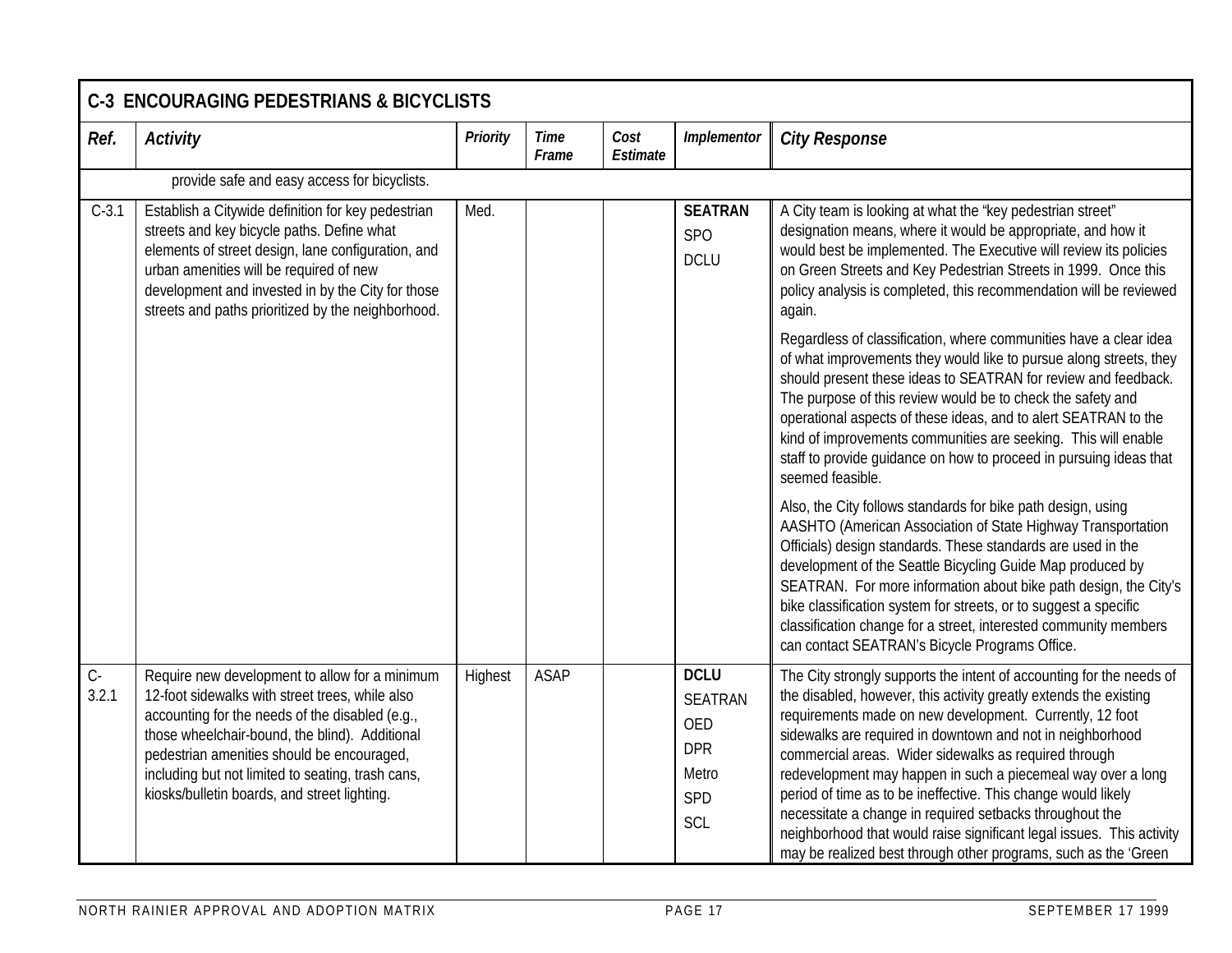| C-3 ENCOURAGING PEDESTRIANS & BICYCLISTS | | | | | | |
|---|---|---|---|---|---|---|
| ***Ref.*** | ***Activity*** | ***Priority*** | ***Time Frame*** | ***Cost Estimate*** | ***Implementor*** | ***City Response*** |
| | provide safe and easy access for bicyclists. | | | | | |
| C-3.1 | Establish a Citywide definition for key pedestrian streets and key bicycle paths. Define what elements of street design, lane configuration, and urban amenities will be required of new development and invested in by the City for those streets and paths prioritized by the neighborhood. | Med. | | | **SEATRAN** SPO DCLU | A City team is looking at what the "key pedestrian street" designation means, where it would be appropriate, and how it would best be implemented. The Executive will review its policies on Green Streets and Key Pedestrian Streets in 1999. Once this policy analysis is completed, this recommendation will be reviewed again. <br><br> Regardless of classification, where communities have a clear idea of what improvements they would like to pursue along streets, they should present these ideas to SEATRAN for review and feedback. The purpose of this review would be to check the safety and operational aspects of these ideas, and to alert SEATRAN to the kind of improvements communities are seeking. This will enable staff to provide guidance on how to proceed in pursuing ideas that seemed feasible. <br><br> Also, the City follows standards for bike path design, using AASHTO (American Association of State Highway Transportation Officials) design standards. These standards are used in the development of the Seattle Bicycling Guide Map produced by SEATRAN. For more information about bike path design, the City's bike classification system for streets, or to suggest a specific classification change for a street, interested community members can contact SEATRAN's Bicycle Programs Office. |
| C-3.2.1 | Require new development to allow for a minimum 12-foot sidewalks with street trees, while also accounting for the needs of the disabled (e.g., those wheelchair-bound, the blind). Additional pedestrian amenities should be encouraged, including but not limited to seating, trash cans, kiosks/bulletin boards, and street lighting. | Highest | ASAP | | **DCLU** SEATRAN OED DPR Metro SPD SCL | The City strongly supports the intent of accounting for the needs of the disabled, however, this activity greatly extends the existing requirements made on new development. Currently, 12 foot sidewalks are required in downtown and not in neighborhood commercial areas. Wider sidewalks as required through redevelopment may happen in such a piecemeal way over a long period of time as to be ineffective. This change would likely necessitate a change in required setbacks throughout the neighborhood that would raise significant legal issues. This activity may be realized best through other programs, such as the 'Green |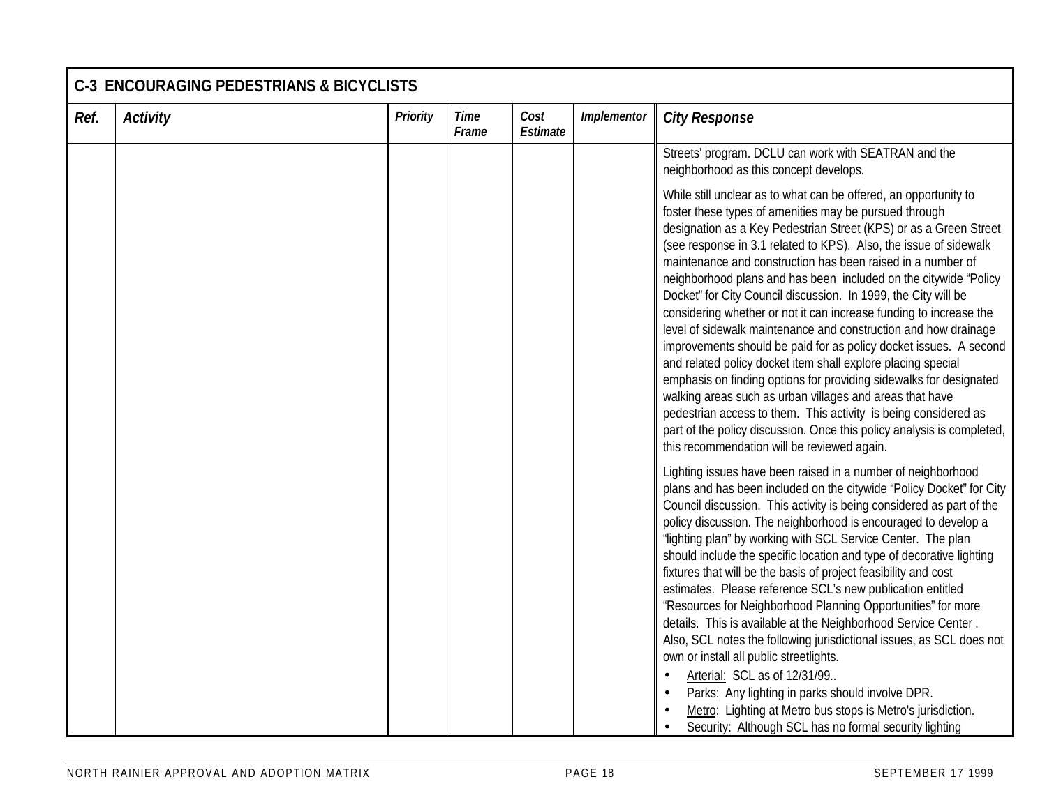| C-3 ENCOURAGING PEDESTRIANS & BICYCLISTS | | | | | | |
|---|---|---|---|---|---|---|
| *Ref.* | *Activity* | *Priority* | *Time Frame* | *Cost Estimate* | *Implementor* | *City Response* |
| | | | | | | Streets' program. DCLU can work with SEATRAN and the neighborhood as this concept develops.<br><br>While still unclear as to what can be offered, an opportunity to foster these types of amenities may be pursued through designation as a Key Pedestrian Street (KPS) or as a Green Street (see response in 3.1 related to KPS). Also, the issue of sidewalk maintenance and construction has been raised in a number of neighborhood plans and has been included on the citywide "Policy Docket" for City Council discussion. In 1999, the City will be considering whether or not it can increase funding to increase the level of sidewalk maintenance and construction and how drainage improvements should be paid for as policy docket issues. A second and related policy docket item shall explore placing special emphasis on finding options for providing sidewalks for designated walking areas such as urban villages and areas that have pedestrian access to them. This activity is being considered as part of the policy discussion. Once this policy analysis is completed, this recommendation will be reviewed again.<br><br>Lighting issues have been raised in a number of neighborhood plans and has been included on the citywide "Policy Docket" for City Council discussion. This activity is being considered as part of the policy discussion. The neighborhood is encouraged to develop a "lighting plan" by working with SCL Service Center. The plan should include the specific location and type of decorative lighting fixtures that will be the basis of project feasibility and cost estimates. Please reference SCL's new publication entitled "Resources for Neighborhood Planning Opportunities" for more details. This is available at the Neighborhood Service Center . Also, SCL notes the following jurisdictional issues, as SCL does not own or install all public streetlights.<br>• Arterial: SCL as of 12/31/99..<br>• Parks: Any lighting in parks should involve DPR.<br>• Metro: Lighting at Metro bus stops is Metro's jurisdiction.<br>• Security: Although SCL has no formal security lighting |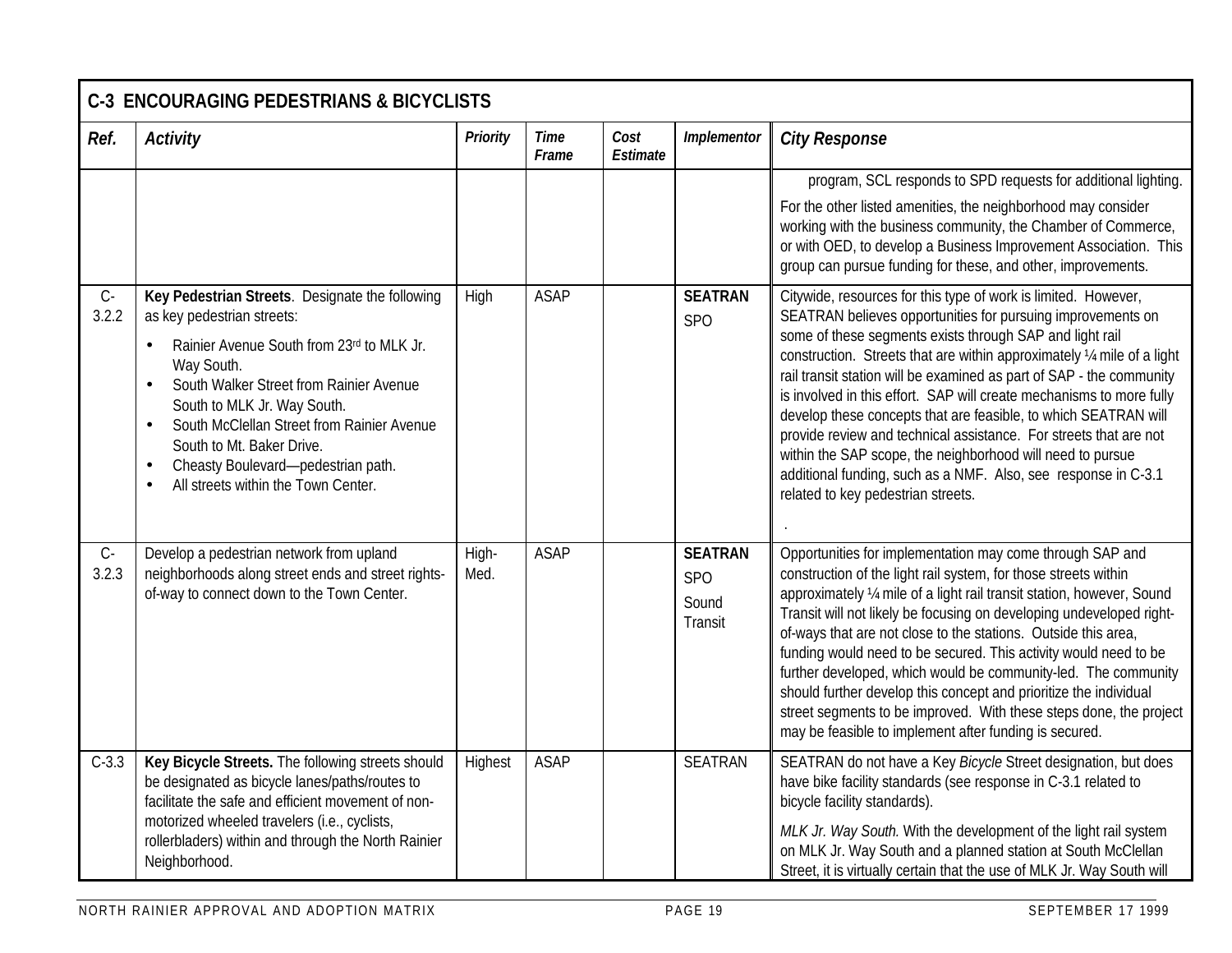| C-3 ENCOURAGING PEDESTRIANS & BICYCLISTS | | | | | | |
|---|---|---|---|---|---|---|
| ***Ref.*** | ***Activity*** | ***Priority*** | ***Time Frame*** | ***Cost Estimate*** | ***Implementor*** | ***City Response*** |
| | | | | | | program, SCL responds to SPD requests for additional lighting.<br><br>For the other listed amenities, the neighborhood may consider working with the business community, the Chamber of Commerce, or with OED, to develop a Business Improvement Association. This group can pursue funding for these, and other, improvements. |
| C-3.2.2 | **Key Pedestrian Streets**. Designate the following as key pedestrian streets:<br>• Rainier Avenue South from 23rd to MLK Jr. Way South.<br>• South Walker Street from Rainier Avenue South to MLK Jr. Way South.<br>• South McClellan Street from Rainier Avenue South to Mt. Baker Drive.<br>• Cheasty Boulevard—pedestrian path.<br>• All streets within the Town Center. | High | ASAP | | **SEATRAN**<br>SPO | Citywide, resources for this type of work is limited. However, SEATRAN believes opportunities for pursuing improvements on some of these segments exists through SAP and light rail construction. Streets that are within approximately ¼ mile of a light rail transit station will be examined as part of SAP - the community is involved in this effort. SAP will create mechanisms to more fully develop these concepts that are feasible, to which SEATRAN will provide review and technical assistance. For streets that are not within the SAP scope, the neighborhood will need to pursue additional funding, such as a NMF. Also, see response in C-3.1 related to key pedestrian streets.<br><br>. |
| C-3.2.3 | Develop a pedestrian network from upland neighborhoods along street ends and street rights-of-way to connect down to the Town Center. | High-Med. | ASAP | | **SEATRAN**<br>SPO<br>Sound Transit | Opportunities for implementation may come through SAP and construction of the light rail system, for those streets within approximately ¼ mile of a light rail transit station, however, Sound Transit will not likely be focusing on developing undeveloped right-of-ways that are not close to the stations. Outside this area, funding would need to be secured. This activity would need to be further developed, which would be community-led. The community should further develop this concept and prioritize the individual street segments to be improved. With these steps done, the project may be feasible to implement after funding is secured. |
| C-3.3 | **Key Bicycle Streets.** The following streets should be designated as bicycle lanes/paths/routes to facilitate the safe and efficient movement of non-motorized wheeled travelers (i.e., cyclists, rollerbladers) within and through the North Rainier Neighborhood. | Highest | ASAP | | SEATRAN | SEATRAN do not have a Key *Bicycle* Street designation, but does have bike facility standards (see response in C-3.1 related to bicycle facility standards).<br><br>*MLK Jr. Way South.* With the development of the light rail system on MLK Jr. Way South and a planned station at South McClellan Street, it is virtually certain that the use of MLK Jr. Way South will |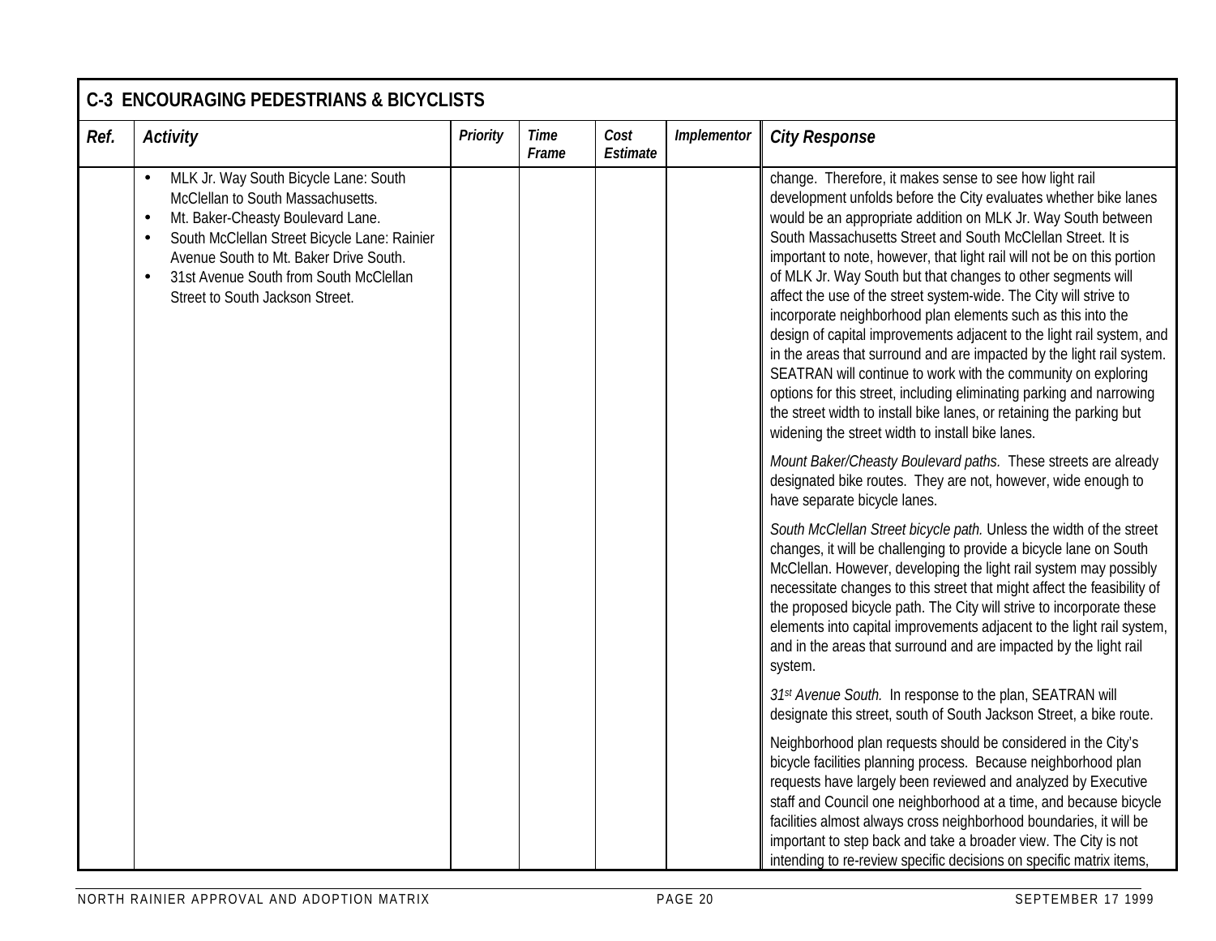| C-3 ENCOURAGING PEDESTRIANS & BICYCLISTS | | | | | | |
|---|---|---|---|---|---|---|
| ***Ref.*** | ***Activity*** | ***Priority*** | ***Time Frame*** | ***Cost Estimate*** | ***Implementor*** | ***City Response*** |
| | • MLK Jr. Way South Bicycle Lane: South McClellan to South Massachusetts.<br>• Mt. Baker-Cheasty Boulevard Lane.<br>• South McClellan Street Bicycle Lane: Rainier Avenue South to Mt. Baker Drive South.<br>• 31st Avenue South from South McClellan Street to South Jackson Street. | | | | | change. Therefore, it makes sense to see how light rail development unfolds before the City evaluates whether bike lanes would be an appropriate addition on MLK Jr. Way South between South Massachusetts Street and South McClellan Street. It is important to note, however, that light rail will not be on this portion of MLK Jr. Way South but that changes to other segments will affect the use of the street system-wide. The City will strive to incorporate neighborhood plan elements such as this into the design of capital improvements adjacent to the light rail system, and in the areas that surround and are impacted by the light rail system. SEATRAN will continue to work with the community on exploring options for this street, including eliminating parking and narrowing the street width to install bike lanes, or retaining the parking but widening the street width to install bike lanes.<br><br>*Mount Baker/Cheasty Boulevard paths.* These streets are already designated bike routes. They are not, however, wide enough to have separate bicycle lanes.<br><br>*South McClellan Street bicycle path.* Unless the width of the street changes, it will be challenging to provide a bicycle lane on South McClellan. However, developing the light rail system may possibly necessitate changes to this street that might affect the feasibility of the proposed bicycle path. The City will strive to incorporate these elements into capital improvements adjacent to the light rail system, and in the areas that surround and are impacted by the light rail system.<br><br>*31st Avenue South.* In response to the plan, SEATRAN will designate this street, south of South Jackson Street, a bike route.<br><br>Neighborhood plan requests should be considered in the City's bicycle facilities planning process. Because neighborhood plan requests have largely been reviewed and analyzed by Executive staff and Council one neighborhood at a time, and because bicycle facilities almost always cross neighborhood boundaries, it will be important to step back and take a broader view. The City is not intending to re-review specific decisions on specific matrix items, |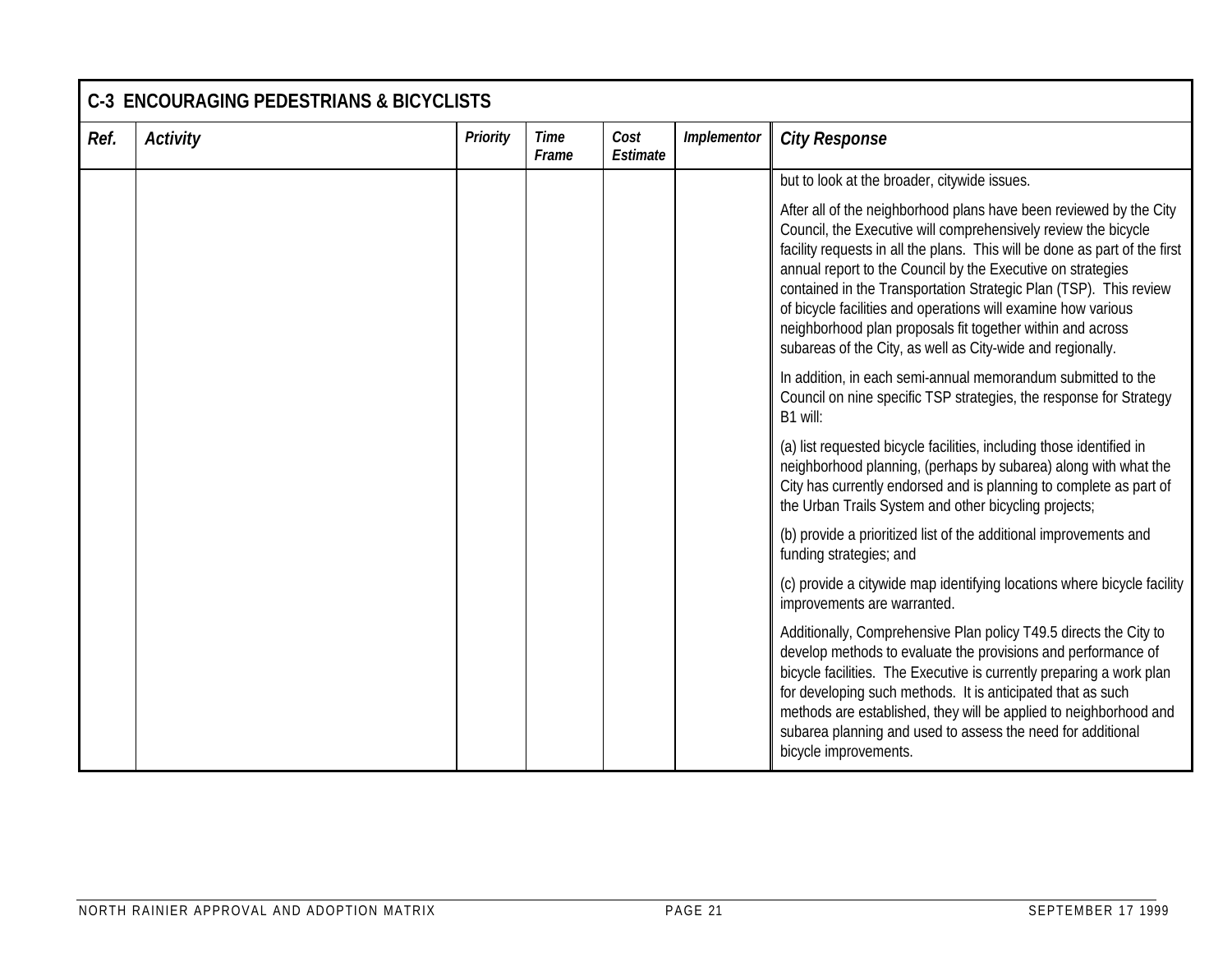| C-3 ENCOURAGING PEDESTRIANS & BICYCLISTS | | | | | | |
|---|---|---|---|---|---|---|
| ***Ref.*** | ***Activity*** | ***Priority*** | ***Time Frame*** | ***Cost Estimate*** | ***Implementor*** | ***City Response*** |
| | | | | | | but to look at the broader, citywide issues.<br><br>After all of the neighborhood plans have been reviewed by the City Council, the Executive will comprehensively review the bicycle facility requests in all the plans. This will be done as part of the first annual report to the Council by the Executive on strategies contained in the Transportation Strategic Plan (TSP). This review of bicycle facilities and operations will examine how various neighborhood plan proposals fit together within and across subareas of the City, as well as City-wide and regionally.<br><br>In addition, in each semi-annual memorandum submitted to the Council on nine specific TSP strategies, the response for Strategy B1 will:<br><br>(a) list requested bicycle facilities, including those identified in neighborhood planning, (perhaps by subarea) along with what the City has currently endorsed and is planning to complete as part of the Urban Trails System and other bicycling projects;<br><br>(b) provide a prioritized list of the additional improvements and funding strategies; and<br><br>(c) provide a citywide map identifying locations where bicycle facility improvements are warranted.<br><br>Additionally, Comprehensive Plan policy T49.5 directs the City to develop methods to evaluate the provisions and performance of bicycle facilities. The Executive is currently preparing a work plan for developing such methods. It is anticipated that as such methods are established, they will be applied to neighborhood and subarea planning and used to assess the need for additional bicycle improvements. |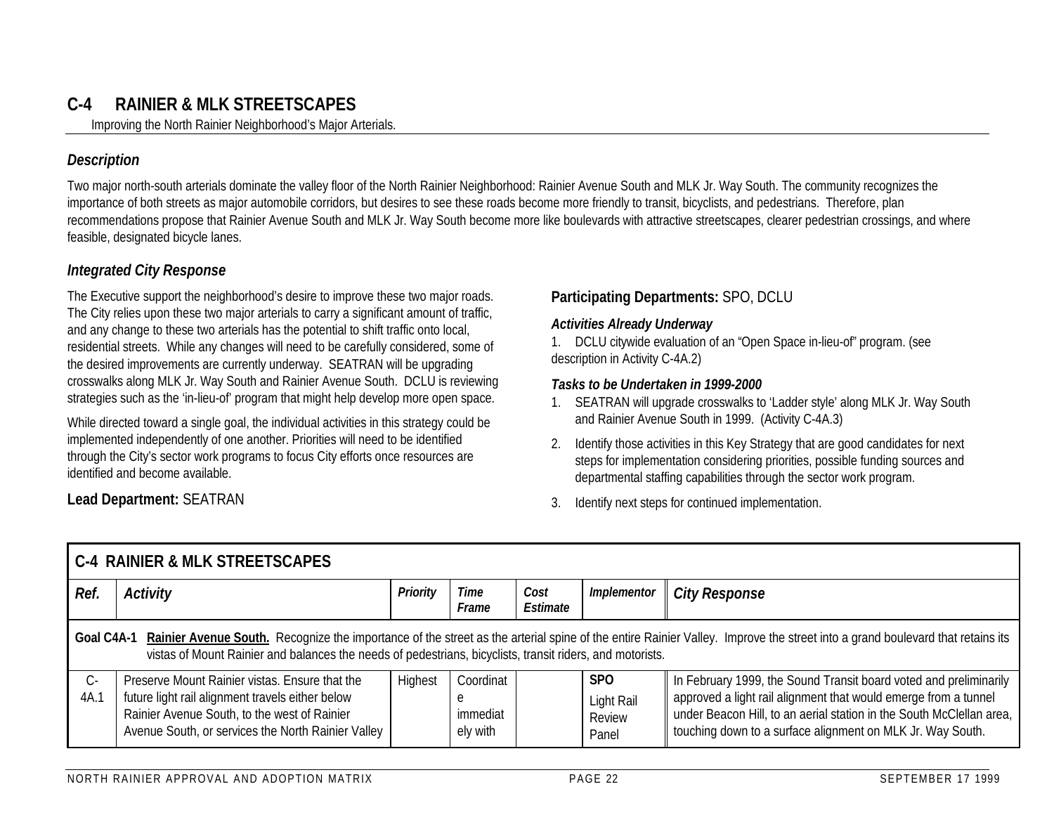## C-4 RAINIER & MLK STREETSCAPES

Improving the North Rainier Neighborhood's Major Arterials.

### *Description*

Two major north-south arterials dominate the valley floor of the North Rainier Neighborhood: Rainier Avenue South and MLK Jr. Way South. The community recognizes the importance of both streets as major automobile corridors, but desires to see these roads become more friendly to transit, bicyclists, and pedestrians. Therefore, plan recommendations propose that Rainier Avenue South and MLK Jr. Way South become more like boulevards with attractive streetscapes, clearer pedestrian crossings, and where feasible, designated bicycle lanes.

### *Integrated City Response*

The Executive support the neighborhood's desire to improve these two major roads. The City relies upon these two major arterials to carry a significant amount of traffic, and any change to these two arterials has the potential to shift traffic onto local, residential streets. While any changes will need to be carefully considered, some of the desired improvements are currently underway. SEATRAN will be upgrading crosswalks along MLK Jr. Way South and Rainier Avenue South. DCLU is reviewing strategies such as the 'in-lieu-of' program that might help develop more open space.

While directed toward a single goal, the individual activities in this strategy could be implemented independently of one another. Priorities will need to be identified through the City's sector work programs to focus City efforts once resources are identified and become available.

**Lead Department:** SEATRAN

**Participating Departments:** SPO, DCLU

***Activities Already Underway***

1. DCLU citywide evaluation of an "Open Space in-lieu-of" program. (see description in Activity C-4A.2)

***Tasks to be Undertaken in 1999-2000***

1. SEATRAN will upgrade crosswalks to 'Ladder style' along MLK Jr. Way South and Rainier Avenue South in 1999. (Activity C-4A.3)
2. Identify those activities in this Key Strategy that are good candidates for next steps for implementation considering priorities, possible funding sources and departmental staffing capabilities through the sector work program.
3. Identify next steps for continued implementation.

| C-4 RAINIER & MLK STREETSCAPES | | | | | | |
|---|---|---|---|---|---|---|
| ***Ref.*** | ***Activity*** | ***Priority*** | ***Time Frame*** | ***Cost Estimate*** | ***Implementor*** | ***City Response*** |
| **Goal C4A-1** **Rainier Avenue South.** Recognize the importance of the street as the arterial spine of the entire Rainier Valley. Improve the street into a grand boulevard that retains its vistas of Mount Rainier and balances the needs of pedestrians, bicyclists, transit riders, and motorists. | | | | | | |
| C-4A.1 | Preserve Mount Rainier vistas. Ensure that the future light rail alignment travels either below Rainier Avenue South, to the west of Rainier Avenue South, or services the North Rainier Valley | Highest | Coordinate immediately with | | **SPO** Light Rail Review Panel | In February 1999, the Sound Transit board voted and preliminarily approved a light rail alignment that would emerge from a tunnel under Beacon Hill, to an aerial station in the South McClellan area, touching down to a surface alignment on MLK Jr. Way South. |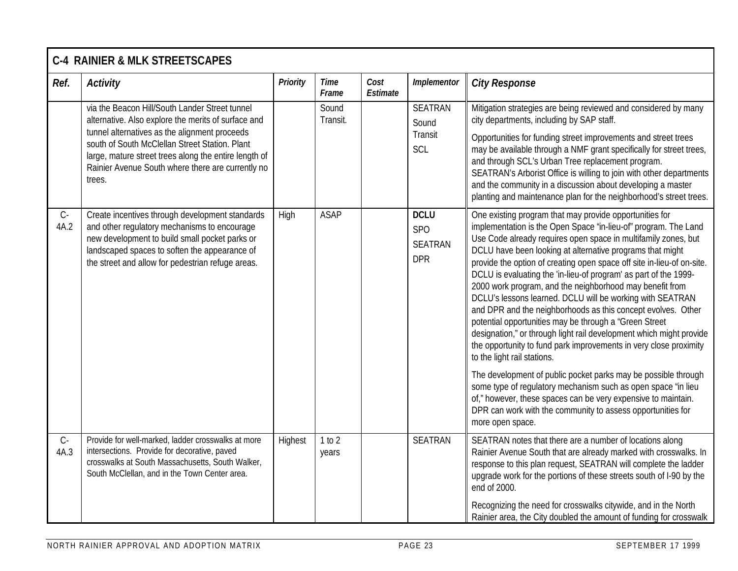| C-4 RAINIER & MLK STREETSCAPES | | | | | | |
|---|---|---|---|---|---|---|
| ***Ref.*** | ***Activity*** | ***Priority*** | ***Time Frame*** | ***Cost Estimate*** | ***Implementor*** | ***City Response*** |
| | via the Beacon Hill/South Lander Street tunnel alternative. Also explore the merits of surface and tunnel alternatives as the alignment proceeds south of South McClellan Street Station. Plant large, mature street trees along the entire length of Rainier Avenue South where there are currently no trees. | | Sound Transit. | | SEATRAN<br>Sound Transit<br>SCL | Mitigation strategies are being reviewed and considered by many city departments, including by SAP staff.<br><br>Opportunities for funding street improvements and street trees may be available through a NMF grant specifically for street trees, and through SCL's Urban Tree replacement program. SEATRAN's Arborist Office is willing to join with other departments and the community in a discussion about developing a master planting and maintenance plan for the neighborhood's street trees. |
| C-4A.2 | Create incentives through development standards and other regulatory mechanisms to encourage new development to build small pocket parks or landscaped spaces to soften the appearance of the street and allow for pedestrian refuge areas. | High | ASAP | | **DCLU**<br>SPO<br>SEATRAN<br>DPR | One existing program that may provide opportunities for implementation is the Open Space "in-lieu-of" program. The Land Use Code already requires open space in multifamily zones, but DCLU have been looking at alternative programs that might provide the option of creating open space off site in-lieu-of on-site. DCLU is evaluating the 'in-lieu-of program' as part of the 1999-2000 work program, and the neighborhood may benefit from DCLU's lessons learned. DCLU will be working with SEATRAN and DPR and the neighborhoods as this concept evolves. Other potential opportunities may be through a "Green Street designation," or through light rail development which might provide the opportunity to fund park improvements in very close proximity to the light rail stations.<br><br>The development of public pocket parks may be possible through some type of regulatory mechanism such as open space "in lieu of," however, these spaces can be very expensive to maintain. DPR can work with the community to assess opportunities for more open space. |
| C-4A.3 | Provide for well-marked, ladder crosswalks at more intersections. Provide for decorative, paved crosswalks at South Massachusetts, South Walker, South McClellan, and in the Town Center area. | Highest | 1 to 2 years | | SEATRAN | SEATRAN notes that there are a number of locations along Rainier Avenue South that are already marked with crosswalks. In response to this plan request, SEATRAN will complete the ladder upgrade work for the portions of these streets south of I-90 by the end of 2000.<br><br>Recognizing the need for crosswalks citywide, and in the North Rainier area, the City doubled the amount of funding for crosswalk |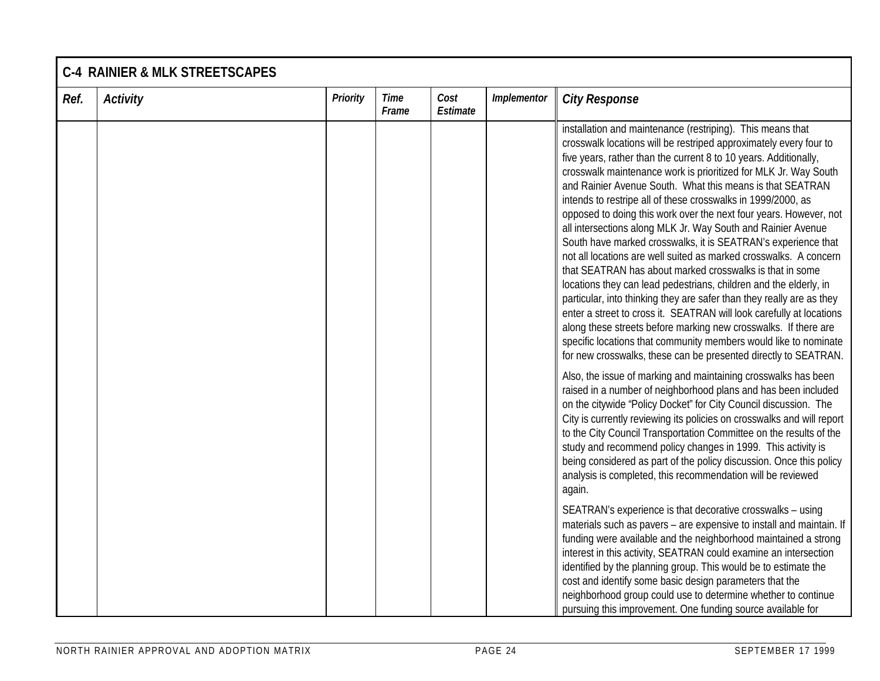| C-4 RAINIER & MLK STREETSCAPES | | | | | | |
|---|---|---|---|---|---|---|
| ***Ref.*** | ***Activity*** | ***Priority*** | ***Time Frame*** | ***Cost Estimate*** | ***Implementor*** | ***City Response*** |
| | | | | | | installation and maintenance (restriping). This means that crosswalk locations will be restriped approximately every four to five years, rather than the current 8 to 10 years. Additionally, crosswalk maintenance work is prioritized for MLK Jr. Way South and Rainier Avenue South. What this means is that SEATRAN intends to restripe all of these crosswalks in 1999/2000, as opposed to doing this work over the next four years. However, not all intersections along MLK Jr. Way South and Rainier Avenue South have marked crosswalks, it is SEATRAN's experience that not all locations are well suited as marked crosswalks. A concern that SEATRAN has about marked crosswalks is that in some locations they can lead pedestrians, children and the elderly, in particular, into thinking they are safer than they really are as they enter a street to cross it. SEATRAN will look carefully at locations along these streets before marking new crosswalks. If there are specific locations that community members would like to nominate for new crosswalks, these can be presented directly to SEATRAN.<br><br>Also, the issue of marking and maintaining crosswalks has been raised in a number of neighborhood plans and has been included on the citywide "Policy Docket" for City Council discussion. The City is currently reviewing its policies on crosswalks and will report to the City Council Transportation Committee on the results of the study and recommend policy changes in 1999. This activity is being considered as part of the policy discussion. Once this policy analysis is completed, this recommendation will be reviewed again.<br><br>SEATRAN's experience is that decorative crosswalks – using materials such as pavers – are expensive to install and maintain. If funding were available and the neighborhood maintained a strong interest in this activity, SEATRAN could examine an intersection identified by the planning group. This would be to estimate the cost and identify some basic design parameters that the neighborhood group could use to determine whether to continue pursuing this improvement. One funding source available for |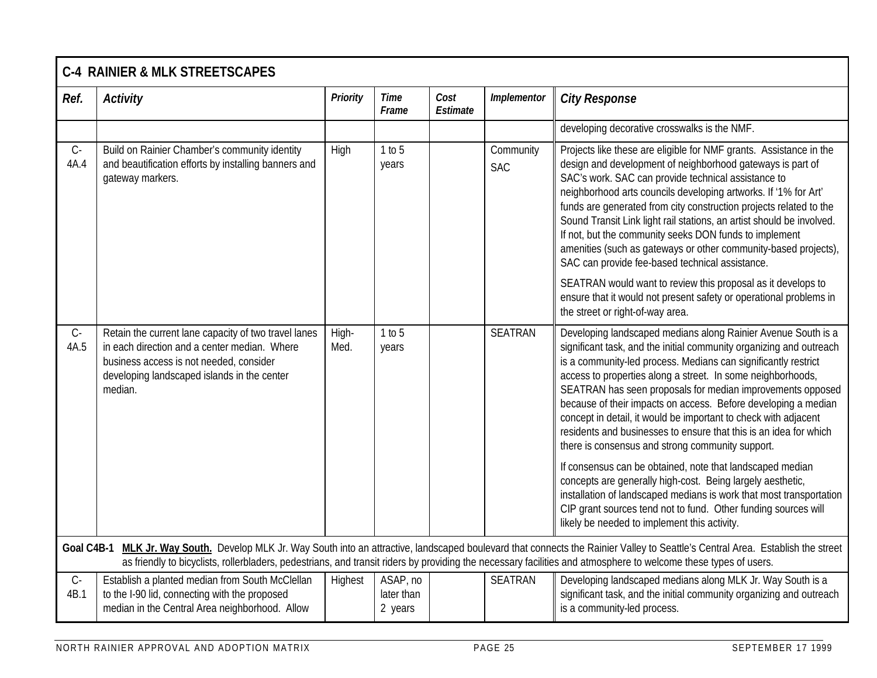## C-4 RAINIER & MLK STREETSCAPES

| Ref. | Activity | Priority | Time Frame | Cost Estimate | Implementor | City Response |
|---|---|---|---|---|---|---|
| | | | | | | developing decorative crosswalks is the NMF. |
| C-4A.4 | Build on Rainier Chamber's community identity and beautification efforts by installing banners and gateway markers. | High | 1 to 5 years | | Community SAC | Projects like these are eligible for NMF grants. Assistance in the design and development of neighborhood gateways is part of SAC's work. SAC can provide technical assistance to neighborhood arts councils developing artworks. If '1% for Art' funds are generated from city construction projects related to the Sound Transit Link light rail stations, an artist should be involved. If not, but the community seeks DON funds to implement amenities (such as gateways or other community-based projects), SAC can provide fee-based technical assistance.<br><br>SEATRAN would want to review this proposal as it develops to ensure that it would not present safety or operational problems in the street or right-of-way area. |
| C-4A.5 | Retain the current lane capacity of two travel lanes in each direction and a center median. Where business access is not needed, consider developing landscaped islands in the center median. | High-Med. | 1 to 5 years | | SEATRAN | Developing landscaped medians along Rainier Avenue South is a significant task, and the initial community organizing and outreach is a community-led process. Medians can significantly restrict access to properties along a street. In some neighborhoods, SEATRAN has seen proposals for median improvements opposed because of their impacts on access. Before developing a median concept in detail, it would be important to check with adjacent residents and businesses to ensure that this is an idea for which there is consensus and strong community support.<br><br>If consensus can be obtained, note that landscaped median concepts are generally high-cost. Being largely aesthetic, installation of landscaped medians is work that most transportation CIP grant sources tend not to fund. Other funding sources will likely be needed to implement this activity. |
| **Goal C4B-1** | **MLK Jr. Way South.** Develop MLK Jr. Way South into an attractive, landscaped boulevard that connects the Rainier Valley to Seattle's Central Area. Establish the street as friendly to bicyclists, rollerbladers, pedestrians, and transit riders by providing the necessary facilities and atmosphere to welcome these types of users. | | | | | |
| C-4B.1 | Establish a planted median from South McClellan to the I-90 lid, connecting with the proposed median in the Central Area neighborhood. Allow | Highest | ASAP, no later than 2 years | | SEATRAN | Developing landscaped medians along MLK Jr. Way South is a significant task, and the initial community organizing and outreach is a community-led process. |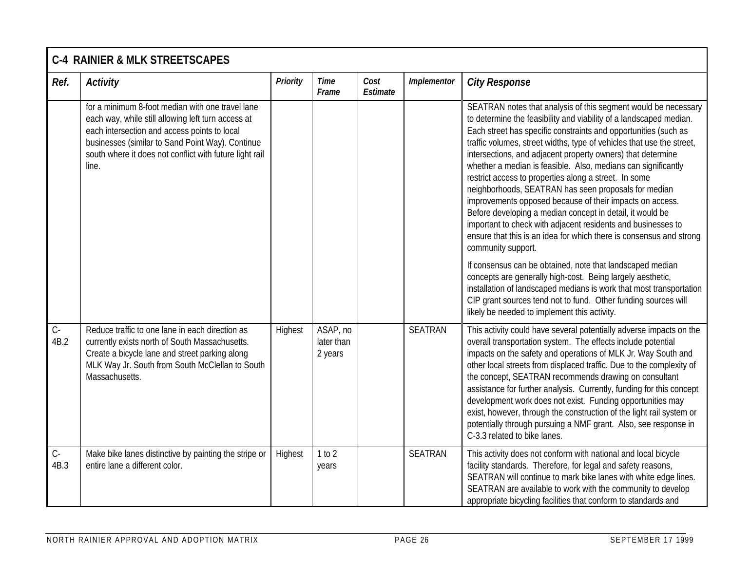## C-4 RAINIER & MLK STREETSCAPES

| *Ref.* | *Activity* | *Priority* | *Time Frame* | *Cost Estimate* | *Implementor* | *City Response* |
|---|---|---|---|---|---|---|
| | for a minimum 8-foot median with one travel lane each way, while still allowing left turn access at each intersection and access points to local businesses (similar to Sand Point Way). Continue south where it does not conflict with future light rail line. | | | | | SEATRAN notes that analysis of this segment would be necessary to determine the feasibility and viability of a landscaped median. Each street has specific constraints and opportunities (such as traffic volumes, street widths, type of vehicles that use the street, intersections, and adjacent property owners) that determine whether a median is feasible. Also, medians can significantly restrict access to properties along a street. In some neighborhoods, SEATRAN has seen proposals for median improvements opposed because of their impacts on access. Before developing a median concept in detail, it would be important to check with adjacent residents and businesses to ensure that this is an idea for which there is consensus and strong community support.<br><br>If consensus can be obtained, note that landscaped median concepts are generally high-cost. Being largely aesthetic, installation of landscaped medians is work that most transportation CIP grant sources tend not to fund. Other funding sources will likely be needed to implement this activity. |
| C-4B.2 | Reduce traffic to one lane in each direction as currently exists north of South Massachusetts. Create a bicycle lane and street parking along MLK Way Jr. South from South McClellan to South Massachusetts. | Highest | ASAP, no later than 2 years | | SEATRAN | This activity could have several potentially adverse impacts on the overall transportation system. The effects include potential impacts on the safety and operations of MLK Jr. Way South and other local streets from displaced traffic. Due to the complexity of the concept, SEATRAN recommends drawing on consultant assistance for further analysis. Currently, funding for this concept development work does not exist. Funding opportunities may exist, however, through the construction of the light rail system or potentially through pursuing a NMF grant. Also, see response in C-3.3 related to bike lanes. |
| C-4B.3 | Make bike lanes distinctive by painting the stripe or entire lane a different color. | Highest | 1 to 2 years | | SEATRAN | This activity does not conform with national and local bicycle facility standards. Therefore, for legal and safety reasons, SEATRAN will continue to mark bike lanes with white edge lines. SEATRAN are available to work with the community to develop appropriate bicycling facilities that conform to standards and |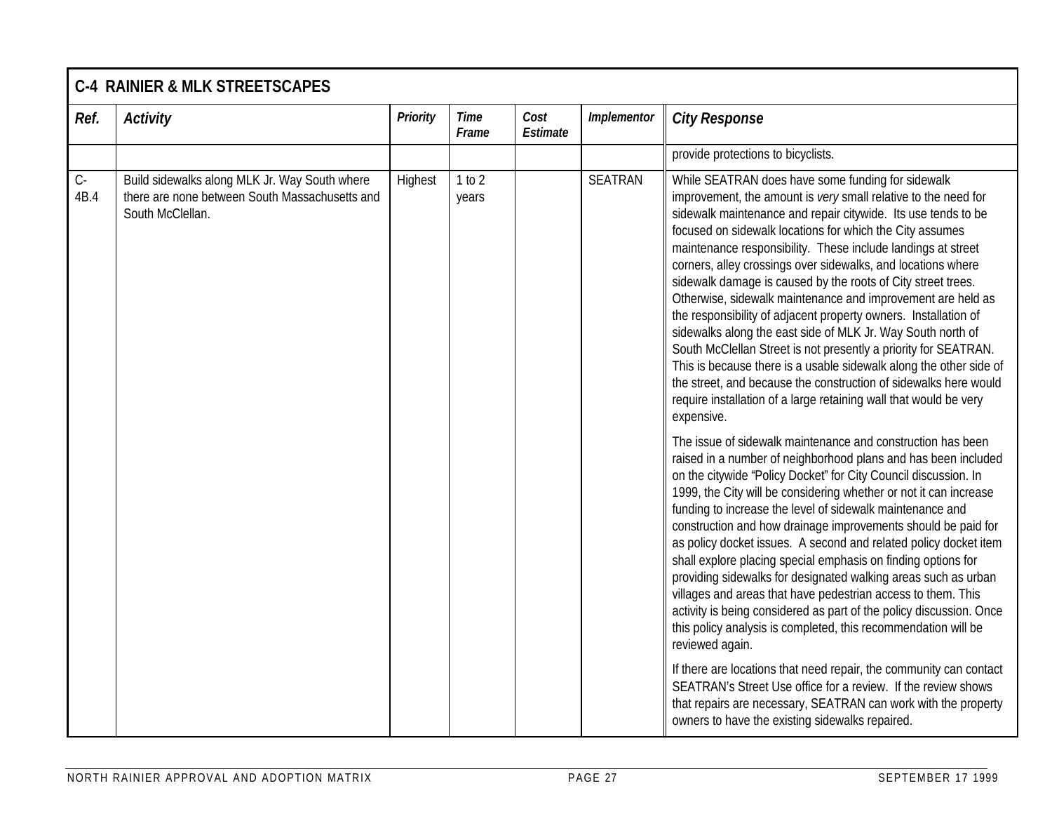| C-4 RAINIER & MLK STREETSCAPES | | | | | | |
|---|---|---|---|---|---|---|
| ***Ref.*** | ***Activity*** | ***Priority*** | ***Time Frame*** | ***Cost Estimate*** | ***Implementor*** | ***City Response*** |
| | | | | | | provide protections to bicyclists. |
| C-4B.4 | Build sidewalks along MLK Jr. Way South where there are none between South Massachusetts and South McClellan. | Highest | 1 to 2 years | | SEATRAN | While SEATRAN does have some funding for sidewalk improvement, the amount is *very* small relative to the need for sidewalk maintenance and repair citywide. Its use tends to be focused on sidewalk locations for which the City assumes maintenance responsibility. These include landings at street corners, alley crossings over sidewalks, and locations where sidewalk damage is caused by the roots of City street trees. Otherwise, sidewalk maintenance and improvement are held as the responsibility of adjacent property owners. Installation of sidewalks along the east side of MLK Jr. Way South north of South McClellan Street is not presently a priority for SEATRAN. This is because there is a usable sidewalk along the other side of the street, and because the construction of sidewalks here would require installation of a large retaining wall that would be very expensive.<br><br>The issue of sidewalk maintenance and construction has been raised in a number of neighborhood plans and has been included on the citywide "Policy Docket" for City Council discussion. In 1999, the City will be considering whether or not it can increase funding to increase the level of sidewalk maintenance and construction and how drainage improvements should be paid for as policy docket issues. A second and related policy docket item shall explore placing special emphasis on finding options for providing sidewalks for designated walking areas such as urban villages and areas that have pedestrian access to them. This activity is being considered as part of the policy discussion. Once this policy analysis is completed, this recommendation will be reviewed again.<br><br>If there are locations that need repair, the community can contact SEATRAN's Street Use office for a review. If the review shows that repairs are necessary, SEATRAN can work with the property owners to have the existing sidewalks repaired. |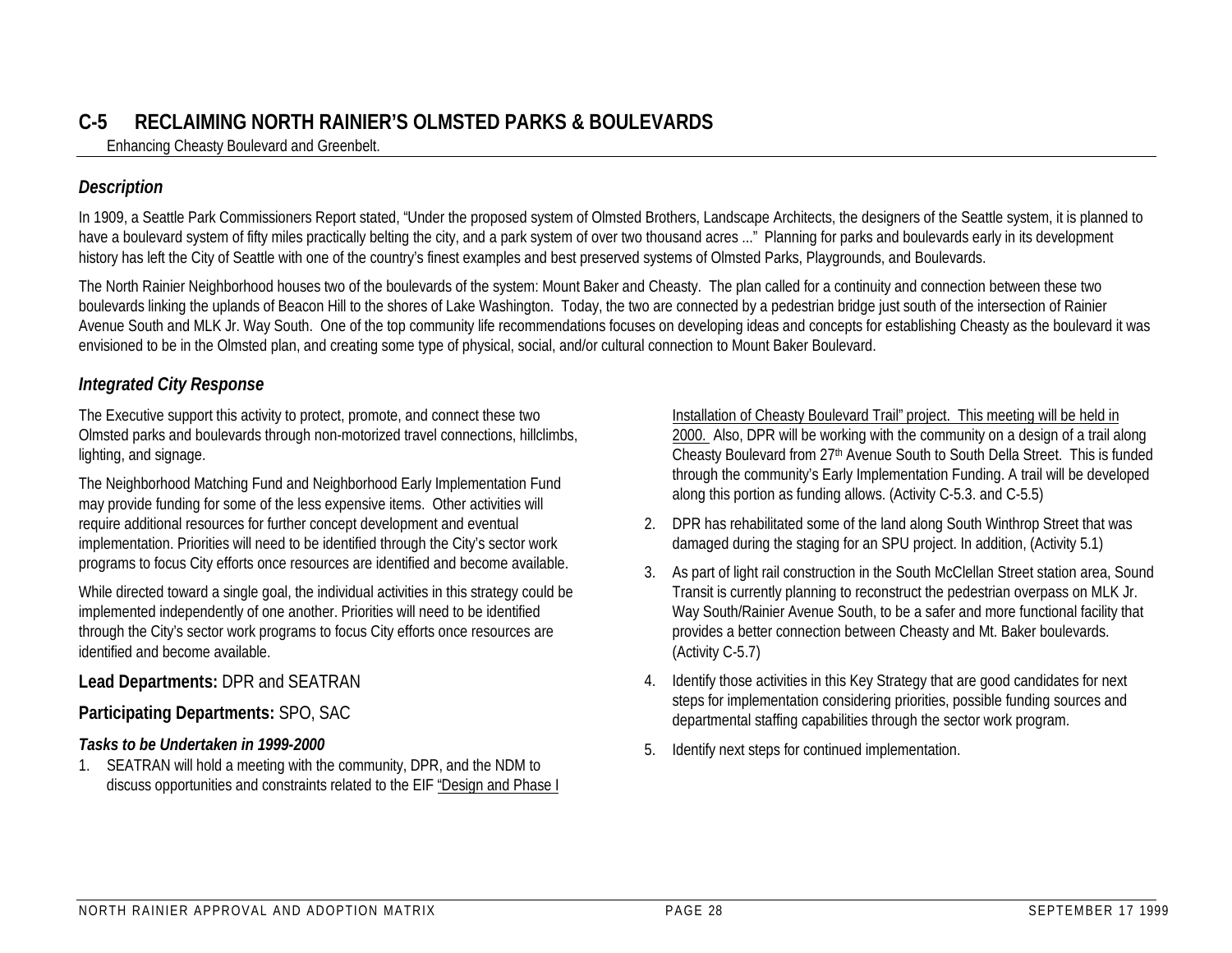## C-5 RECLAIMING NORTH RAINIER'S OLMSTED PARKS & BOULEVARDS

Enhancing Cheasty Boulevard and Greenbelt.

### *Description*

In 1909, a Seattle Park Commissioners Report stated, "Under the proposed system of Olmsted Brothers, Landscape Architects, the designers of the Seattle system, it is planned to have a boulevard system of fifty miles practically belting the city, and a park system of over two thousand acres ..." Planning for parks and boulevards early in its development history has left the City of Seattle with one of the country's finest examples and best preserved systems of Olmsted Parks, Playgrounds, and Boulevards.

The North Rainier Neighborhood houses two of the boulevards of the system: Mount Baker and Cheasty. The plan called for a continuity and connection between these two boulevards linking the uplands of Beacon Hill to the shores of Lake Washington. Today, the two are connected by a pedestrian bridge just south of the intersection of Rainier Avenue South and MLK Jr. Way South. One of the top community life recommendations focuses on developing ideas and concepts for establishing Cheasty as the boulevard it was envisioned to be in the Olmsted plan, and creating some type of physical, social, and/or cultural connection to Mount Baker Boulevard.

### *Integrated City Response*

The Executive support this activity to protect, promote, and connect these two Olmsted parks and boulevards through non-motorized travel connections, hillclimbs, lighting, and signage.

The Neighborhood Matching Fund and Neighborhood Early Implementation Fund may provide funding for some of the less expensive items. Other activities will require additional resources for further concept development and eventual implementation. Priorities will need to be identified through the City's sector work programs to focus City efforts once resources are identified and become available.

While directed toward a single goal, the individual activities in this strategy could be implemented independently of one another. Priorities will need to be identified through the City's sector work programs to focus City efforts once resources are identified and become available.

**Lead Departments:** DPR and SEATRAN

**Participating Departments:** SPO, SAC

***Tasks to be Undertaken in 1999-2000***

1. SEATRAN will hold a meeting with the community, DPR, and the NDM to discuss opportunities and constraints related to the EIF "Design and Phase I Installation of Cheasty Boulevard Trail" project. This meeting will be held in 2000. Also, DPR will be working with the community on a design of a trail along Cheasty Boulevard from 27th Avenue South to South Della Street. This is funded through the community's Early Implementation Funding. A trail will be developed along this portion as funding allows. (Activity C-5.3. and C-5.5)
2. DPR has rehabilitated some of the land along South Winthrop Street that was damaged during the staging for an SPU project. In addition, (Activity 5.1)
3. As part of light rail construction in the South McClellan Street station area, Sound Transit is currently planning to reconstruct the pedestrian overpass on MLK Jr. Way South/Rainier Avenue South, to be a safer and more functional facility that provides a better connection between Cheasty and Mt. Baker boulevards. (Activity C-5.7)
4. Identify those activities in this Key Strategy that are good candidates for next steps for implementation considering priorities, possible funding sources and departmental staffing capabilities through the sector work program.
5. Identify next steps for continued implementation.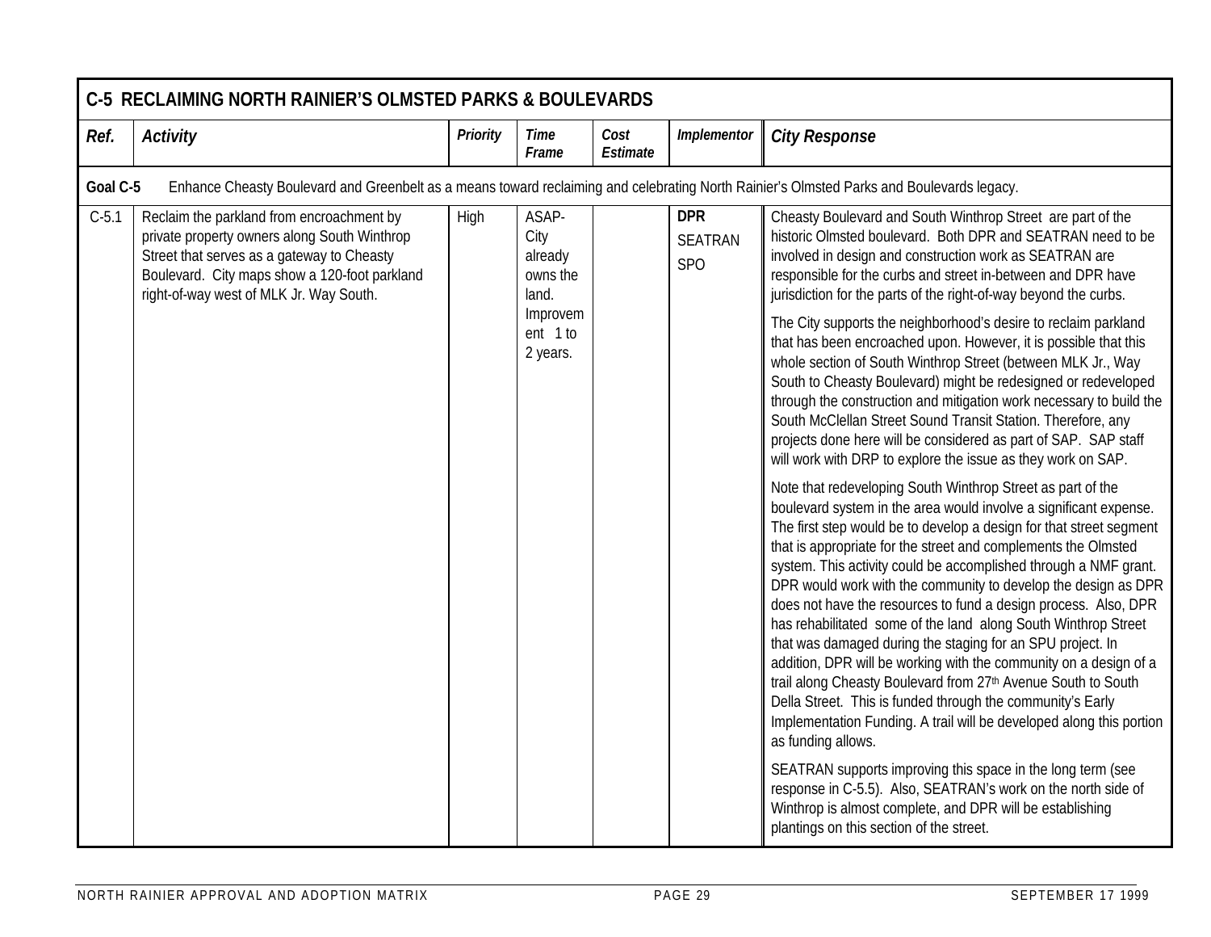## C-5 RECLAIMING NORTH RAINIER'S OLMSTED PARKS & BOULEVARDS

| Ref. | Activity | Priority | Time Frame | Cost Estimate | Implementor | City Response |
|---|---|---|---|---|---|---|
| **Goal C-5** | Enhance Cheasty Boulevard and Greenbelt as a means toward reclaiming and celebrating North Rainier's Olmsted Parks and Boulevards legacy. | | | | | |
| C-5.1 | Reclaim the parkland from encroachment by private property owners along South Winthrop Street that serves as a gateway to Cheasty Boulevard. City maps show a 120-foot parkland right-of-way west of MLK Jr. Way South. | High | ASAP- City already owns the land. Improvement 1 to 2 years. | | **DPR** SEATRAN SPO | Cheasty Boulevard and South Winthrop Street are part of the historic Olmsted boulevard. Both DPR and SEATRAN need to be involved in design and construction work as SEATRAN are responsible for the curbs and street in-between and DPR have jurisdiction for the parts of the right-of-way beyond the curbs.<br><br>The City supports the neighborhood's desire to reclaim parkland that has been encroached upon. However, it is possible that this whole section of South Winthrop Street (between MLK Jr., Way South to Cheasty Boulevard) might be redesigned or redeveloped through the construction and mitigation work necessary to build the South McClellan Street Sound Transit Station. Therefore, any projects done here will be considered as part of SAP. SAP staff will work with DRP to explore the issue as they work on SAP.<br><br>Note that redeveloping South Winthrop Street as part of the boulevard system in the area would involve a significant expense. The first step would be to develop a design for that street segment that is appropriate for the street and complements the Olmsted system. This activity could be accomplished through a NMF grant. DPR would work with the community to develop the design as DPR does not have the resources to fund a design process. Also, DPR has rehabilitated some of the land along South Winthrop Street that was damaged during the staging for an SPU project. In addition, DPR will be working with the community on a design of a trail along Cheasty Boulevard from 27th Avenue South to South Della Street. This is funded through the community's Early Implementation Funding. A trail will be developed along this portion as funding allows.<br><br>SEATRAN supports improving this space in the long term (see response in C-5.5). Also, SEATRAN's work on the north side of Winthrop is almost complete, and DPR will be establishing plantings on this section of the street. |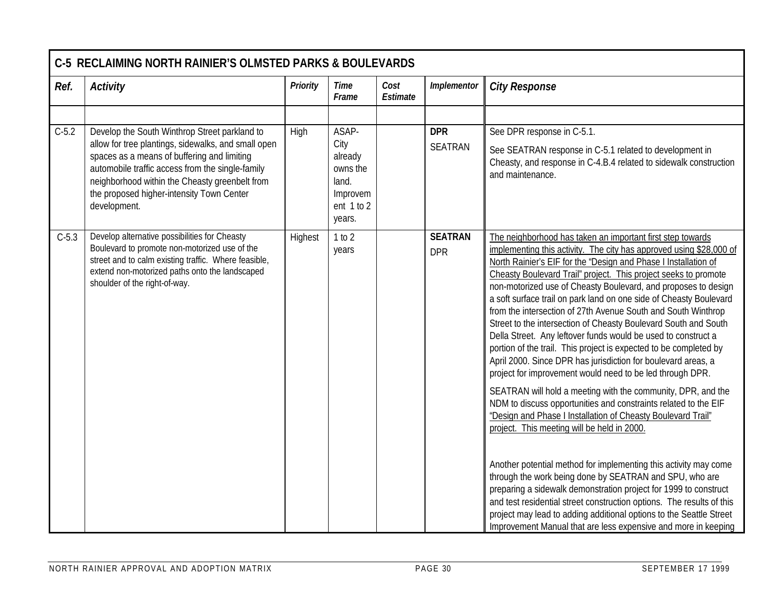| C-5 RECLAIMING NORTH RAINIER'S OLMSTED PARKS & BOULEVARDS | | | | | | |
|---|---|---|---|---|---|---|
| ***Ref.*** | ***Activity*** | ***Priority*** | ***Time Frame*** | ***Cost Estimate*** | ***Implementor*** | ***City Response*** |
| | | | | | | |
| C-5.2 | Develop the South Winthrop Street parkland to allow for tree plantings, sidewalks, and small open spaces as a means of buffering and limiting automobile traffic access from the single-family neighborhood within the Cheasty greenbelt from the proposed higher-intensity Town Center development. | High | ASAP-City already owns the land. Improvement 1 to 2 years. | | **DPR** SEATRAN | See DPR response in C-5.1. See SEATRAN response in C-5.1 related to development in Cheasty, and response in C-4.B.4 related to sidewalk construction and maintenance. |
| C-5.3 | Develop alternative possibilities for Cheasty Boulevard to promote non-motorized use of the street and to calm existing traffic. Where feasible, extend non-motorized paths onto the landscaped shoulder of the right-of-way. | Highest | 1 to 2 years | | **SEATRAN** DPR | <u>The neighborhood has taken an important first step towards implementing this activity. The city has approved using $28,000 of North Rainier's EIF for the "Design and Phase I Installation of Cheasty Boulevard Trail" project. This project seeks to</u> promote non-motorized use of Cheasty Boulevard, and proposes to design a soft surface trail on park land on one side of Cheasty Boulevard from the intersection of 27th Avenue South and South Winthrop Street to the intersection of Cheasty Boulevard South and South Della Street. Any leftover funds would be used to construct a portion of the trail. This project is expected to be completed by April 2000. Since DPR has jurisdiction for boulevard areas, a project for improvement would need to be led through DPR. SEATRAN will hold a meeting with the community, DPR, and the NDM to discuss opportunities and constraints related to the EIF <u>"Design and Phase I Installation of Cheasty Boulevard Trail" project. This meeting will be held in 2000.</u> Another potential method for implementing this activity may come through the work being done by SEATRAN and SPU, who are preparing a sidewalk demonstration project for 1999 to construct and test residential street construction options. The results of this project may lead to adding additional options to the Seattle Street Improvement Manual that are less expensive and more in keeping |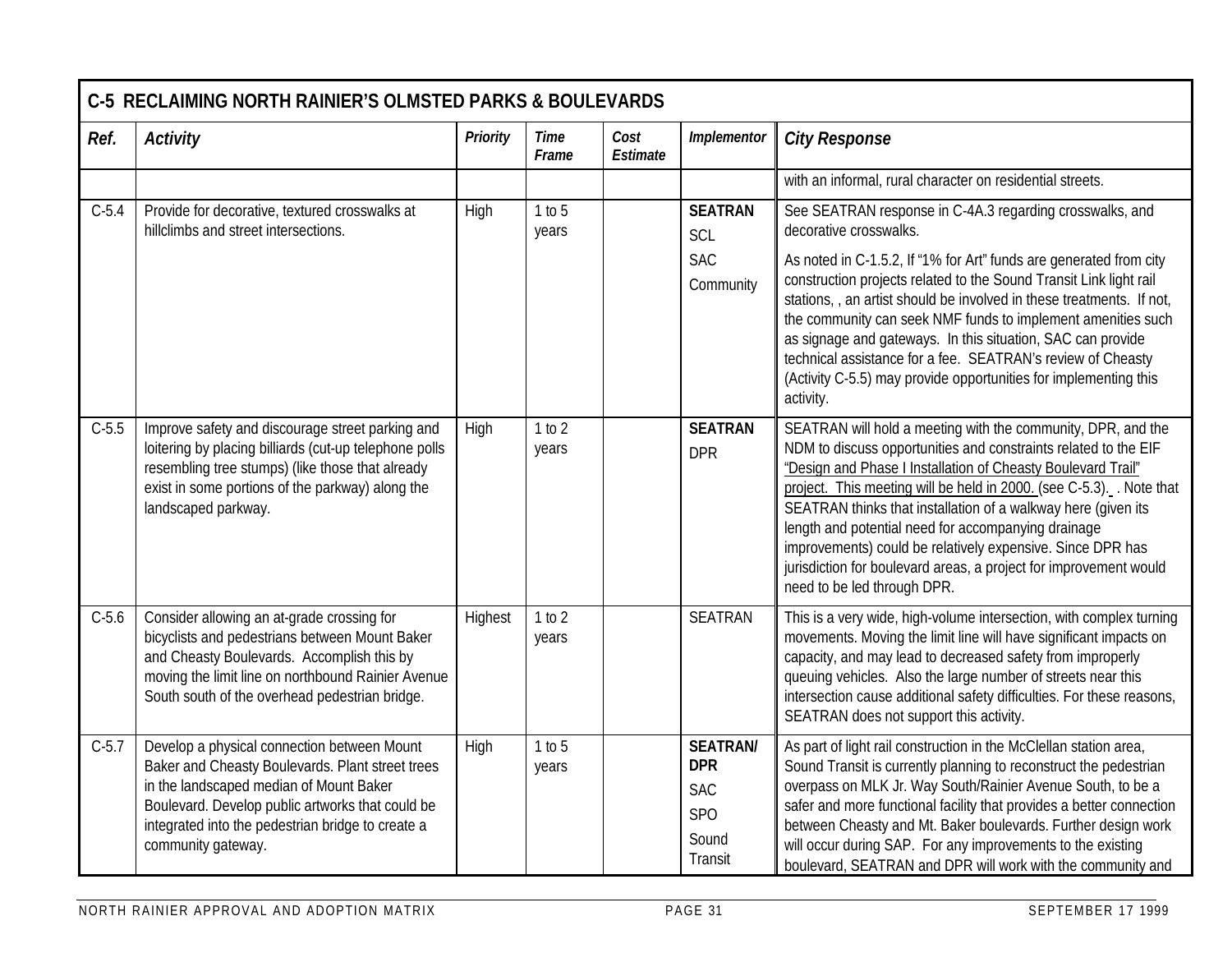| C-5 RECLAIMING NORTH RAINIER'S OLMSTED PARKS & BOULEVARDS | | | | | | |
|---|---|---|---|---|---|---|
| ***Ref.*** | ***Activity*** | ***Priority*** | ***Time Frame*** | ***Cost Estimate*** | ***Implementor*** | ***City Response*** |
| | | | | | | with an informal, rural character on residential streets. |
| C-5.4 | Provide for decorative, textured crosswalks at hillclimbs and street intersections. | High | 1 to 5 years | | **SEATRAN** SCL SAC Community | See SEATRAN response in C-4A.3 regarding crosswalks, and decorative crosswalks. As noted in C-1.5.2, If "1% for Art" funds are generated from city construction projects related to the Sound Transit Link light rail stations, , an artist should be involved in these treatments. If not, the community can seek NMF funds to implement amenities such as signage and gateways. In this situation, SAC can provide technical assistance for a fee. SEATRAN's review of Cheasty (Activity C-5.5) may provide opportunities for implementing this activity. |
| C-5.5 | Improve safety and discourage street parking and loitering by placing billiards (cut-up telephone polls resembling tree stumps) (like those that already exist in some portions of the parkway) along the landscaped parkway. | High | 1 to 2 years | | **SEATRAN** DPR | SEATRAN will hold a meeting with the community, DPR, and the NDM to discuss opportunities and constraints related to the EIF "Design and Phase I Installation of Cheasty Boulevard Trail" project. This meeting will be held in 2000. (see C-5.3). . Note that SEATRAN thinks that installation of a walkway here (given its length and potential need for accompanying drainage improvements) could be relatively expensive. Since DPR has jurisdiction for boulevard areas, a project for improvement would need to be led through DPR. |
| C-5.6 | Consider allowing an at-grade crossing for bicyclists and pedestrians between Mount Baker and Cheasty Boulevards. Accomplish this by moving the limit line on northbound Rainier Avenue South south of the overhead pedestrian bridge. | Highest | 1 to 2 years | | SEATRAN | This is a very wide, high-volume intersection, with complex turning movements. Moving the limit line will have significant impacts on capacity, and may lead to decreased safety from improperly queuing vehicles. Also the large number of streets near this intersection cause additional safety difficulties. For these reasons, SEATRAN does not support this activity. |
| C-5.7 | Develop a physical connection between Mount Baker and Cheasty Boulevards. Plant street trees in the landscaped median of Mount Baker Boulevard. Develop public artworks that could be integrated into the pedestrian bridge to create a community gateway. | High | 1 to 5 years | | **SEATRAN/ DPR** SAC SPO Sound Transit | As part of light rail construction in the McClellan station area, Sound Transit is currently planning to reconstruct the pedestrian overpass on MLK Jr. Way South/Rainier Avenue South, to be a safer and more functional facility that provides a better connection between Cheasty and Mt. Baker boulevards. Further design work will occur during SAP. For any improvements to the existing boulevard, SEATRAN and DPR will work with the community and |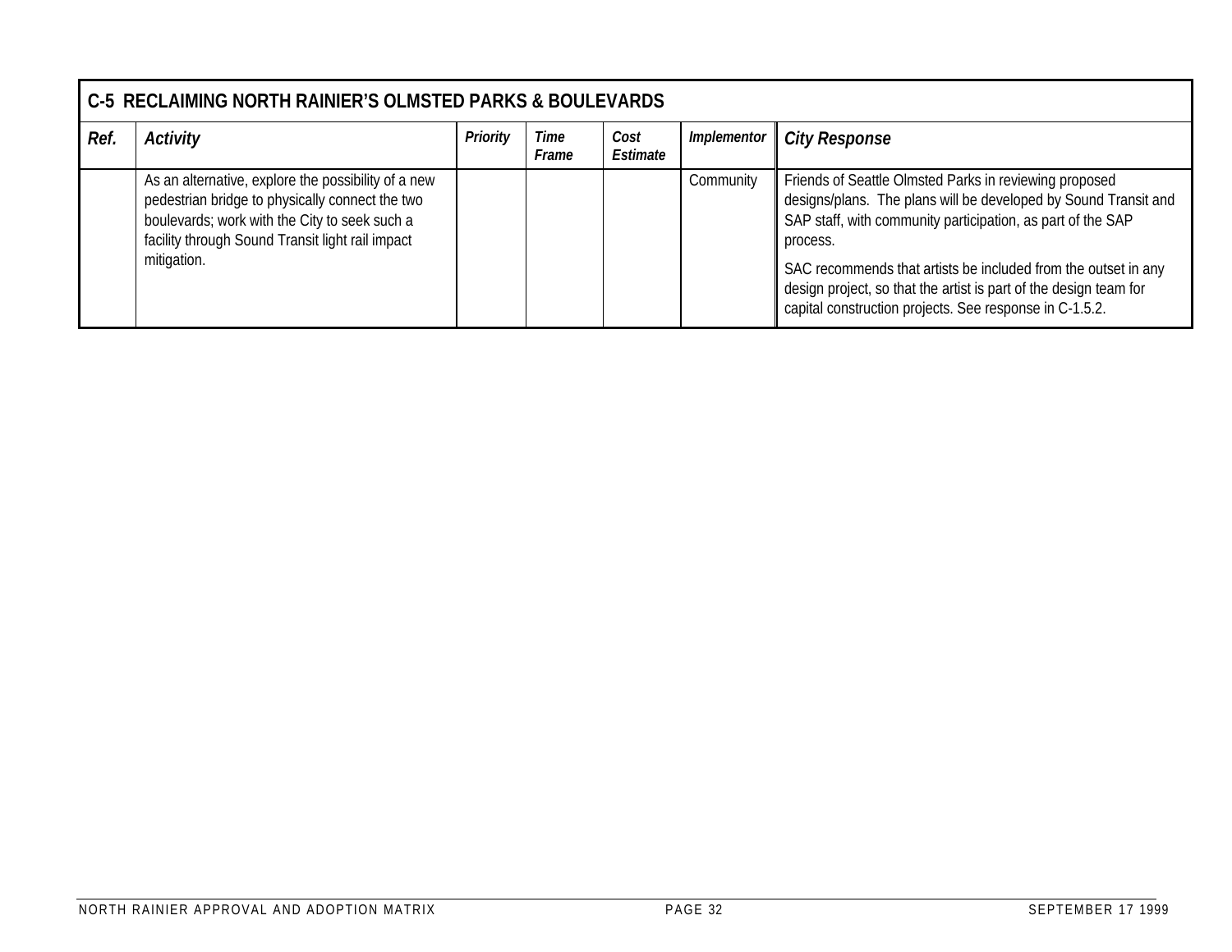| C-5 RECLAIMING NORTH RAINIER'S OLMSTED PARKS & BOULEVARDS | | | | | | |
|---|---|---|---|---|---|---|
| **Ref.** | **Activity** | **Priority** | **Time Frame** | **Cost Estimate** | **Implementor** | **City Response** |
| | As an alternative, explore the possibility of a new pedestrian bridge to physically connect the two boulevards; work with the City to seek such a facility through Sound Transit light rail impact mitigation. | | | | Community | Friends of Seattle Olmsted Parks in reviewing proposed designs/plans. The plans will be developed by Sound Transit and SAP staff, with community participation, as part of the SAP process.<br><br>SAC recommends that artists be included from the outset in any design project, so that the artist is part of the design team for capital construction projects. See response in C-1.5.2. |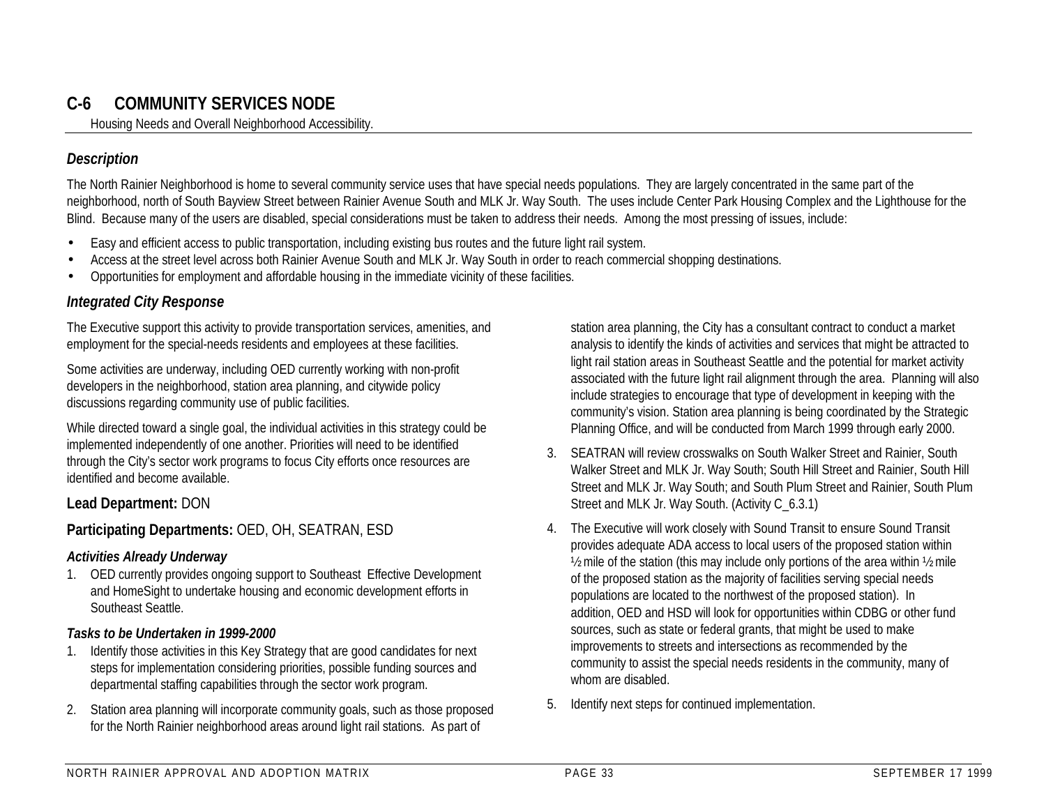## C-6 COMMUNITY SERVICES NODE

Housing Needs and Overall Neighborhood Accessibility.

### *Description*

The North Rainier Neighborhood is home to several community service uses that have special needs populations. They are largely concentrated in the same part of the neighborhood, north of South Bayview Street between Rainier Avenue South and MLK Jr. Way South. The uses include Center Park Housing Complex and the Lighthouse for the Blind. Because many of the users are disabled, special considerations must be taken to address their needs. Among the most pressing of issues, include:

- Easy and efficient access to public transportation, including existing bus routes and the future light rail system.
- Access at the street level across both Rainier Avenue South and MLK Jr. Way South in order to reach commercial shopping destinations.
- Opportunities for employment and affordable housing in the immediate vicinity of these facilities.

### *Integrated City Response*

The Executive support this activity to provide transportation services, amenities, and employment for the special-needs residents and employees at these facilities.

Some activities are underway, including OED currently working with non-profit developers in the neighborhood, station area planning, and citywide policy discussions regarding community use of public facilities.

While directed toward a single goal, the individual activities in this strategy could be implemented independently of one another. Priorities will need to be identified through the City's sector work programs to focus City efforts once resources are identified and become available.

**Lead Department:** DON

**Participating Departments:** OED, OH, SEATRAN, ESD

#### *Activities Already Underway*

1. OED currently provides ongoing support to Southeast Effective Development and HomeSight to undertake housing and economic development efforts in Southeast Seattle.

#### *Tasks to be Undertaken in 1999-2000*

1. Identify those activities in this Key Strategy that are good candidates for next steps for implementation considering priorities, possible funding sources and departmental staffing capabilities through the sector work program.
2. Station area planning will incorporate community goals, such as those proposed for the North Rainier neighborhood areas around light rail stations. As part of station area planning, the City has a consultant contract to conduct a market analysis to identify the kinds of activities and services that might be attracted to light rail station areas in Southeast Seattle and the potential for market activity associated with the future light rail alignment through the area. Planning will also include strategies to encourage that type of development in keeping with the community's vision. Station area planning is being coordinated by the Strategic Planning Office, and will be conducted from March 1999 through early 2000.
3. SEATRAN will review crosswalks on South Walker Street and Rainier, South Walker Street and MLK Jr. Way South; South Hill Street and Rainier, South Hill Street and MLK Jr. Way South; and South Plum Street and Rainier, South Plum Street and MLK Jr. Way South. (Activity C_6.3.1)
4. The Executive will work closely with Sound Transit to ensure Sound Transit provides adequate ADA access to local users of the proposed station within ½ mile of the station (this may include only portions of the area within ½ mile of the proposed station as the majority of facilities serving special needs populations are located to the northwest of the proposed station). In addition, OED and HSD will look for opportunities within CDBG or other fund sources, such as state or federal grants, that might be used to make improvements to streets and intersections as recommended by the community to assist the special needs residents in the community, many of whom are disabled.
5. Identify next steps for continued implementation.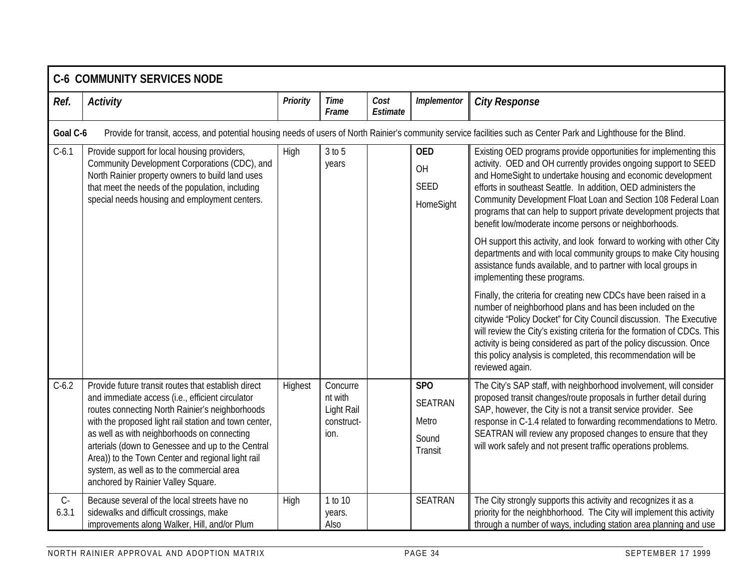| C-6 COMMUNITY SERVICES NODE | | | | | | |
|---|---|---|---|---|---|---|
| ***Ref.*** | ***Activity*** | ***Priority*** | ***Time Frame*** | ***Cost Estimate*** | ***Implementor*** | ***City Response*** |
| **Goal C-6** | Provide for transit, access, and potential housing needs of users of North Rainier's community service facilities such as Center Park and Lighthouse for the Blind. | | | | | |
| C-6.1 | Provide support for local housing providers, Community Development Corporations (CDC), and North Rainier property owners to build land uses that meet the needs of the population, including special needs housing and employment centers. | High | 3 to 5 years | | **OED** OH SEED HomeSight | Existing OED programs provide opportunities for implementing this activity. OED and OH currently provides ongoing support to SEED and HomeSight to undertake housing and economic development efforts in southeast Seattle. In addition, OED administers the Community Development Float Loan and Section 108 Federal Loan programs that can help to support private development projects that benefit low/moderate income persons or neighborhoods. OH support this activity, and look forward to working with other City departments and with local community groups to make City housing assistance funds available, and to partner with local groups in implementing these programs. Finally, the criteria for creating new CDCs have been raised in a number of neighborhood plans and has been included on the citywide "Policy Docket" for City Council discussion. The Executive will review the City's existing criteria for the formation of CDCs. This activity is being considered as part of the policy discussion. Once this policy analysis is completed, this recommendation will be reviewed again. |
| C-6.2 | Provide future transit routes that establish direct and immediate access (i.e., efficient circulator routes connecting North Rainier's neighborhoods with the proposed light rail station and town center, as well as with neighborhoods on connecting arterials (down to Genessee and up to the Central Area)) to the Town Center and regional light rail system, as well as to the commercial area anchored by Rainier Valley Square. | Highest | Concurrent with Light Rail construction. | | **SPO** SEATRAN Metro Sound Transit | The City's SAP staff, with neighborhood involvement, will consider proposed transit changes/route proposals in further detail during SAP, however, the City is not a transit service provider. See response in C-1.4 related to forwarding recommendations to Metro. SEATRAN will review any proposed changes to ensure that they will work safely and not present traffic operations problems. |
| C-6.3.1 | Because several of the local streets have no sidewalks and difficult crossings, make improvements along Walker, Hill, and/or Plum | High | 1 to 10 years. Also | | SEATRAN | The City strongly supports this activity and recognizes it as a priority for the neighbhorhood. The City will implement this activity through a number of ways, including station area planning and use |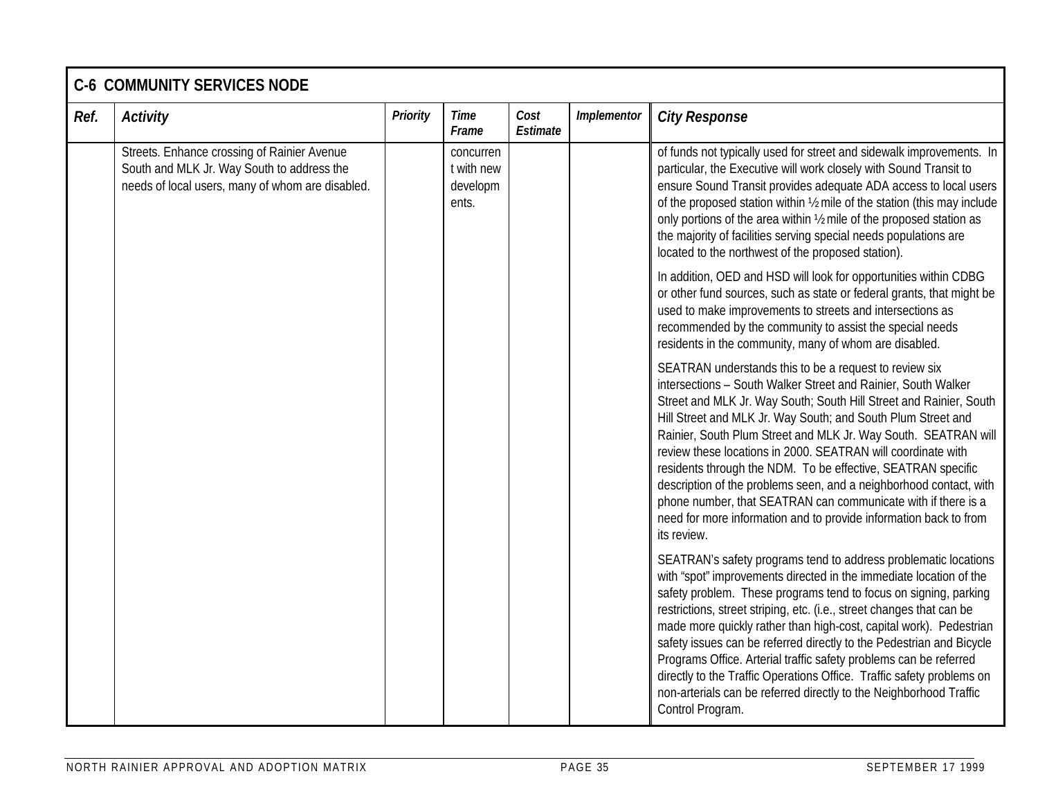| C-6 COMMUNITY SERVICES NODE | | | | | | |
|---|---|---|---|---|---|---|
| ***Ref.*** | ***Activity*** | ***Priority*** | ***Time Frame*** | ***Cost Estimate*** | ***Implementor*** | ***City Response*** |
| | Streets. Enhance crossing of Rainier Avenue South and MLK Jr. Way South to address the needs of local users, many of whom are disabled. | | concurrent with new developments. | | | of funds not typically used for street and sidewalk improvements. In particular, the Executive will work closely with Sound Transit to ensure Sound Transit provides adequate ADA access to local users of the proposed station within ½ mile of the station (this may include only portions of the area within ½ mile of the proposed station as the majority of facilities serving special needs populations are located to the northwest of the proposed station).<br><br>In addition, OED and HSD will look for opportunities within CDBG or other fund sources, such as state or federal grants, that might be used to make improvements to streets and intersections as recommended by the community to assist the special needs residents in the community, many of whom are disabled.<br><br>SEATRAN understands this to be a request to review six intersections – South Walker Street and Rainier, South Walker Street and MLK Jr. Way South; South Hill Street and Rainier, South Hill Street and MLK Jr. Way South; and South Plum Street and Rainier, South Plum Street and MLK Jr. Way South. SEATRAN will review these locations in 2000. SEATRAN will coordinate with residents through the NDM. To be effective, SEATRAN specific description of the problems seen, and a neighborhood contact, with phone number, that SEATRAN can communicate with if there is a need for more information and to provide information back to from its review.<br><br>SEATRAN's safety programs tend to address problematic locations with "spot" improvements directed in the immediate location of the safety problem. These programs tend to focus on signing, parking restrictions, street striping, etc. (i.e., street changes that can be made more quickly rather than high-cost, capital work). Pedestrian safety issues can be referred directly to the Pedestrian and Bicycle Programs Office. Arterial traffic safety problems can be referred directly to the Traffic Operations Office. Traffic safety problems on non-arterials can be referred directly to the Neighborhood Traffic Control Program. |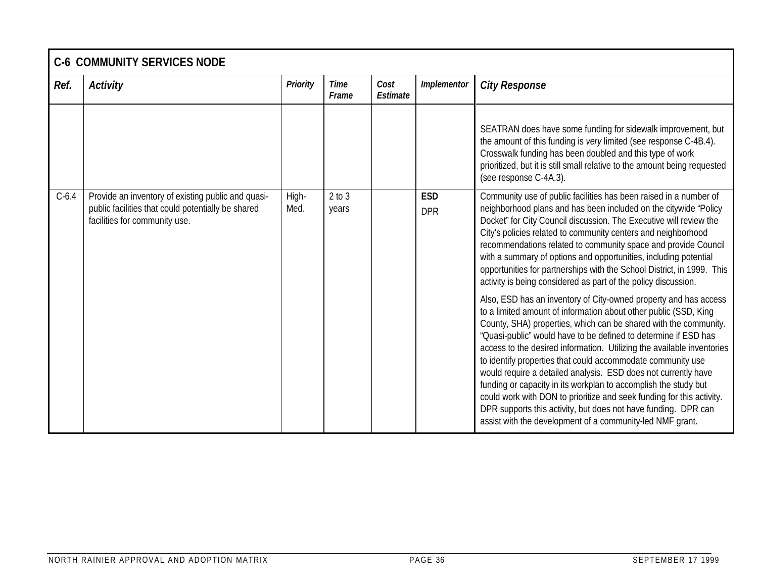## C-6 COMMUNITY SERVICES NODE

| *Ref.* | *Activity* | *Priority* | *Time Frame* | *Cost Estimate* | *Implementor* | *City Response* |
|---|---|---|---|---|---|---|
| | | | | | | SEATRAN does have some funding for sidewalk improvement, but the amount of this funding is *very* limited (see response C-4B.4). Crosswalk funding has been doubled and this type of work prioritized, but it is still small relative to the amount being requested (see response C-4A.3). |
| C-6.4 | Provide an inventory of existing public and quasi-public facilities that could potentially be shared facilities for community use. | High-Med. | 2 to 3 years | | **ESD** DPR | Community use of public facilities has been raised in a number of neighborhood plans and has been included on the citywide "Policy Docket" for City Council discussion. The Executive will review the City's policies related to community centers and neighborhood recommendations related to community space and provide Council with a summary of options and opportunities, including potential opportunities for partnerships with the School District, in 1999. This activity is being considered as part of the policy discussion. Also, ESD has an inventory of City-owned property and has access to a limited amount of information about other public (SSD, King County, SHA) properties, which can be shared with the community. "Quasi-public" would have to be defined to determine if ESD has access to the desired information. Utilizing the available inventories to identify properties that could accommodate community use would require a detailed analysis. ESD does not currently have funding or capacity in its workplan to accomplish the study but could work with DON to prioritize and seek funding for this activity. DPR supports this activity, but does not have funding. DPR can assist with the development of a community-led NMF grant. |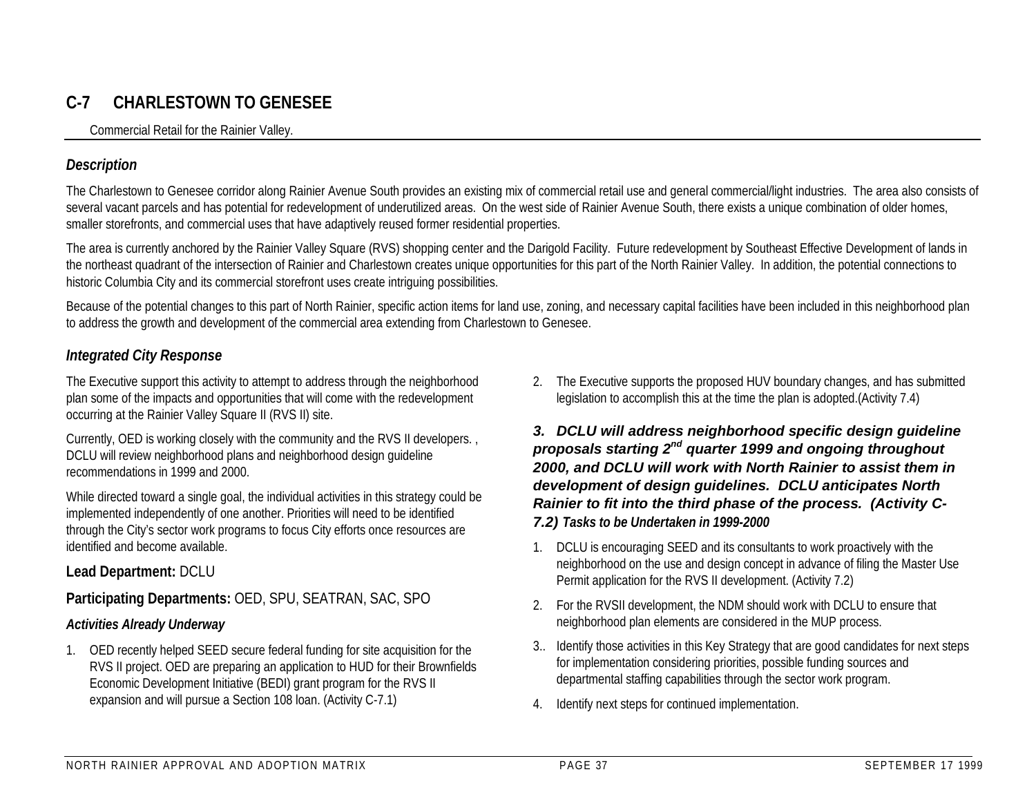## C-7 CHARLESTOWN TO GENESEE

Commercial Retail for the Rainier Valley.

### *Description*

The Charlestown to Genesee corridor along Rainier Avenue South provides an existing mix of commercial retail use and general commercial/light industries. The area also consists of several vacant parcels and has potential for redevelopment of underutilized areas. On the west side of Rainier Avenue South, there exists a unique combination of older homes, smaller storefronts, and commercial uses that have adaptively reused former residential properties.

The area is currently anchored by the Rainier Valley Square (RVS) shopping center and the Darigold Facility. Future redevelopment by Southeast Effective Development of lands in the northeast quadrant of the intersection of Rainier and Charlestown creates unique opportunities for this part of the North Rainier Valley. In addition, the potential connections to historic Columbia City and its commercial storefront uses create intriguing possibilities.

Because of the potential changes to this part of North Rainier, specific action items for land use, zoning, and necessary capital facilities have been included in this neighborhood plan to address the growth and development of the commercial area extending from Charlestown to Genesee.

### *Integrated City Response*

The Executive support this activity to attempt to address through the neighborhood plan some of the impacts and opportunities that will come with the redevelopment occurring at the Rainier Valley Square II (RVS II) site.

Currently, OED is working closely with the community and the RVS II developers. , DCLU will review neighborhood plans and neighborhood design guideline recommendations in 1999 and 2000.

While directed toward a single goal, the individual activities in this strategy could be implemented independently of one another. Priorities will need to be identified through the City's sector work programs to focus City efforts once resources are identified and become available.

**Lead Department:** DCLU

**Participating Departments:** OED, SPU, SEATRAN, SAC, SPO

#### *Activities Already Underway*

1. OED recently helped SEED secure federal funding for site acquisition for the RVS II project. OED are preparing an application to HUD for their Brownfields Economic Development Initiative (BEDI) grant program for the RVS II expansion and will pursue a Section 108 loan. (Activity C-7.1)
2. The Executive supports the proposed HUV boundary changes, and has submitted legislation to accomplish this at the time the plan is adopted.(Activity 7.4)

***3. DCLU will address neighborhood specific design guideline proposals starting 2nd quarter 1999 and ongoing throughout 2000, and DCLU will work with North Rainier to assist them in development of design guidelines. DCLU anticipates North Rainier to fit into the third phase of the process. (Activity C-7.2)***

#### *Tasks to be Undertaken in 1999-2000*

1. DCLU is encouraging SEED and its consultants to work proactively with the neighborhood on the use and design concept in advance of filing the Master Use Permit application for the RVS II development. (Activity 7.2)
2. For the RVSII development, the NDM should work with DCLU to ensure that neighborhood plan elements are considered in the MUP process.
3. Identify those activities in this Key Strategy that are good candidates for next steps for implementation considering priorities, possible funding sources and departmental staffing capabilities through the sector work program.
4. Identify next steps for continued implementation.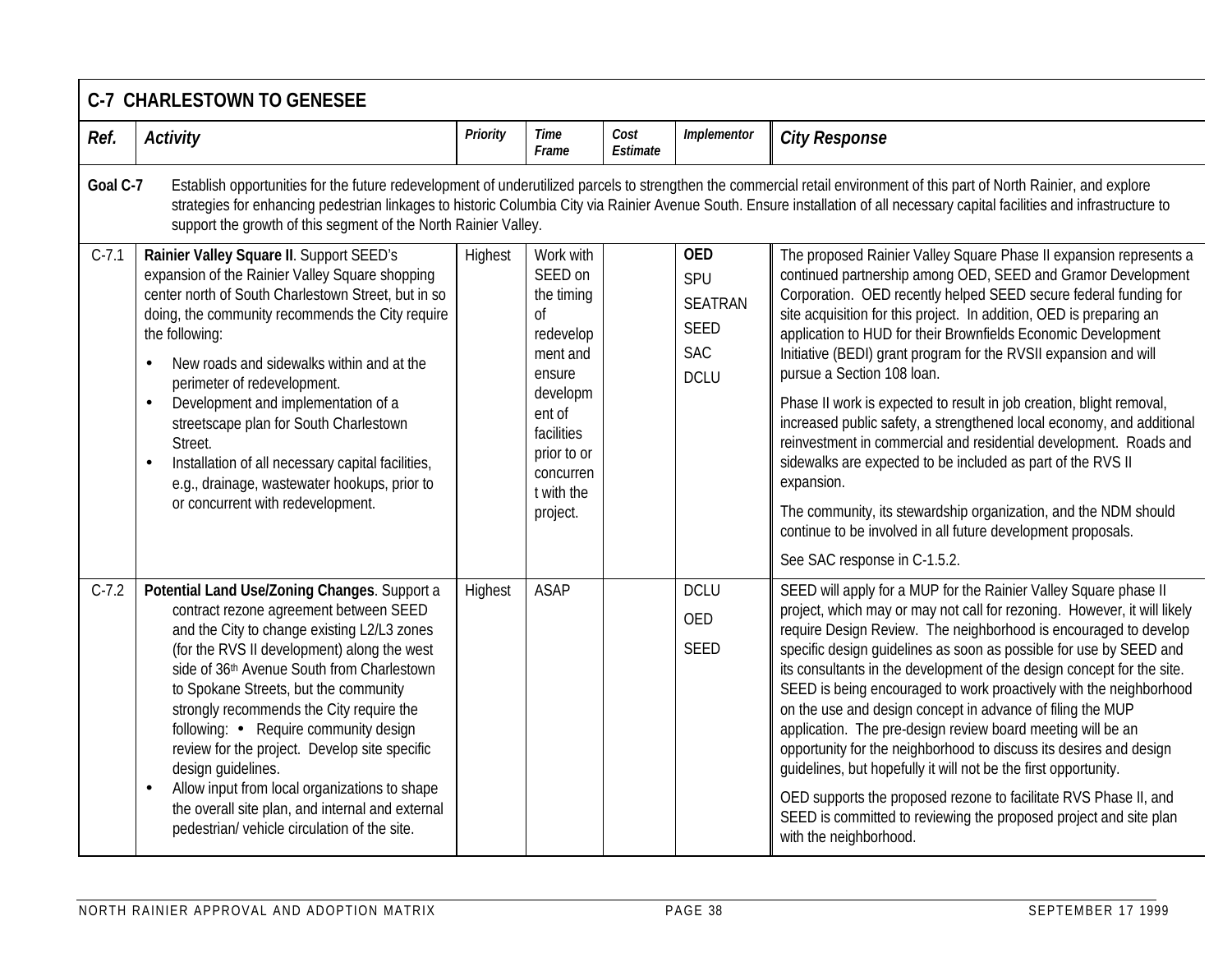## C-7 CHARLESTOWN TO GENESEE

| Ref. | Activity | Priority | Time Frame | Cost Estimate | Implementor | City Response |
|---|---|---|---|---|---|---|
| **Goal C-7** | Establish opportunities for the future redevelopment of underutilized parcels to strengthen the commercial retail environment of this part of North Rainier, and explore strategies for enhancing pedestrian linkages to historic Columbia City via Rainier Avenue South. Ensure installation of all necessary capital facilities and infrastructure to support the growth of this segment of the North Rainier Valley. | | | | | |
| C-7.1 | **Rainier Valley Square II**. Support SEED's expansion of the Rainier Valley Square shopping center north of South Charlestown Street, but in so doing, the community recommends the City require the following: <br>• New roads and sidewalks within and at the perimeter of redevelopment. <br>• Development and implementation of a streetscape plan for South Charlestown Street. <br>• Installation of all necessary capital facilities, e.g., drainage, wastewater hookups, prior to or concurrent with redevelopment. | Highest | Work with SEED on the timing of redevelopment and ensure development of facilities prior to or concurrent with the project. | | **OED** <br>SPU <br>SEATRAN <br>SEED <br>SAC <br>DCLU | The proposed Rainier Valley Square Phase II expansion represents a continued partnership among OED, SEED and Gramor Development Corporation. OED recently helped SEED secure federal funding for site acquisition for this project. In addition, OED is preparing an application to HUD for their Brownfields Economic Development Initiative (BEDI) grant program for the RVSII expansion and will pursue a Section 108 loan. <br><br>Phase II work is expected to result in job creation, blight removal, increased public safety, a strengthened local economy, and additional reinvestment in commercial and residential development. Roads and sidewalks are expected to be included as part of the RVS II expansion. <br><br>The community, its stewardship organization, and the NDM should continue to be involved in all future development proposals. <br><br>See SAC response in C-1.5.2. |
| C-7.2 | **Potential Land Use/Zoning Changes**. Support a contract rezone agreement between SEED and the City to change existing L2/L3 zones (for the RVS II development) along the west side of 36th Avenue South from Charlestown to Spokane Streets, but the community strongly recommends the City require the following: <br>• Require community design review for the project. Develop site specific design guidelines. <br>• Allow input from local organizations to shape the overall site plan, and internal and external pedestrian/ vehicle circulation of the site. | Highest | ASAP | | DCLU <br>OED <br>SEED | SEED will apply for a MUP for the Rainier Valley Square phase II project, which may or may not call for rezoning. However, it will likely require Design Review. The neighborhood is encouraged to develop specific design guidelines as soon as possible for use by SEED and its consultants in the development of the design concept for the site. SEED is being encouraged to work proactively with the neighborhood on the use and design concept in advance of filing the MUP application. The pre-design review board meeting will be an opportunity for the neighborhood to discuss its desires and design guidelines, but hopefully it will not be the first opportunity. <br><br>OED supports the proposed rezone to facilitate RVS Phase II, and SEED is committed to reviewing the proposed project and site plan with the neighborhood. |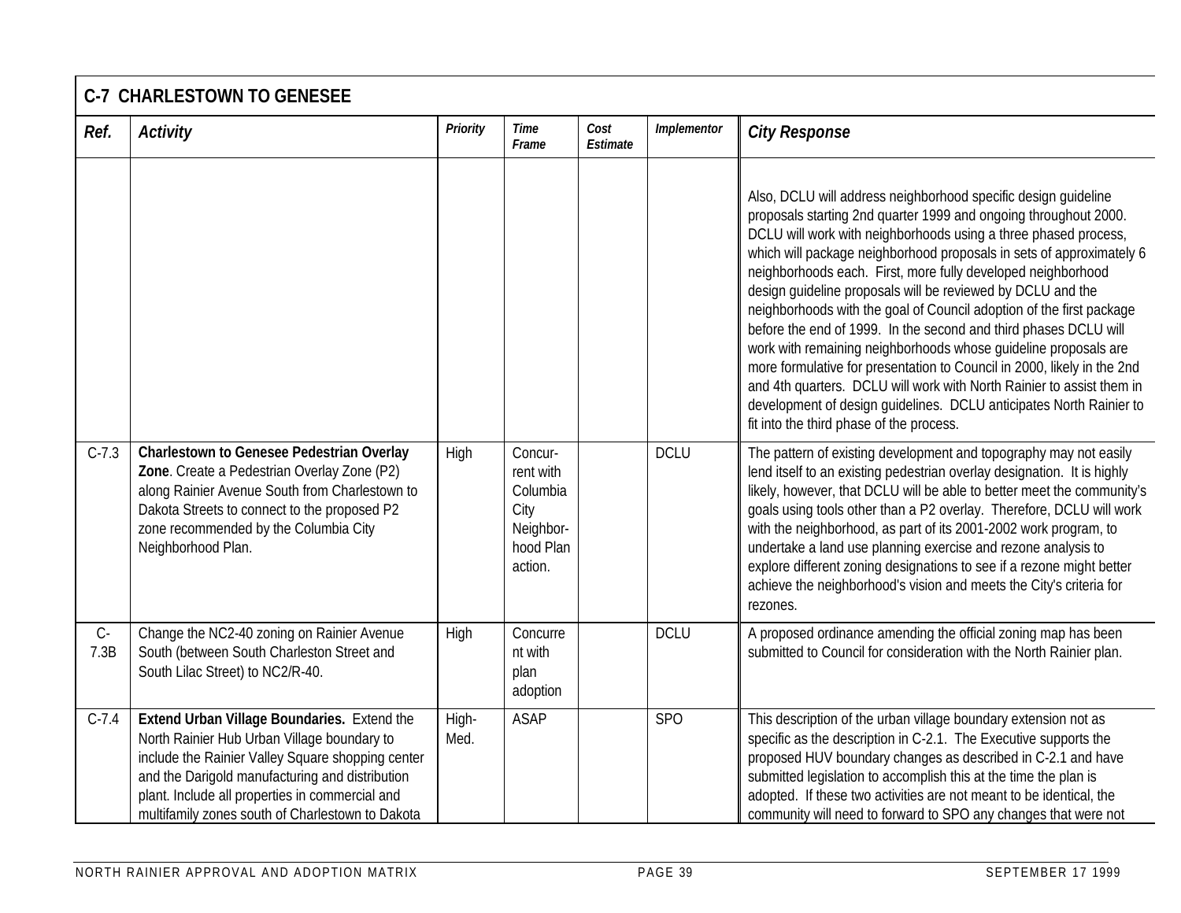## C-7 CHARLESTOWN TO GENESEE

| Ref. | Activity | Priority | Time Frame | Cost Estimate | Implementor | City Response |
|---|---|---|---|---|---|---|
| | | | | | | Also, DCLU will address neighborhood specific design guideline proposals starting 2nd quarter 1999 and ongoing throughout 2000. DCLU will work with neighborhoods using a three phased process, which will package neighborhood proposals in sets of approximately 6 neighborhoods each. First, more fully developed neighborhood design guideline proposals will be reviewed by DCLU and the neighborhoods with the goal of Council adoption of the first package before the end of 1999. In the second and third phases DCLU will work with remaining neighborhoods whose guideline proposals are more formulative for presentation to Council in 2000, likely in the 2nd and 4th quarters. DCLU will work with North Rainier to assist them in development of design guidelines. DCLU anticipates North Rainier to fit into the third phase of the process. |
| C-7.3 | **Charlestown to Genesee Pedestrian Overlay Zone**. Create a Pedestrian Overlay Zone (P2) along Rainier Avenue South from Charlestown to Dakota Streets to connect to the proposed P2 zone recommended by the Columbia City Neighborhood Plan. | High | Concurrent with Columbia City Neighborhood Plan action. | | DCLU | The pattern of existing development and topography may not easily lend itself to an existing pedestrian overlay designation. It is highly likely, however, that DCLU will be able to better meet the community's goals using tools other than a P2 overlay. Therefore, DCLU will work with the neighborhood, as part of its 2001-2002 work program, to undertake a land use planning exercise and rezone analysis to explore different zoning designations to see if a rezone might better achieve the neighborhood's vision and meets the City's criteria for rezones. |
| C-7.3B | Change the NC2-40 zoning on Rainier Avenue South (between South Charleston Street and South Lilac Street) to NC2/R-40. | High | Concurrent with plan adoption | | DCLU | A proposed ordinance amending the official zoning map has been submitted to Council for consideration with the North Rainier plan. |
| C-7.4 | **Extend Urban Village Boundaries.** Extend the North Rainier Hub Urban Village boundary to include the Rainier Valley Square shopping center and the Darigold manufacturing and distribution plant. Include all properties in commercial and multifamily zones south of Charlestown to Dakota | High-Med. | ASAP | | SPO | This description of the urban village boundary extension not as specific as the description in C-2.1. The Executive supports the proposed HUV boundary changes as described in C-2.1 and have submitted legislation to accomplish this at the time the plan is adopted. If these two activities are not meant to be identical, the community will need to forward to SPO any changes that were not |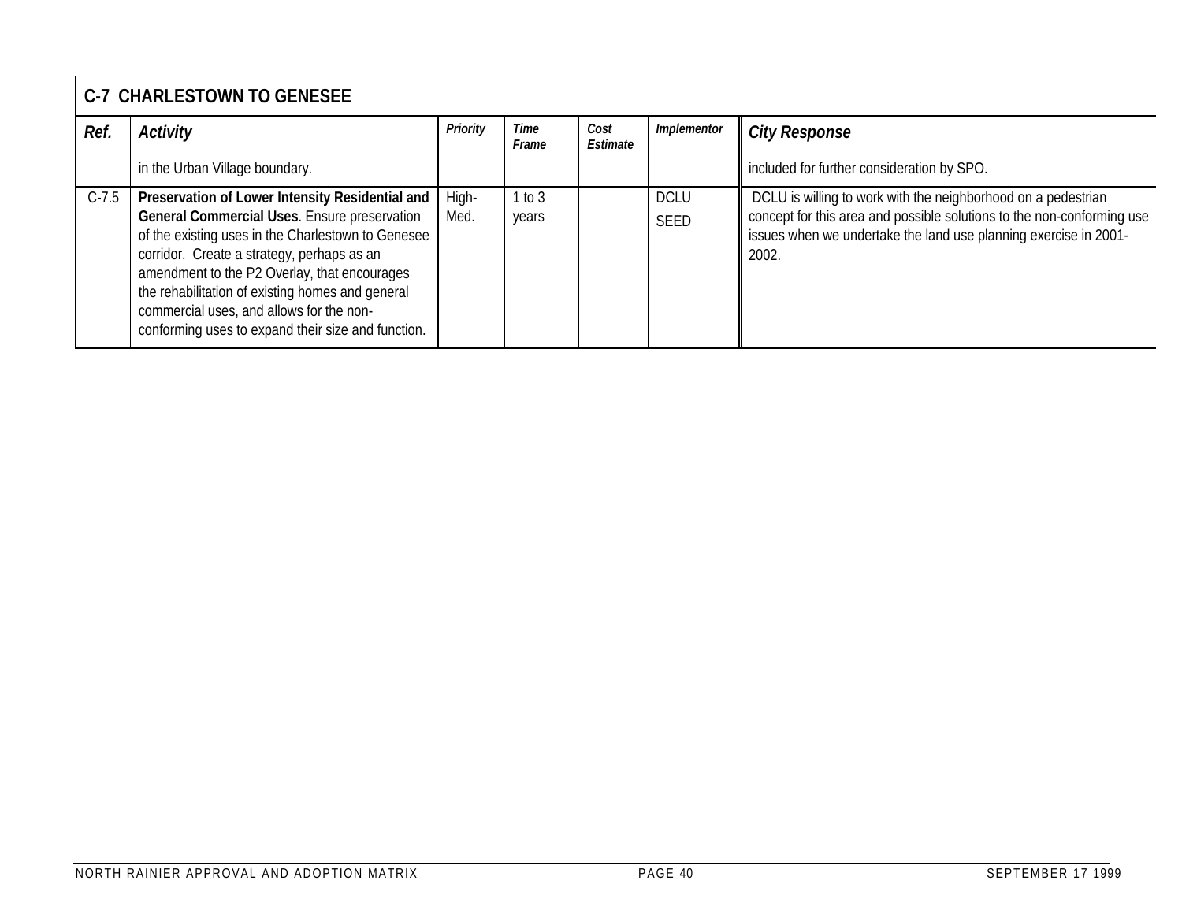| C-7 CHARLESTOWN TO GENESEE | | | | | | |
|---|---|---|---|---|---|---|
| ***Ref.*** | ***Activity*** | ***Priority*** | ***Time Frame*** | ***Cost Estimate*** | ***Implementor*** | ***City Response*** |
| | in the Urban Village boundary. | | | | | included for further consideration by SPO. |
| C-7.5 | **Preservation of Lower Intensity Residential and General Commercial Uses**. Ensure preservation of the existing uses in the Charlestown to Genesee corridor. Create a strategy, perhaps as an amendment to the P2 Overlay, that encourages the rehabilitation of existing homes and general commercial uses, and allows for the non-conforming uses to expand their size and function. | High-Med. | 1 to 3 years | | DCLU SEED | DCLU is willing to work with the neighborhood on a pedestrian concept for this area and possible solutions to the non-conforming use issues when we undertake the land use planning exercise in 2001-2002. |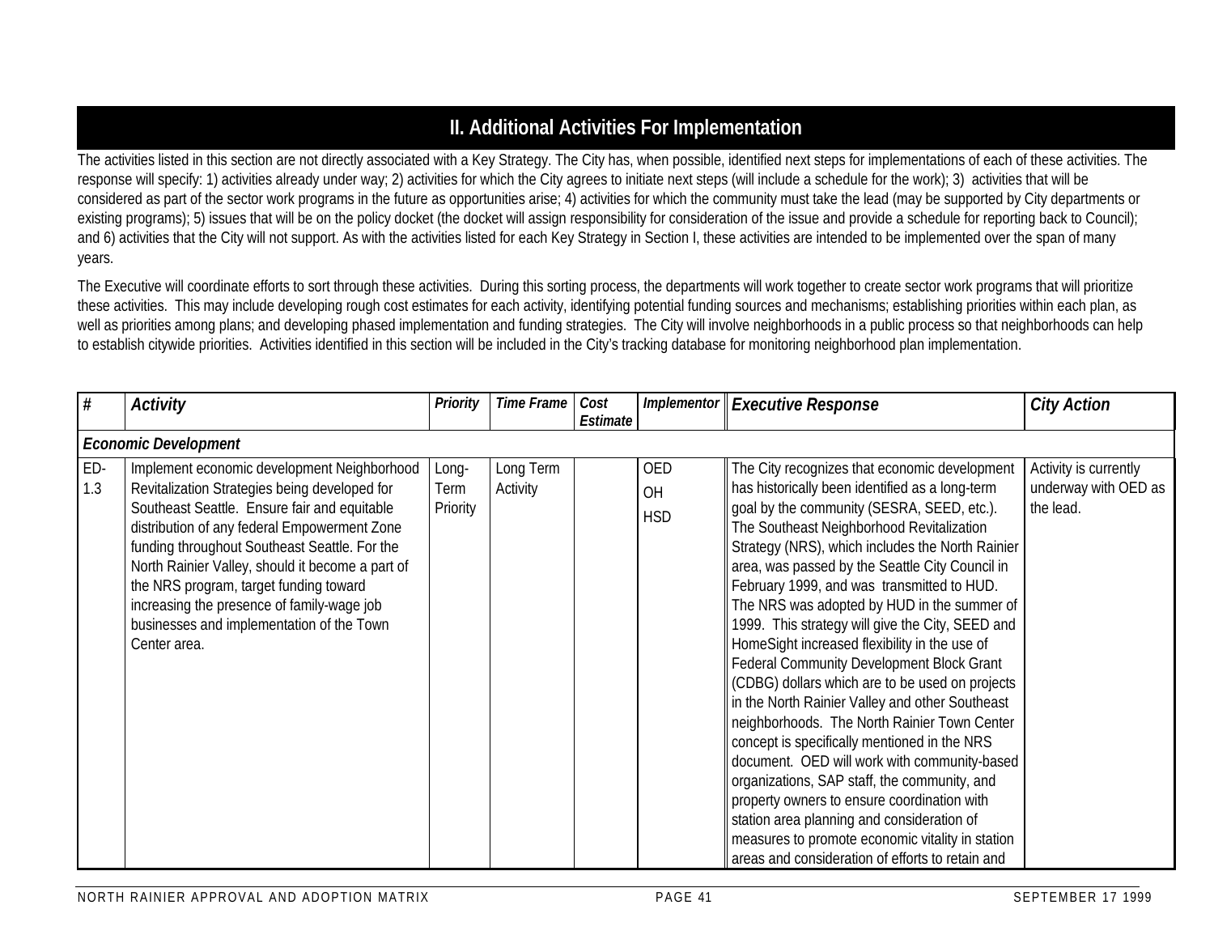## II. Additional Activities For Implementation

The activities listed in this section are not directly associated with a Key Strategy. The City has, when possible, identified next steps for implementations of each of these activities. The response will specify: 1) activities already under way; 2) activities for which the City agrees to initiate next steps (will include a schedule for the work); 3) activities that will be considered as part of the sector work programs in the future as opportunities arise; 4) activities for which the community must take the lead (may be supported by City departments or existing programs); 5) issues that will be on the policy docket (the docket will assign responsibility for consideration of the issue and provide a schedule for reporting back to Council); and 6) activities that the City will not support. As with the activities listed for each Key Strategy in Section I, these activities are intended to be implemented over the span of many years.

The Executive will coordinate efforts to sort through these activities. During this sorting process, the departments will work together to create sector work programs that will prioritize these activities. This may include developing rough cost estimates for each activity, identifying potential funding sources and mechanisms; establishing priorities within each plan, as well as priorities among plans; and developing phased implementation and funding strategies. The City will involve neighborhoods in a public process so that neighborhoods can help to establish citywide priorities. Activities identified in this section will be included in the City's tracking database for monitoring neighborhood plan implementation.

| # | *Activity* | *Priority* | *Time Frame* | *Cost Estimate* | *Implementor* | *Executive Response* | *City Action* |
|---|---|---|---|---|---|---|---|
| ***Economic Development*** | | | | | | | |
| ED-1.3 | Implement economic development Neighborhood Revitalization Strategies being developed for Southeast Seattle. Ensure fair and equitable distribution of any federal Empowerment Zone funding throughout Southeast Seattle. For the North Rainier Valley, should it become a part of the NRS program, target funding toward increasing the presence of family-wage job businesses and implementation of the Town Center area. | Long-Term Priority | Long Term Activity | | OED<br>OH<br>HSD | The City recognizes that economic development has historically been identified as a long-term goal by the community (SESRA, SEED, etc.). The Southeast Neighborhood Revitalization Strategy (NRS), which includes the North Rainier area, was passed by the Seattle City Council in February 1999, and was transmitted to HUD. The NRS was adopted by HUD in the summer of 1999. This strategy will give the City, SEED and HomeSight increased flexibility in the use of Federal Community Development Block Grant (CDBG) dollars which are to be used on projects in the North Rainier Valley and other Southeast neighborhoods. The North Rainier Town Center concept is specifically mentioned in the NRS document. OED will work with community-based organizations, SAP staff, the community, and property owners to ensure coordination with station area planning and consideration of measures to promote economic vitality in station areas and consideration of efforts to retain and | Activity is currently underway with OED as the lead. |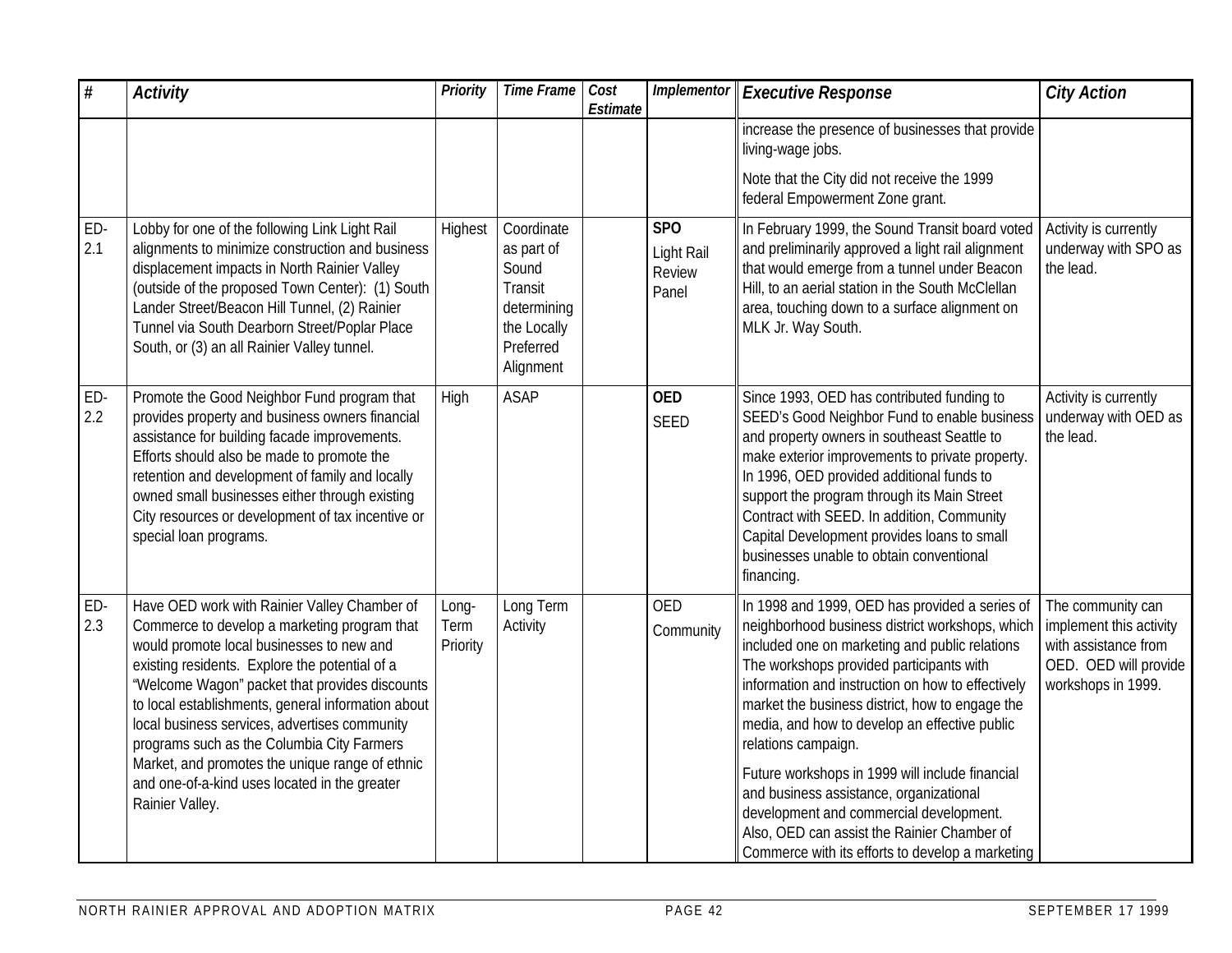| # | Activity | Priority | Time Frame | Cost Estimate | Implementor | Executive Response | City Action |
|---|---|---|---|---|---|---|---|
| | | | | | | increase the presence of businesses that provide living-wage jobs. Note that the City did not receive the 1999 federal Empowerment Zone grant. | |
| ED-2.1 | Lobby for one of the following Link Light Rail alignments to minimize construction and business displacement impacts in North Rainier Valley (outside of the proposed Town Center): (1) South Lander Street/Beacon Hill Tunnel, (2) Rainier Tunnel via South Dearborn Street/Poplar Place South, or (3) an all Rainier Valley tunnel. | Highest | Coordinate as part of Sound Transit determining the Locally Preferred Alignment | | **SPO** Light Rail Review Panel | In February 1999, the Sound Transit board voted and preliminarily approved a light rail alignment that would emerge from a tunnel under Beacon Hill, to an aerial station in the South McClellan area, touching down to a surface alignment on MLK Jr. Way South. | Activity is currently underway with SPO as the lead. |
| ED-2.2 | Promote the Good Neighbor Fund program that provides property and business owners financial assistance for building facade improvements. Efforts should also be made to promote the retention and development of family and locally owned small businesses either through existing City resources or development of tax incentive or special loan programs. | High | ASAP | | **OED** SEED | Since 1993, OED has contributed funding to SEED's Good Neighbor Fund to enable business and property owners in southeast Seattle to make exterior improvements to private property. In 1996, OED provided additional funds to support the program through its Main Street Contract with SEED. In addition, Community Capital Development provides loans to small businesses unable to obtain conventional financing. | Activity is currently underway with OED as the lead. |
| ED-2.3 | Have OED work with Rainier Valley Chamber of Commerce to develop a marketing program that would promote local businesses to new and existing residents. Explore the potential of a "Welcome Wagon" packet that provides discounts to local establishments, general information about local business services, advertises community programs such as the Columbia City Farmers Market, and promotes the unique range of ethnic and one-of-a-kind uses located in the greater Rainier Valley. | Long-Term Priority | Long Term Activity | | OED Community | In 1998 and 1999, OED has provided a series of neighborhood business district workshops, which included one on marketing and public relations The workshops provided participants with information and instruction on how to effectively market the business district, how to engage the media, and how to develop an effective public relations campaign. Future workshops in 1999 will include financial and business assistance, organizational development and commercial development. Also, OED can assist the Rainier Chamber of Commerce with its efforts to develop a marketing | The community can implement this activity with assistance from OED. OED will provide workshops in 1999. |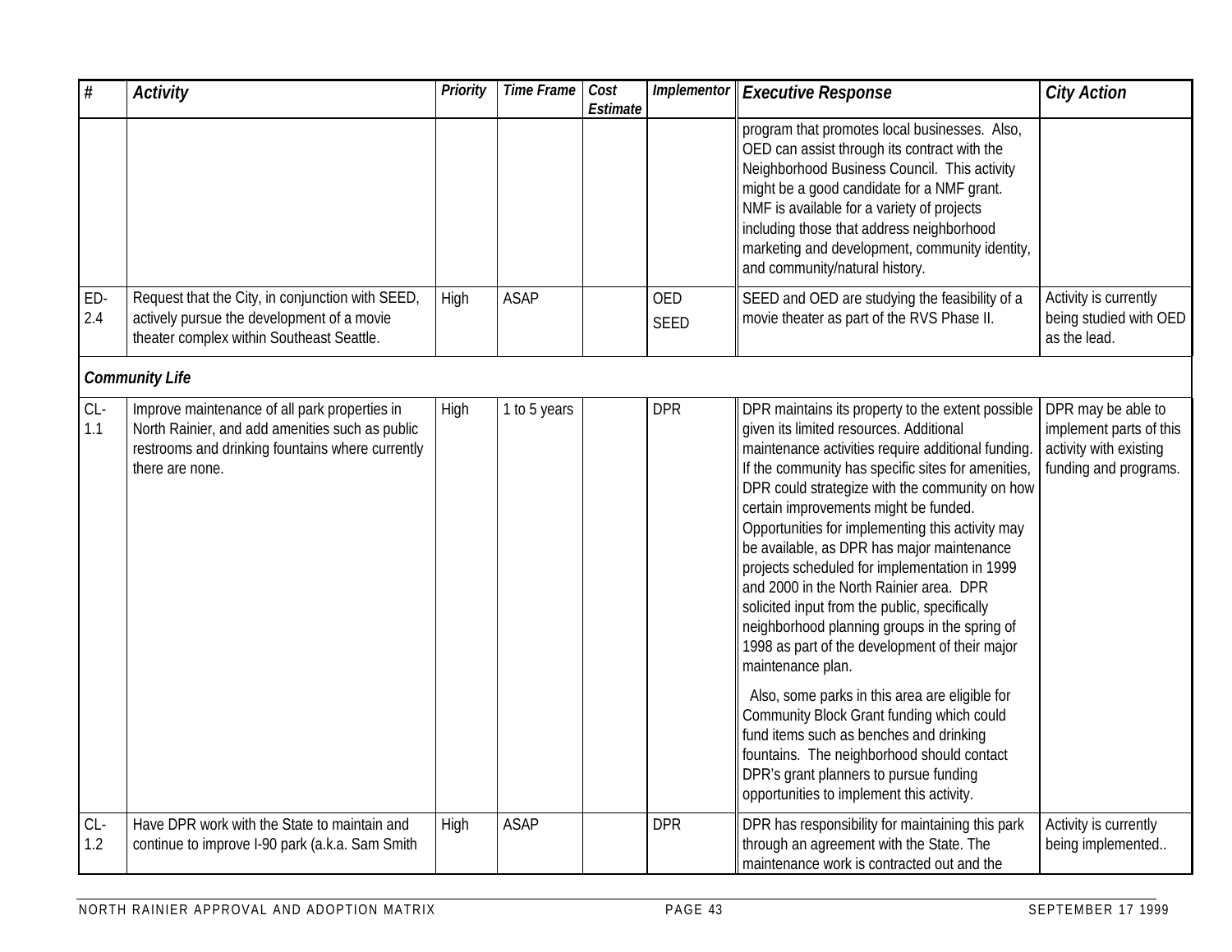| # | Activity | Priority | Time Frame | Cost Estimate | Implementor | Executive Response | City Action |
|---|---|---|---|---|---|---|---|
| | | | | | | program that promotes local businesses. Also, OED can assist through its contract with the Neighborhood Business Council. This activity might be a good candidate for a NMF grant. NMF is available for a variety of projects including those that address neighborhood marketing and development, community identity, and community/natural history. | |
| ED-2.4 | Request that the City, in conjunction with SEED, actively pursue the development of a movie theater complex within Southeast Seattle. | High | ASAP | | OED SEED | SEED and OED are studying the feasibility of a movie theater as part of the RVS Phase II. | Activity is currently being studied with OED as the lead. |
| ***Community Life*** | | | | | | | |
| CL-1.1 | Improve maintenance of all park properties in North Rainier, and add amenities such as public restrooms and drinking fountains where currently there are none. | High | 1 to 5 years | | DPR | DPR maintains its property to the extent possible given its limited resources. Additional maintenance activities require additional funding. If the community has specific sites for amenities, DPR could strategize with the community on how certain improvements might be funded. Opportunities for implementing this activity may be available, as DPR has major maintenance projects scheduled for implementation in 1999 and 2000 in the North Rainier area. DPR solicited input from the public, specifically neighborhood planning groups in the spring of 1998 as part of the development of their major maintenance plan.<br><br>Also, some parks in this area are eligible for Community Block Grant funding which could fund items such as benches and drinking fountains. The neighborhood should contact DPR's grant planners to pursue funding opportunities to implement this activity. | DPR may be able to implement parts of this activity with existing funding and programs. |
| CL-1.2 | Have DPR work with the State to maintain and continue to improve I-90 park (a.k.a. Sam Smith | High | ASAP | | DPR | DPR has responsibility for maintaining this park through an agreement with the State. The maintenance work is contracted out and the | Activity is currently being implemented.. |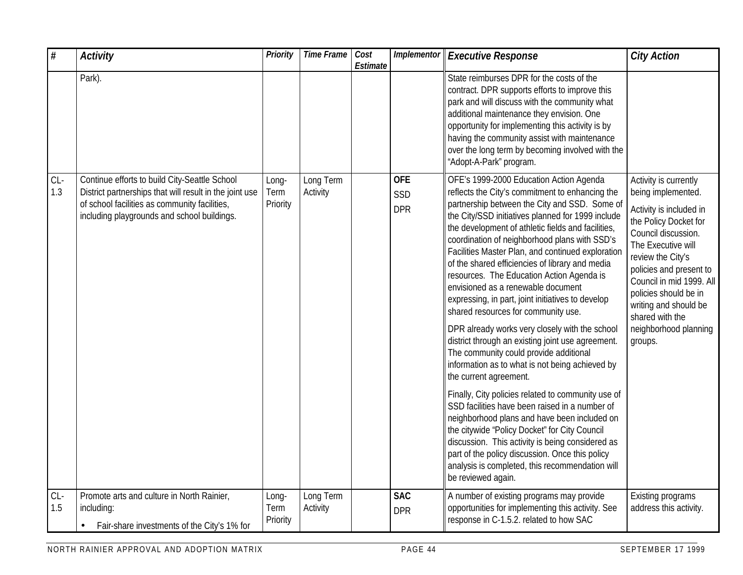| # | Activity | Priority | Time Frame | Cost Estimate | Implementor | Executive Response | City Action |
|---|---|---|---|---|---|---|---|
| | Park). | | | | | State reimburses DPR for the costs of the contract. DPR supports efforts to improve this park and will discuss with the community what additional maintenance they envision. One opportunity for implementing this activity is by having the community assist with maintenance over the long term by becoming involved with the "Adopt-A-Park" program. | |
| CL-1.3 | Continue efforts to build City-Seattle School District partnerships that will result in the joint use of school facilities as community facilities, including playgrounds and school buildings. | Long-Term Priority | Long Term Activity | | **OFE** SSD DPR | OFE's 1999-2000 Education Action Agenda reflects the City's commitment to enhancing the partnership between the City and SSD. Some of the City/SSD initiatives planned for 1999 include the development of athletic fields and facilities, coordination of neighborhood plans with SSD's Facilities Master Plan, and continued exploration of the shared efficiencies of library and media resources. The Education Action Agenda is envisioned as a renewable document expressing, in part, joint initiatives to develop shared resources for community use.<br><br>DPR already works very closely with the school district through an existing joint use agreement. The community could provide additional information as to what is not being achieved by the current agreement.<br><br>Finally, City policies related to community use of SSD facilities have been raised in a number of neighborhood plans and have been included on the citywide "Policy Docket" for City Council discussion. This activity is being considered as part of the policy discussion. Once this policy analysis is completed, this recommendation will be reviewed again. | Activity is currently being implemented.<br><br>Activity is included in the Policy Docket for Council discussion. The Executive will review the City's policies and present to Council in mid 1999. All policies should be in writing and should be shared with the neighborhood planning groups. |
| CL-1.5 | Promote arts and culture in North Rainier, including:<br>• Fair-share investments of the City's 1% for | Long-Term Priority | Long Term Activity | | **SAC** DPR | A number of existing programs may provide opportunities for implementing this activity. See response in C-1.5.2. related to how SAC | Existing programs address this activity. |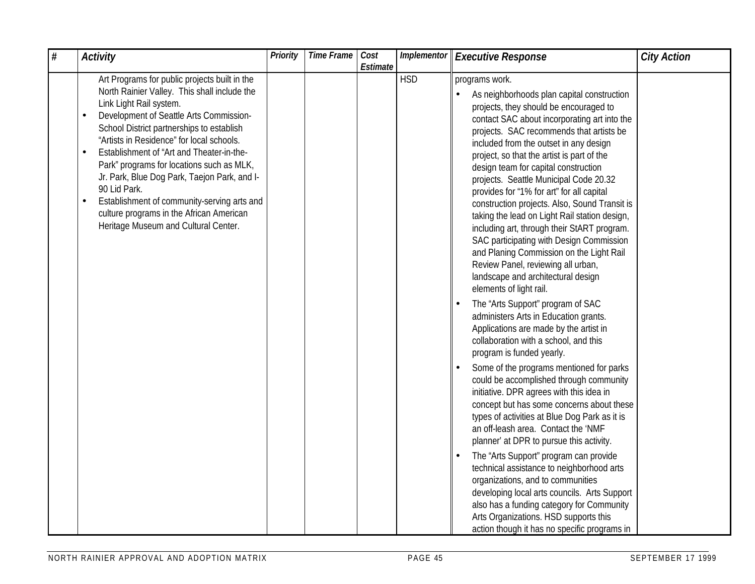| # | Activity | Priority | Time Frame | Cost Estimate | Implementor | Executive Response | City Action |
|---|---|---|---|---|---|---|---|
| | Art Programs for public projects built in the North Rainier Valley. This shall include the Link Light Rail system.<br>• Development of Seattle Arts Commission-School District partnerships to establish "Artists in Residence" for local schools.<br>• Establishment of "Art and Theater-in-the-Park" programs for locations such as MLK, Jr. Park, Blue Dog Park, Taejon Park, and I-90 Lid Park.<br>• Establishment of community-serving arts and culture programs in the African American Heritage Museum and Cultural Center. | | | | HSD | programs work.<br>• As neighborhoods plan capital construction projects, they should be encouraged to contact SAC about incorporating art into the projects. SAC recommends that artists be included from the outset in any design project, so that the artist is part of the design team for capital construction projects. Seattle Municipal Code 20.32 provides for "1% for art" for all capital construction projects. Also, Sound Transit is taking the lead on Light Rail station design, including art, through their StART program. SAC participating with Design Commission and Planing Commission on the Light Rail Review Panel, reviewing all urban, landscape and architectural design elements of light rail.<br>• The "Arts Support" program of SAC administers Arts in Education grants. Applications are made by the artist in collaboration with a school, and this program is funded yearly.<br>• Some of the programs mentioned for parks could be accomplished through community initiative. DPR agrees with this idea in concept but has some concerns about these types of activities at Blue Dog Park as it is an off-leash area. Contact the 'NMF planner' at DPR to pursue this activity.<br>• The "Arts Support" program can provide technical assistance to neighborhood arts organizations, and to communities developing local arts councils. Arts Support also has a funding category for Community Arts Organizations. HSD supports this action though it has no specific programs in | |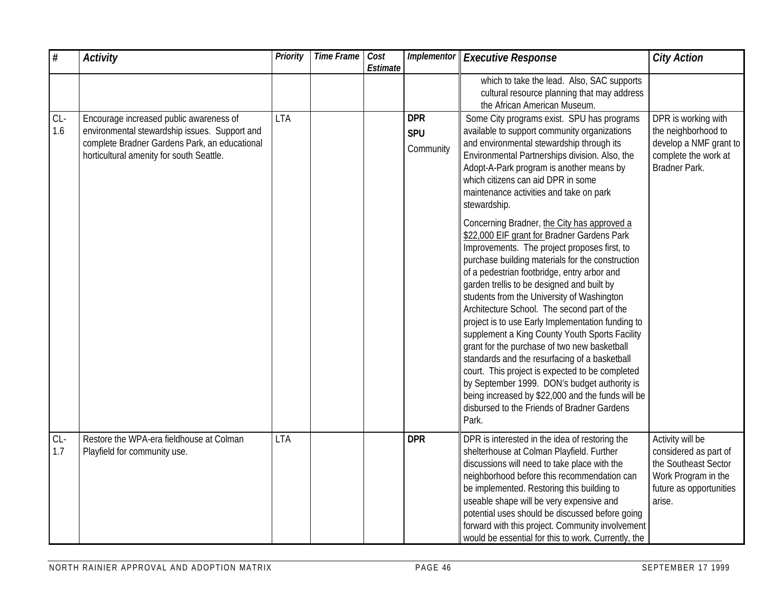| # | Activity | Priority | Time Frame | Cost Estimate | Implementor | Executive Response | City Action |
|---|---|---|---|---|---|---|---|
| | | | | | | which to take the lead. Also, SAC supports cultural resource planning that may address the African American Museum. | |
| CL-1.6 | Encourage increased public awareness of environmental stewardship issues. Support and complete Bradner Gardens Park, an educational horticultural amenity for south Seattle. | LTA | | | **DPR** **SPU** Community | Some City programs exist. SPU has programs available to support community organizations and environmental stewardship through its Environmental Partnerships division. Also, the Adopt-A-Park program is another means by which citizens can aid DPR in some maintenance activities and take on park stewardship. Concerning Bradner, the City has approved a $22,000 EIF grant for Bradner Gardens Park Improvements. The project proposes first, to purchase building materials for the construction of a pedestrian footbridge, entry arbor and garden trellis to be designed and built by students from the University of Washington Architecture School. The second part of the project is to use Early Implementation funding to supplement a King County Youth Sports Facility grant for the purchase of two new basketball standards and the resurfacing of a basketball court. This project is expected to be completed by September 1999. DON's budget authority is being increased by $22,000 and the funds will be disbursed to the Friends of Bradner Gardens Park. | DPR is working with the neighborhood to develop a NMF grant to complete the work at Bradner Park. |
| CL-1.7 | Restore the WPA-era fieldhouse at Colman Playfield for community use. | LTA | | | **DPR** | DPR is interested in the idea of restoring the shelterhouse at Colman Playfield. Further discussions will need to take place with the neighborhood before this recommendation can be implemented. Restoring this building to useable shape will be very expensive and potential uses should be discussed before going forward with this project. Community involvement would be essential for this to work. Currently, the | Activity will be considered as part of the Southeast Sector Work Program in the future as opportunities arise. |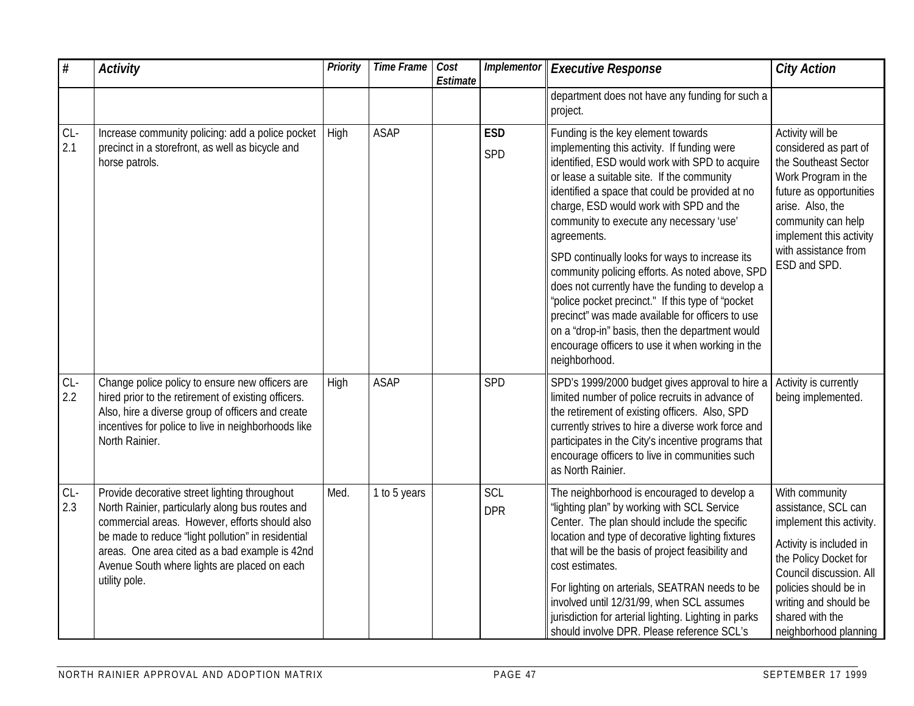| # | Activity | Priority | Time Frame | Cost Estimate | Implementor | Executive Response | City Action |
|---|---|---|---|---|---|---|---|
| | | | | | | department does not have any funding for such a project. | |
| CL-2.1 | Increase community policing: add a police pocket precinct in a storefront, as well as bicycle and horse patrols. | High | ASAP | | **ESD** SPD | Funding is the key element towards implementing this activity. If funding were identified, ESD would work with SPD to acquire or lease a suitable site. If the community identified a space that could be provided at no charge, ESD would work with SPD and the community to execute any necessary 'use' agreements. SPD continually looks for ways to increase its community policing efforts. As noted above, SPD does not currently have the funding to develop a "police pocket precinct." If this type of "pocket precinct" was made available for officers to use on a "drop-in" basis, then the department would encourage officers to use it when working in the neighborhood. | Activity will be considered as part of the Southeast Sector Work Program in the future as opportunities arise. Also, the community can help implement this activity with assistance from ESD and SPD. |
| CL-2.2 | Change police policy to ensure new officers are hired prior to the retirement of existing officers. Also, hire a diverse group of officers and create incentives for police to live in neighborhoods like North Rainier. | High | ASAP | | SPD | SPD's 1999/2000 budget gives approval to hire a limited number of police recruits in advance of the retirement of existing officers. Also, SPD currently strives to hire a diverse work force and participates in the City's incentive programs that encourage officers to live in communities such as North Rainier. | Activity is currently being implemented. |
| CL-2.3 | Provide decorative street lighting throughout North Rainier, particularly along bus routes and commercial areas. However, efforts should also be made to reduce "light pollution" in residential areas. One area cited as a bad example is 42nd Avenue South where lights are placed on each utility pole. | Med. | 1 to 5 years | | SCL DPR | The neighborhood is encouraged to develop a "lighting plan" by working with SCL Service Center. The plan should include the specific location and type of decorative lighting fixtures that will be the basis of project feasibility and cost estimates. For lighting on arterials, SEATRAN needs to be involved until 12/31/99, when SCL assumes jurisdiction for arterial lighting. Lighting in parks should involve DPR. Please reference SCL's | With community assistance, SCL can implement this activity. Activity is included in the Policy Docket for Council discussion. All policies should be in writing and should be shared with the neighborhood planning |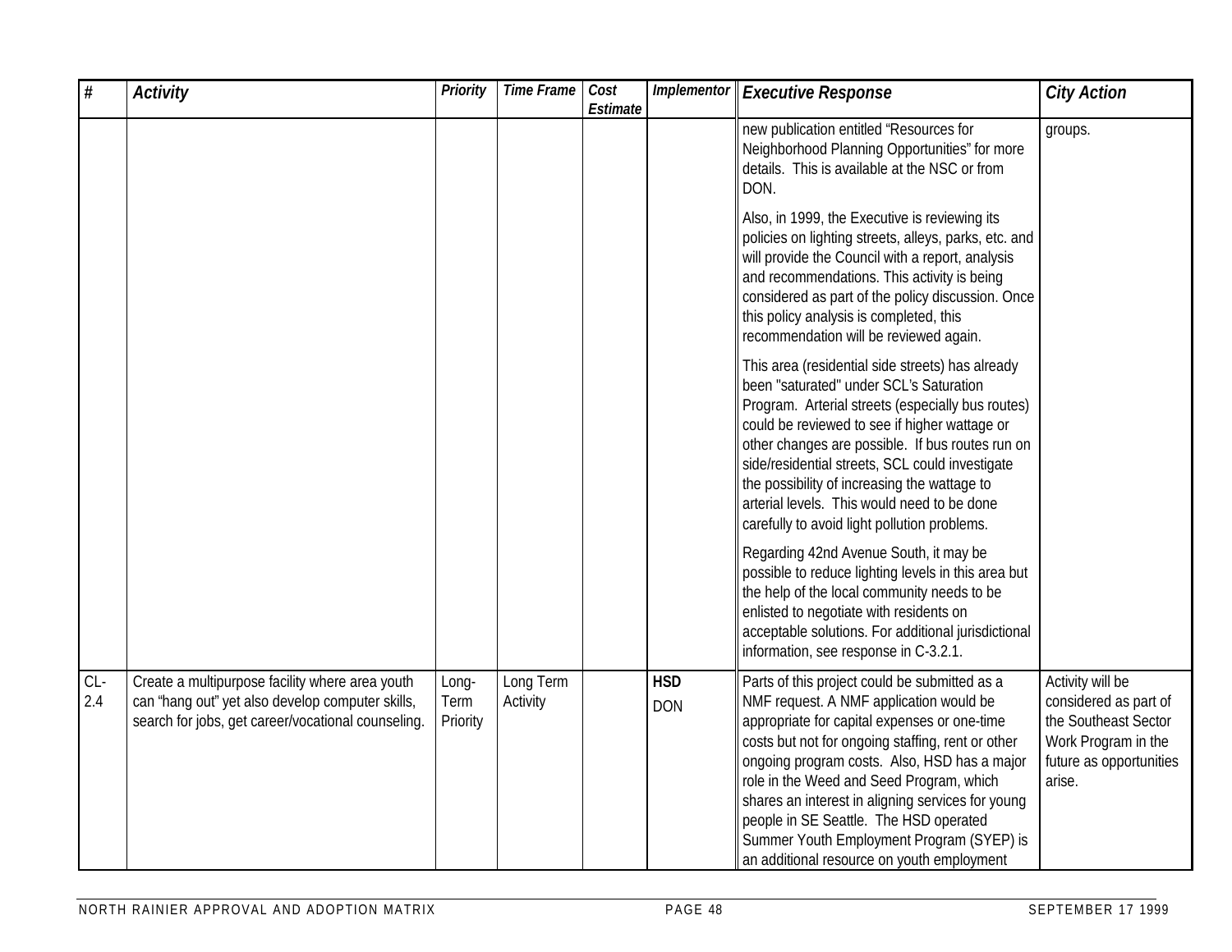| # | Activity | Priority | Time Frame | Cost Estimate | Implementor | Executive Response | City Action |
|---|---|---|---|---|---|---|---|
| | | | | | | new publication entitled "Resources for Neighborhood Planning Opportunities" for more details. This is available at the NSC or from DON.<br><br>Also, in 1999, the Executive is reviewing its policies on lighting streets, alleys, parks, etc. and will provide the Council with a report, analysis and recommendations. This activity is being considered as part of the policy discussion. Once this policy analysis is completed, this recommendation will be reviewed again.<br><br>This area (residential side streets) has already been "saturated" under SCL's Saturation Program. Arterial streets (especially bus routes) could be reviewed to see if higher wattage or other changes are possible. If bus routes run on side/residential streets, SCL could investigate the possibility of increasing the wattage to arterial levels. This would need to be done carefully to avoid light pollution problems.<br><br>Regarding 42nd Avenue South, it may be possible to reduce lighting levels in this area but the help of the local community needs to be enlisted to negotiate with residents on acceptable solutions. For additional jurisdictional information, see response in C-3.2.1. | groups. |
| CL-2.4 | Create a multipurpose facility where area youth can "hang out" yet also develop computer skills, search for jobs, get career/vocational counseling. | Long-Term Priority | Long Term Activity | | **HSD**<br>DON | Parts of this project could be submitted as a NMF request. A NMF application would be appropriate for capital expenses or one-time costs but not for ongoing staffing, rent or other ongoing program costs. Also, HSD has a major role in the Weed and Seed Program, which shares an interest in aligning services for young people in SE Seattle. The HSD operated Summer Youth Employment Program (SYEP) is an additional resource on youth employment | Activity will be considered as part of the Southeast Sector Work Program in the future as opportunities arise. |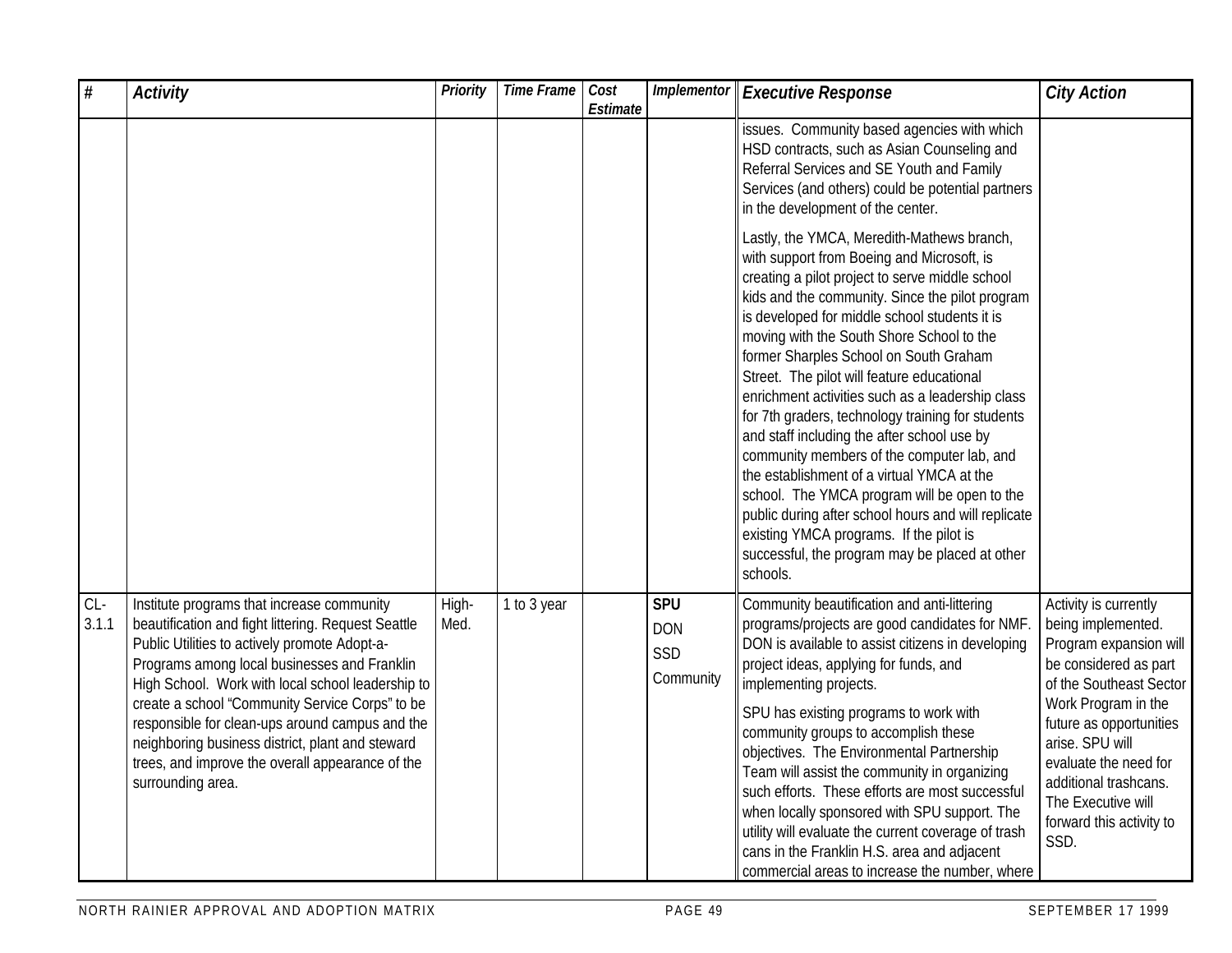| # | *Activity* | *Priority* | *Time Frame* | *Cost Estimate* | *Implementor* | *Executive Response* | *City Action* |
|---|---|---|---|---|---|---|---|
| | | | | | | issues. Community based agencies with which HSD contracts, such as Asian Counseling and Referral Services and SE Youth and Family Services (and others) could be potential partners in the development of the center.<br><br>Lastly, the YMCA, Meredith-Mathews branch, with support from Boeing and Microsoft, is creating a pilot project to serve middle school kids and the community. Since the pilot program is developed for middle school students it is moving with the South Shore School to the former Sharples School on South Graham Street. The pilot will feature educational enrichment activities such as a leadership class for 7th graders, technology training for students and staff including the after school use by community members of the computer lab, and the establishment of a virtual YMCA at the school. The YMCA program will be open to the public during after school hours and will replicate existing YMCA programs. If the pilot is successful, the program may be placed at other schools. | |
| CL-3.1.1 | Institute programs that increase community beautification and fight littering. Request Seattle Public Utilities to actively promote Adopt-a-Programs among local businesses and Franklin High School. Work with local school leadership to create a school "Community Service Corps" to be responsible for clean-ups around campus and the neighboring business district, plant and steward trees, and improve the overall appearance of the surrounding area. | High-Med. | 1 to 3 year | | **SPU**<br>DON<br>SSD<br>Community | Community beautification and anti-littering programs/projects are good candidates for NMF. DON is available to assist citizens in developing project ideas, applying for funds, and implementing projects.<br><br>SPU has existing programs to work with community groups to accomplish these objectives. The Environmental Partnership Team will assist the community in organizing such efforts. These efforts are most successful when locally sponsored with SPU support. The utility will evaluate the current coverage of trash cans in the Franklin H.S. area and adjacent commercial areas to increase the number, where | Activity is currently being implemented. Program expansion will be considered as part of the Southeast Sector Work Program in the future as opportunities arise. SPU will evaluate the need for additional trashcans. The Executive will forward this activity to SSD. |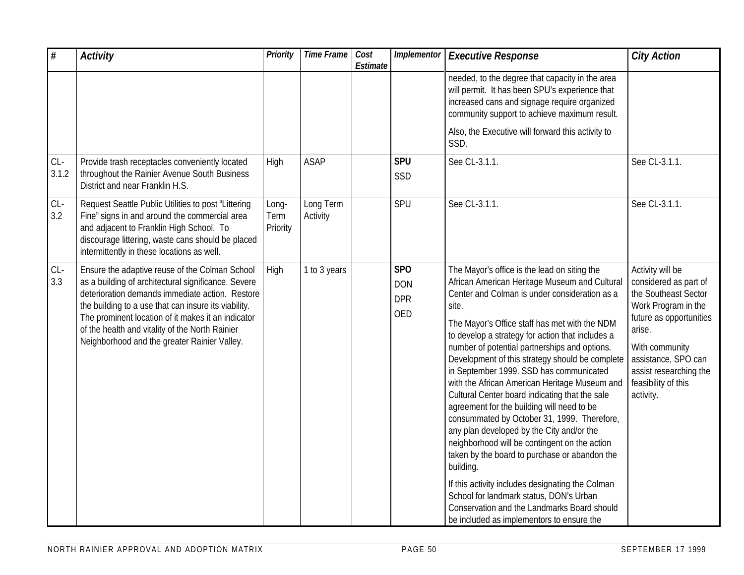| # | *Activity* | *Priority* | *Time Frame* | *Cost Estimate* | *Implementor* | *Executive Response* | *City Action* |
|---|---|---|---|---|---|---|---|
| | | | | | | needed, to the degree that capacity in the area will permit. It has been SPU's experience that increased cans and signage require organized community support to achieve maximum result.<br><br>Also, the Executive will forward this activity to SSD. | |
| CL-3.1.2 | Provide trash receptacles conveniently located throughout the Rainier Avenue South Business District and near Franklin H.S. | High | ASAP | | **SPU**<br>SSD | See CL-3.1.1. | See CL-3.1.1. |
| CL-3.2 | Request Seattle Public Utilities to post "Littering Fine" signs in and around the commercial area and adjacent to Franklin High School. To discourage littering, waste cans should be placed intermittently in these locations as well. | Long-Term Priority | Long Term Activity | | SPU | See CL-3.1.1. | See CL-3.1.1. |
| CL-3.3 | Ensure the adaptive reuse of the Colman School as a building of architectural significance. Severe deterioration demands immediate action. Restore the building to a use that can insure its viability. The prominent location of it makes it an indicator of the health and vitality of the North Rainier Neighborhood and the greater Rainier Valley. | High | 1 to 3 years | | **SPO**<br>DON<br>DPR<br>OED | The Mayor's office is the lead on siting the African American Heritage Museum and Cultural Center and Colman is under consideration as a site.<br><br>The Mayor's Office staff has met with the NDM to develop a strategy for action that includes a number of potential partnerships and options. Development of this strategy should be complete in September 1999. SSD has communicated with the African American Heritage Museum and Cultural Center board indicating that the sale agreement for the building will need to be consummated by October 31, 1999. Therefore, any plan developed by the City and/or the neighborhood will be contingent on the action taken by the board to purchase or abandon the building.<br><br>If this activity includes designating the Colman School for landmark status, DON's Urban Conservation and the Landmarks Board should be included as implementors to ensure the | Activity will be considered as part of the Southeast Sector Work Program in the future as opportunities arise.<br><br>With community assistance, SPO can assist researching the feasibility of this activity. |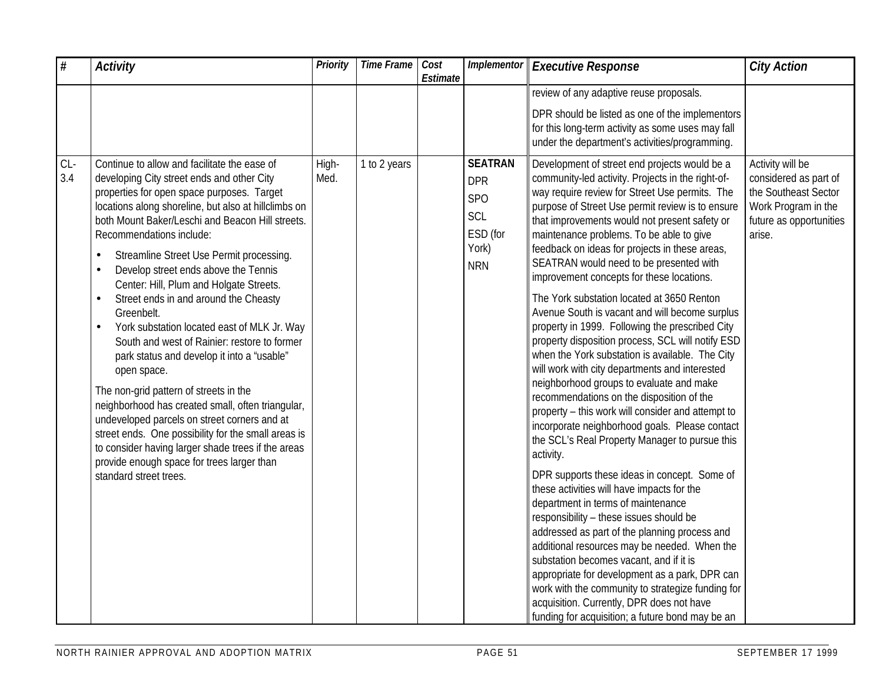| # | Activity | Priority | Time Frame | Cost Estimate | Implementor | Executive Response | City Action |
|---|---|---|---|---|---|---|---|
| | | | | | | review of any adaptive reuse proposals.<br><br>DPR should be listed as one of the implementors for this long-term activity as some uses may fall under the department's activities/programming. | |
| CL-3.4 | Continue to allow and facilitate the ease of developing City street ends and other City properties for open space purposes. Target locations along shoreline, but also at hillclimbs on both Mount Baker/Leschi and Beacon Hill streets. Recommendations include:<br><br>• Streamline Street Use Permit processing.<br>• Develop street ends above the Tennis Center: Hill, Plum and Holgate Streets.<br>• Street ends in and around the Cheasty Greenbelt.<br>• York substation located east of MLK Jr. Way South and west of Rainier: restore to former park status and develop it into a "usable" open space.<br><br>The non-grid pattern of streets in the neighborhood has created small, often triangular, undeveloped parcels on street corners and at street ends. One possibility for the small areas is to consider having larger shade trees if the areas provide enough space for trees larger than standard street trees. | High-Med. | 1 to 2 years | | **SEATRAN**<br>DPR<br>SPO<br>SCL<br>ESD (for York)<br>NRN | Development of street end projects would be a community-led activity. Projects in the right-of-way require review for Street Use permits. The purpose of Street Use permit review is to ensure that improvements would not present safety or maintenance problems. To be able to give feedback on ideas for projects in these areas, SEATRAN would need to be presented with improvement concepts for these locations.<br><br>The York substation located at 3650 Renton Avenue South is vacant and will become surplus property in 1999. Following the prescribed City property disposition process, SCL will notify ESD when the York substation is available. The City will work with city departments and interested neighborhood groups to evaluate and make recommendations on the disposition of the property – this work will consider and attempt to incorporate neighborhood goals. Please contact the SCL's Real Property Manager to pursue this activity.<br><br>DPR supports these ideas in concept. Some of these activities will have impacts for the department in terms of maintenance responsibility – these issues should be addressed as part of the planning process and additional resources may be needed. When the substation becomes vacant, and if it is appropriate for development as a park, DPR can work with the community to strategize funding for acquisition. Currently, DPR does not have funding for acquisition; a future bond may be an | Activity will be considered as part of the Southeast Sector Work Program in the future as opportunities arise. |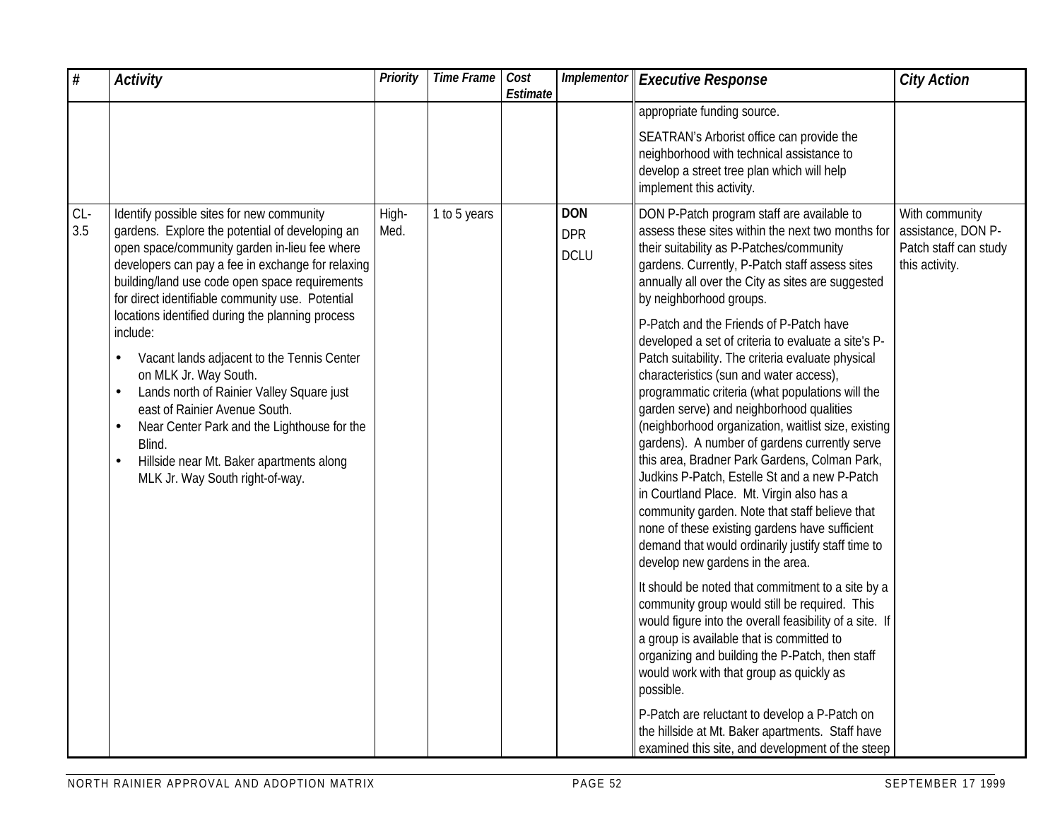| # | Activity | Priority | Time Frame | Cost Estimate | Implementor | Executive Response | City Action |
|---|---|---|---|---|---|---|---|
| | | | | | | appropriate funding source.<br><br>SEATRAN's Arborist office can provide the neighborhood with technical assistance to develop a street tree plan which will help implement this activity. | |
| CL-3.5 | Identify possible sites for new community gardens. Explore the potential of developing an open space/community garden in-lieu fee where developers can pay a fee in exchange for relaxing building/land use code open space requirements for direct identifiable community use. Potential locations identified during the planning process include:<br>• Vacant lands adjacent to the Tennis Center on MLK Jr. Way South.<br>• Lands north of Rainier Valley Square just east of Rainier Avenue South.<br>• Near Center Park and the Lighthouse for the Blind.<br>• Hillside near Mt. Baker apartments along MLK Jr. Way South right-of-way. | High-Med. | 1 to 5 years | | **DON**<br>DPR<br>DCLU | DON P-Patch program staff are available to assess these sites within the next two months for their suitability as P-Patches/community gardens. Currently, P-Patch staff assess sites annually all over the City as sites are suggested by neighborhood groups.<br><br>P-Patch and the Friends of P-Patch have developed a set of criteria to evaluate a site's P-Patch suitability. The criteria evaluate physical characteristics (sun and water access), programmatic criteria (what populations will the garden serve) and neighborhood qualities (neighborhood organization, waitlist size, existing gardens). A number of gardens currently serve this area, Bradner Park Gardens, Colman Park, Judkins P-Patch, Estelle St and a new P-Patch in Courtland Place. Mt. Virgin also has a community garden. Note that staff believe that none of these existing gardens have sufficient demand that would ordinarily justify staff time to develop new gardens in the area.<br><br>It should be noted that commitment to a site by a community group would still be required. This would figure into the overall feasibility of a site. If a group is available that is committed to organizing and building the P-Patch, then staff would work with that group as quickly as possible.<br><br>P-Patch are reluctant to develop a P-Patch on the hillside at Mt. Baker apartments. Staff have examined this site, and development of the steep | With community assistance, DON P-Patch staff can study this activity. |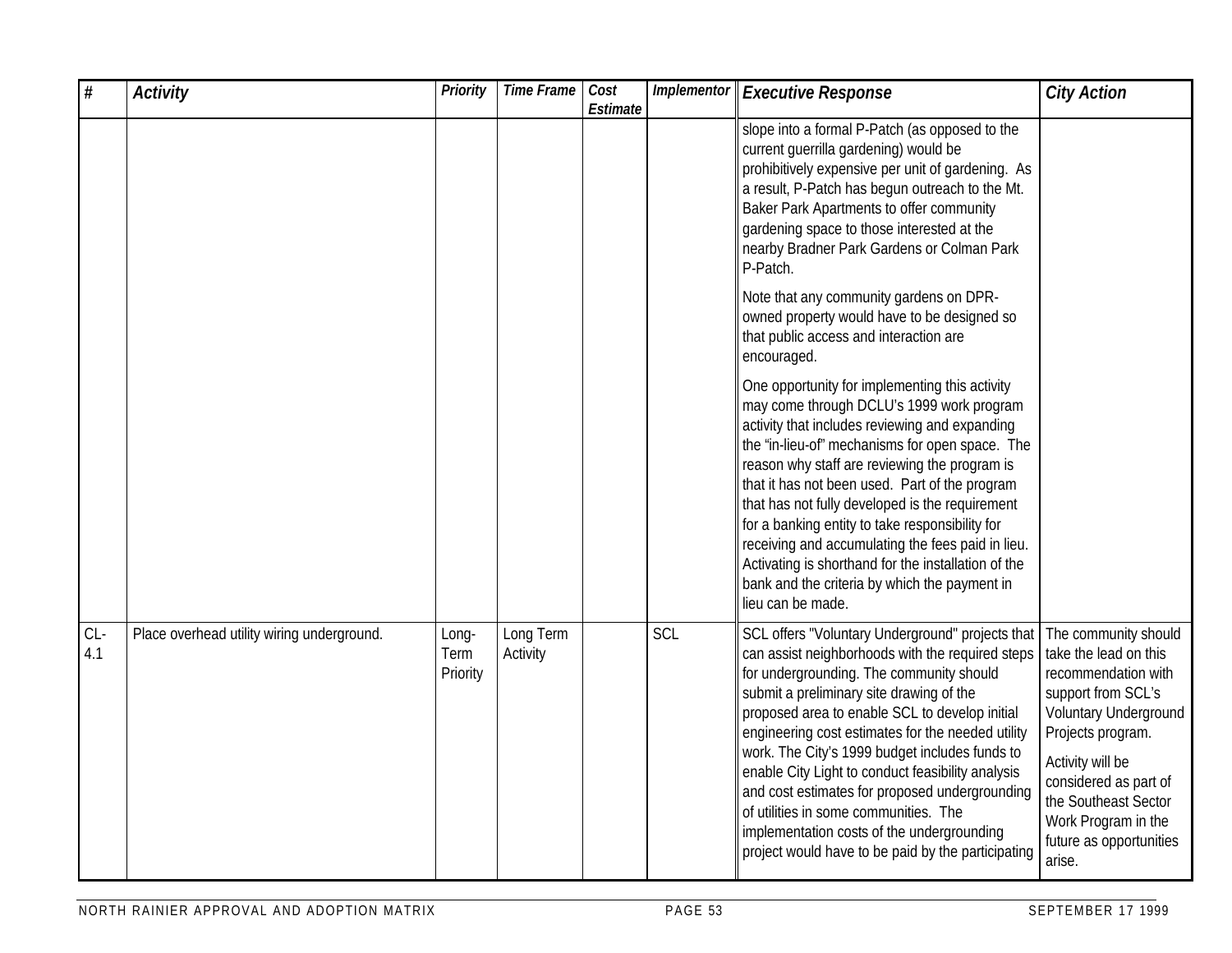| # | Activity | Priority | Time Frame | Cost Estimate | Implementor | Executive Response | City Action |
|---|---|---|---|---|---|---|---|
| | | | | | | slope into a formal P-Patch (as opposed to the current guerrilla gardening) would be prohibitively expensive per unit of gardening. As a result, P-Patch has begun outreach to the Mt. Baker Park Apartments to offer community gardening space to those interested at the nearby Bradner Park Gardens or Colman Park P-Patch.<br><br>Note that any community gardens on DPR-owned property would have to be designed so that public access and interaction are encouraged.<br><br>One opportunity for implementing this activity may come through DCLU's 1999 work program activity that includes reviewing and expanding the "in-lieu-of" mechanisms for open space. The reason why staff are reviewing the program is that it has not been used. Part of the program that has not fully developed is the requirement for a banking entity to take responsibility for receiving and accumulating the fees paid in lieu. Activating is shorthand for the installation of the bank and the criteria by which the payment in lieu can be made. | |
| CL-4.1 | Place overhead utility wiring underground. | Long-Term Priority | Long Term Activity | | SCL | SCL offers "Voluntary Underground" projects that can assist neighborhoods with the required steps for undergrounding. The community should submit a preliminary site drawing of the proposed area to enable SCL to develop initial engineering cost estimates for the needed utility work. The City's 1999 budget includes funds to enable City Light to conduct feasibility analysis and cost estimates for proposed undergrounding of utilities in some communities. The implementation costs of the undergrounding project would have to be paid by the participating | The community should take the lead on this recommendation with support from SCL's Voluntary Underground Projects program.<br><br>Activity will be considered as part of the Southeast Sector Work Program in the future as opportunities arise. |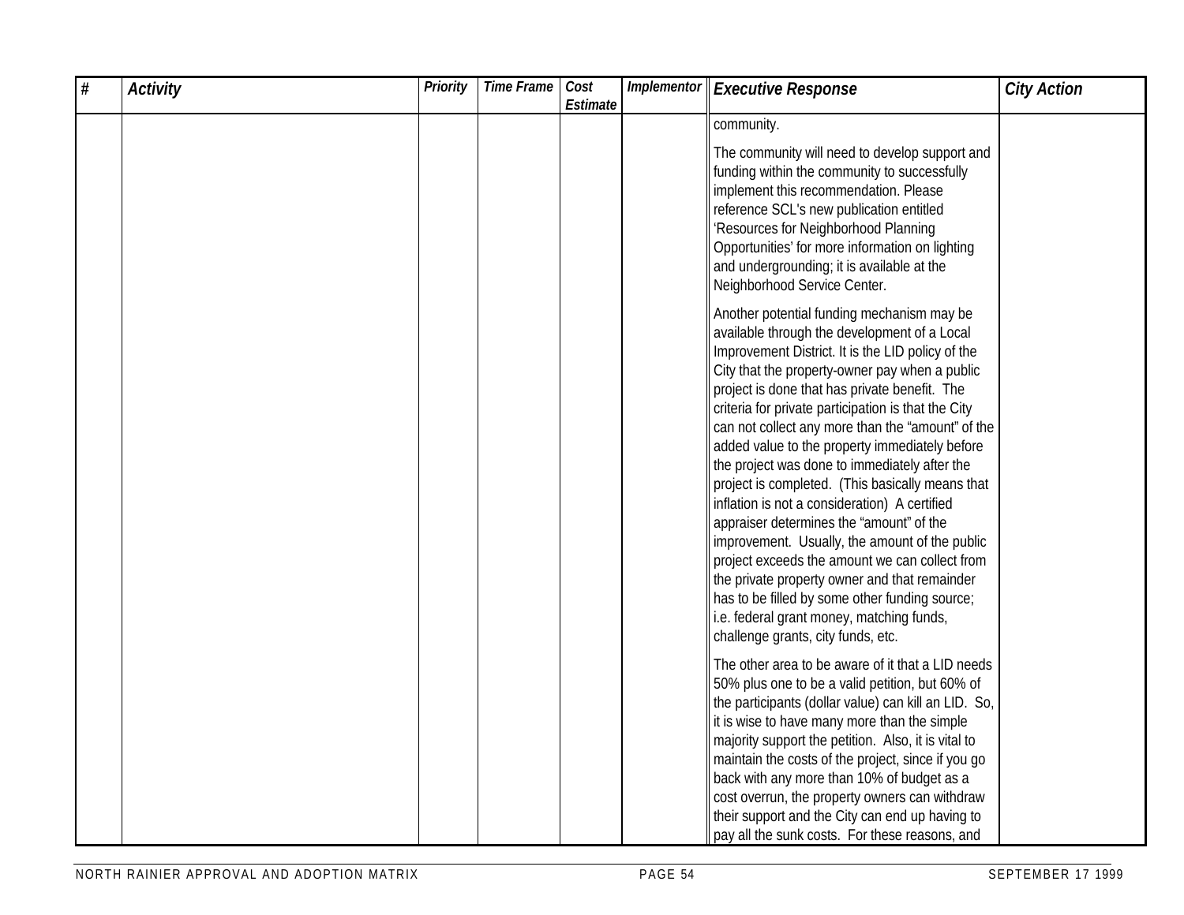| # | Activity | Priority | Time Frame | Cost Estimate | Implementor | Executive Response | City Action |
|---|---|---|---|---|---|---|---|
| | | | | | | community.<br><br>The community will need to develop support and funding within the community to successfully implement this recommendation. Please reference SCL's new publication entitled 'Resources for Neighborhood Planning Opportunities' for more information on lighting and undergrounding; it is available at the Neighborhood Service Center.<br><br>Another potential funding mechanism may be available through the development of a Local Improvement District. It is the LID policy of the City that the property-owner pay when a public project is done that has private benefit. The criteria for private participation is that the City can not collect any more than the "amount" of the added value to the property immediately before the project was done to immediately after the project is completed. (This basically means that inflation is not a consideration) A certified appraiser determines the "amount" of the improvement. Usually, the amount of the public project exceeds the amount we can collect from the private property owner and that remainder has to be filled by some other funding source; i.e. federal grant money, matching funds, challenge grants, city funds, etc.<br><br>The other area to be aware of it that a LID needs 50% plus one to be a valid petition, but 60% of the participants (dollar value) can kill an LID. So, it is wise to have many more than the simple majority support the petition. Also, it is vital to maintain the costs of the project, since if you go back with any more than 10% of budget as a cost overrun, the property owners can withdraw their support and the City can end up having to pay all the sunk costs. For these reasons, and | |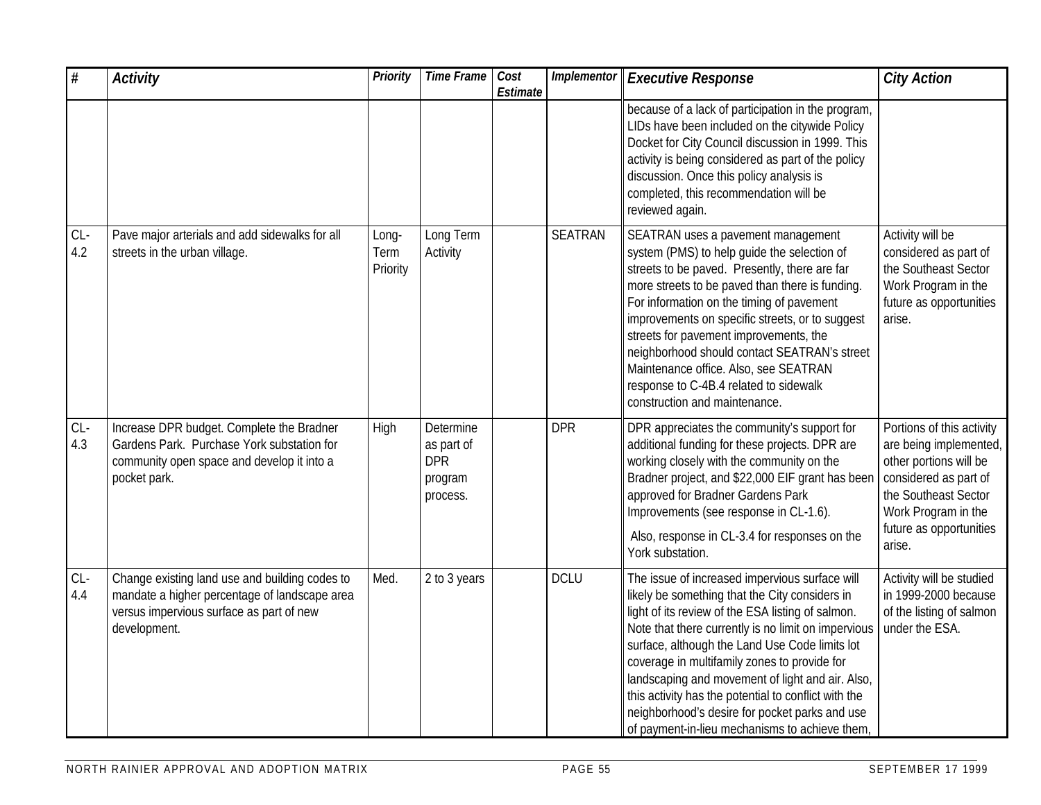| # | Activity | Priority | Time Frame | Cost Estimate | Implementor | Executive Response | City Action |
|---|---|---|---|---|---|---|---|
| | | | | | | because of a lack of participation in the program, LIDs have been included on the citywide Policy Docket for City Council discussion in 1999. This activity is being considered as part of the policy discussion. Once this policy analysis is completed, this recommendation will be reviewed again. | |
| CL-4.2 | Pave major arterials and add sidewalks for all streets in the urban village. | Long-Term Priority | Long Term Activity | | SEATRAN | SEATRAN uses a pavement management system (PMS) to help guide the selection of streets to be paved. Presently, there are far more streets to be paved than there is funding. For information on the timing of pavement improvements on specific streets, or to suggest streets for pavement improvements, the neighborhood should contact SEATRAN's street Maintenance office. Also, see SEATRAN response to C-4B.4 related to sidewalk construction and maintenance. | Activity will be considered as part of the Southeast Sector Work Program in the future as opportunities arise. |
| CL-4.3 | Increase DPR budget. Complete the Bradner Gardens Park. Purchase York substation for community open space and develop it into a pocket park. | High | Determine as part of DPR program process. | | DPR | DPR appreciates the community's support for additional funding for these projects. DPR are working closely with the community on the Bradner project, and $22,000 EIF grant has been approved for Bradner Gardens Park Improvements (see response in CL-1.6).<br><br>Also, response in CL-3.4 for responses on the York substation. | Portions of this activity are being implemented, other portions will be considered as part of the Southeast Sector Work Program in the future as opportunities arise. |
| CL-4.4 | Change existing land use and building codes to mandate a higher percentage of landscape area versus impervious surface as part of new development. | Med. | 2 to 3 years | | DCLU | The issue of increased impervious surface will likely be something that the City considers in light of its review of the ESA listing of salmon. Note that there currently is no limit on impervious surface, although the Land Use Code limits lot coverage in multifamily zones to provide for landscaping and movement of light and air. Also, this activity has the potential to conflict with the neighborhood's desire for pocket parks and use of payment-in-lieu mechanisms to achieve them, | Activity will be studied in 1999-2000 because of the listing of salmon under the ESA. |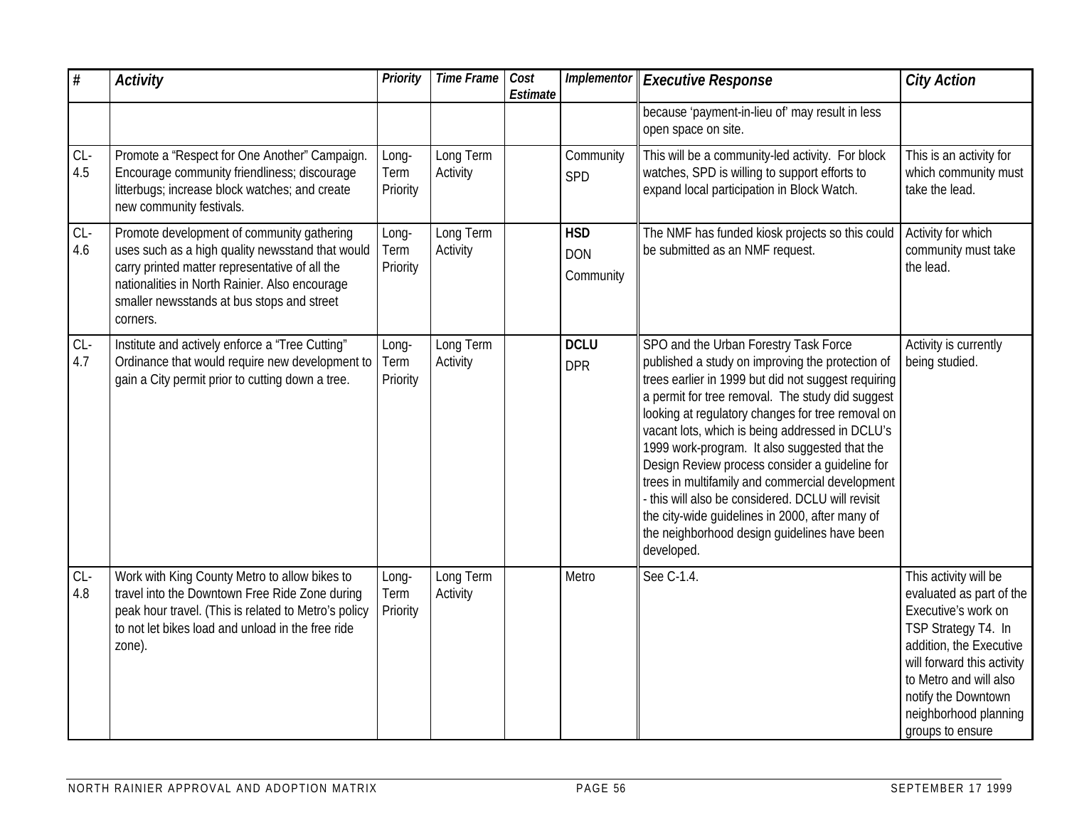| # | *Activity* | *Priority* | *Time Frame* | *Cost Estimate* | *Implementor* | *Executive Response* | *City Action* |
|---|---|---|---|---|---|---|---|
| | | | | | | because 'payment-in-lieu of' may result in less open space on site. | |
| CL-4.5 | Promote a "Respect for One Another" Campaign. Encourage community friendliness; discourage litterbugs; increase block watches; and create new community festivals. | Long-Term Priority | Long Term Activity | | Community<br>SPD | This will be a community-led activity. For block watches, SPD is willing to support efforts to expand local participation in Block Watch. | This is an activity for which community must take the lead. |
| CL-4.6 | Promote development of community gathering uses such as a high quality newsstand that would carry printed matter representative of all the nationalities in North Rainier. Also encourage smaller newsstands at bus stops and street corners. | Long-Term Priority | Long Term Activity | | **HSD**<br>DON<br>Community | The NMF has funded kiosk projects so this could be submitted as an NMF request. | Activity for which community must take the lead. |
| CL-4.7 | Institute and actively enforce a "Tree Cutting" Ordinance that would require new development to gain a City permit prior to cutting down a tree. | Long-Term Priority | Long Term Activity | | **DCLU**<br>DPR | SPO and the Urban Forestry Task Force published a study on improving the protection of trees earlier in 1999 but did not suggest requiring a permit for tree removal. The study did suggest looking at regulatory changes for tree removal on vacant lots, which is being addressed in DCLU's 1999 work-program. It also suggested that the Design Review process consider a guideline for trees in multifamily and commercial development - this will also be considered. DCLU will revisit the city-wide guidelines in 2000, after many of the neighborhood design guidelines have been developed. | Activity is currently being studied. |
| CL-4.8 | Work with King County Metro to allow bikes to travel into the Downtown Free Ride Zone during peak hour travel. (This is related to Metro's policy to not let bikes load and unload in the free ride zone). | Long-Term Priority | Long Term Activity | | Metro | See C-1.4. | This activity will be evaluated as part of the Executive's work on TSP Strategy T4. In addition, the Executive will forward this activity to Metro and will also notify the Downtown neighborhood planning groups to ensure |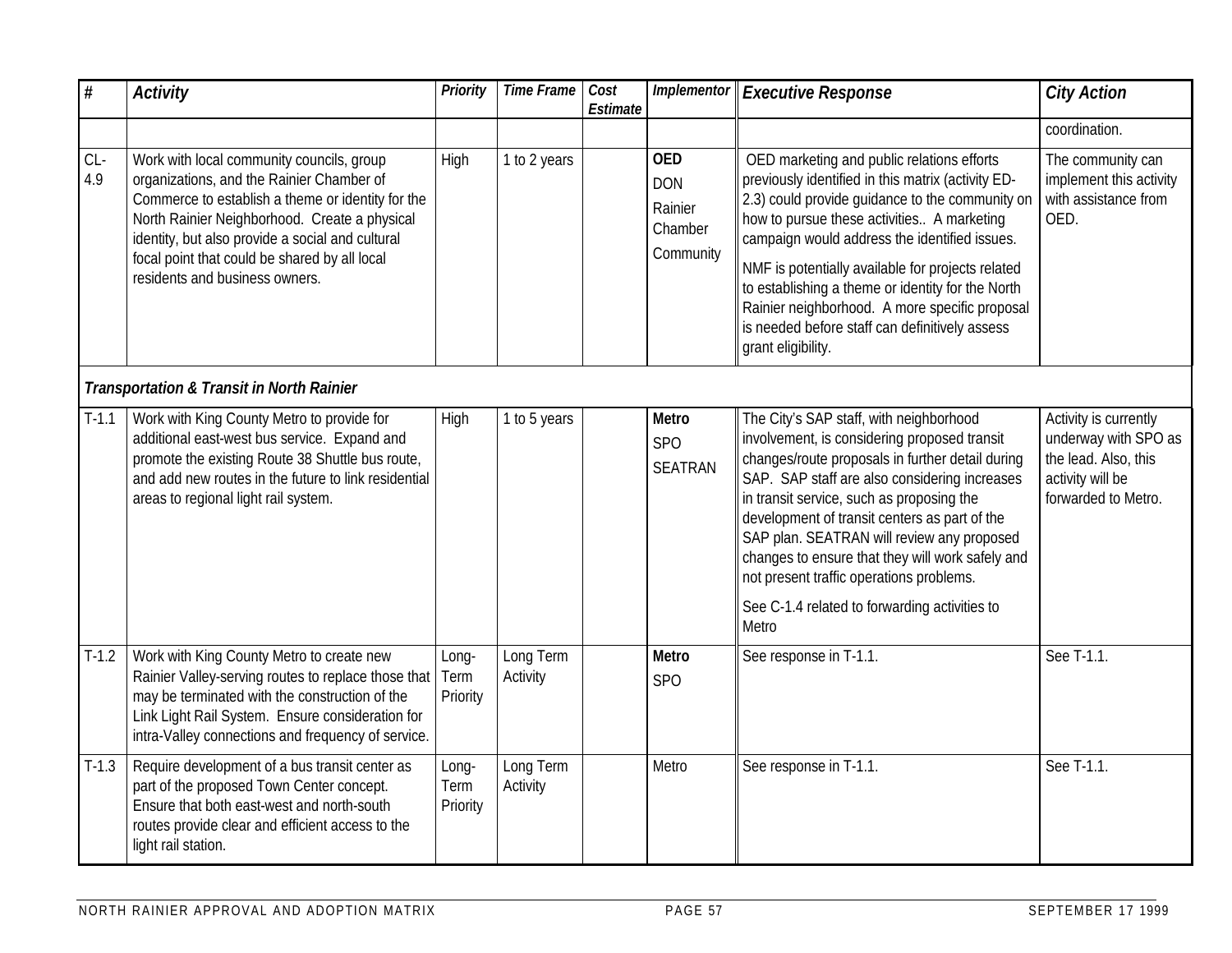| # | *Activity* | *Priority* | *Time Frame* | *Cost Estimate* | *Implementor* | *Executive Response* | *City Action* |
|---|---|---|---|---|---|---|---|
| | | | | | | | coordination. |
| CL-4.9 | Work with local community councils, group organizations, and the Rainier Chamber of Commerce to establish a theme or identity for the North Rainier Neighborhood. Create a physical identity, but also provide a social and cultural focal point that could be shared by all local residents and business owners. | High | 1 to 2 years | | **OED** DON Rainier Chamber Community | OED marketing and public relations efforts previously identified in this matrix (activity ED-2.3) could provide guidance to the community on how to pursue these activities.. A marketing campaign would address the identified issues. NMF is potentially available for projects related to establishing a theme or identity for the North Rainier neighborhood. A more specific proposal is needed before staff can definitively assess grant eligibility. | The community can implement this activity with assistance from OED. |
| ***Transportation & Transit in North Rainier*** | | | | | | | |
| T-1.1 | Work with King County Metro to provide for additional east-west bus service. Expand and promote the existing Route 38 Shuttle bus route, and add new routes in the future to link residential areas to regional light rail system. | High | 1 to 5 years | | **Metro** SPO SEATRAN | The City's SAP staff, with neighborhood involvement, is considering proposed transit changes/route proposals in further detail during SAP. SAP staff are also considering increases in transit service, such as proposing the development of transit centers as part of the SAP plan. SEATRAN will review any proposed changes to ensure that they will work safely and not present traffic operations problems. See C-1.4 related to forwarding activities to Metro | Activity is currently underway with SPO as the lead. Also, this activity will be forwarded to Metro. |
| T-1.2 | Work with King County Metro to create new Rainier Valley-serving routes to replace those that may be terminated with the construction of the Link Light Rail System. Ensure consideration for intra-Valley connections and frequency of service. | Long-Term Priority | Long Term Activity | | **Metro** SPO | See response in T-1.1. | See T-1.1. |
| T-1.3 | Require development of a bus transit center as part of the proposed Town Center concept. Ensure that both east-west and north-south routes provide clear and efficient access to the light rail station. | Long-Term Priority | Long Term Activity | | Metro | See response in T-1.1. | See T-1.1. |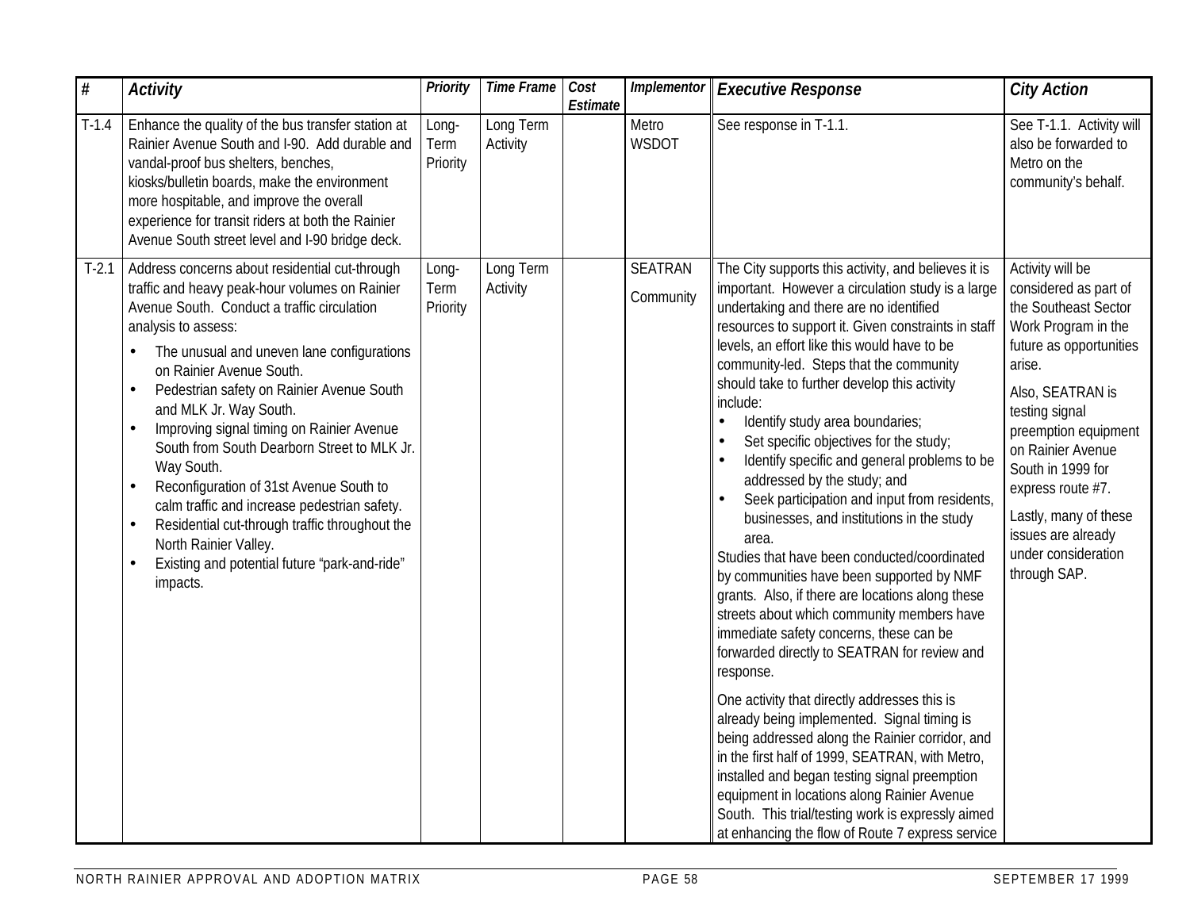| # | Activity | Priority | Time Frame | Cost Estimate | Implementor | Executive Response | City Action |
|---|---|---|---|---|---|---|---|
| T-1.4 | Enhance the quality of the bus transfer station at Rainier Avenue South and I-90. Add durable and vandal-proof bus shelters, benches, kiosks/bulletin boards, make the environment more hospitable, and improve the overall experience for transit riders at both the Rainier Avenue South street level and I-90 bridge deck. | Long-Term Priority | Long Term Activity | | Metro WSDOT | See response in T-1.1. | See T-1.1. Activity will also be forwarded to Metro on the community's behalf. |
| T-2.1 | Address concerns about residential cut-through traffic and heavy peak-hour volumes on Rainier Avenue South. Conduct a traffic circulation analysis to assess: <br>• The unusual and uneven lane configurations on Rainier Avenue South.<br>• Pedestrian safety on Rainier Avenue South and MLK Jr. Way South.<br>• Improving signal timing on Rainier Avenue South from South Dearborn Street to MLK Jr. Way South.<br>• Reconfiguration of 31st Avenue South to calm traffic and increase pedestrian safety.<br>• Residential cut-through traffic throughout the North Rainier Valley.<br>• Existing and potential future "park-and-ride" impacts. | Long-Term Priority | Long Term Activity | | SEATRAN<br>Community | The City supports this activity, and believes it is important. However a circulation study is a large undertaking and there are no identified resources to support it. Given constraints in staff levels, an effort like this would have to be community-led. Steps that the community should take to further develop this activity include:<br>• Identify study area boundaries;<br>• Set specific objectives for the study;<br>• Identify specific and general problems to be addressed by the study; and<br>• Seek participation and input from residents, businesses, and institutions in the study area.<br>Studies that have been conducted/coordinated by communities have been supported by NMF grants. Also, if there are locations along these streets about which community members have immediate safety concerns, these can be forwarded directly to SEATRAN for review and response.<br><br>One activity that directly addresses this is already being implemented. Signal timing is being addressed along the Rainier corridor, and in the first half of 1999, SEATRAN, with Metro, installed and began testing signal preemption equipment in locations along Rainier Avenue South. This trial/testing work is expressly aimed at enhancing the flow of Route 7 express service | Activity will be considered as part of the Southeast Sector Work Program in the future as opportunities arise.<br><br>Also, SEATRAN is testing signal preemption equipment on Rainier Avenue South in 1999 for express route #7.<br><br>Lastly, many of these issues are already under consideration through SAP. |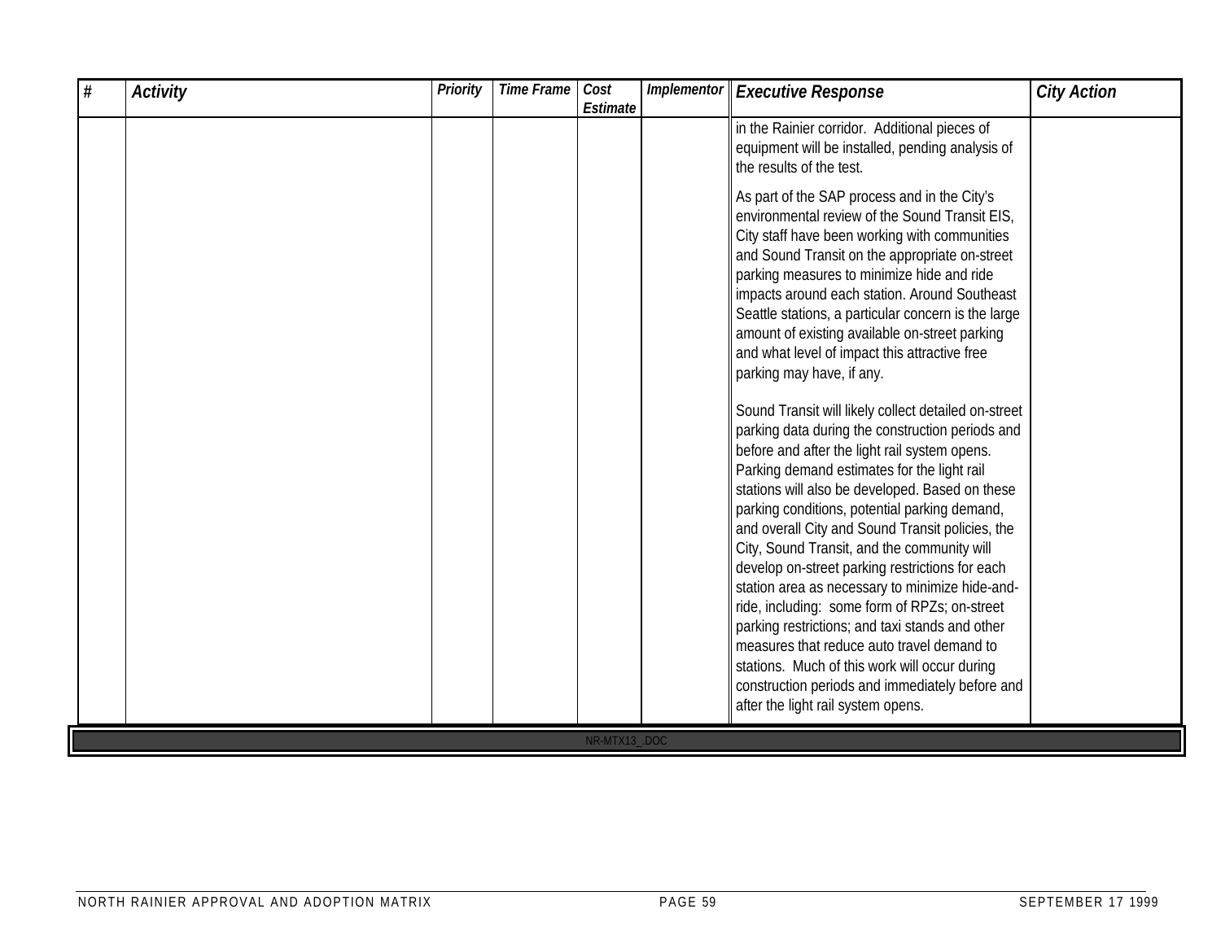| # | Activity | Priority | Time Frame | Cost Estimate | Implementor | Executive Response | City Action |
|---|---|---|---|---|---|---|---|
| | | | | | | in the Rainier corridor. Additional pieces of equipment will be installed, pending analysis of the results of the test.<br><br>As part of the SAP process and in the City's environmental review of the Sound Transit EIS, City staff have been working with communities and Sound Transit on the appropriate on-street parking measures to minimize hide and ride impacts around each station. Around Southeast Seattle stations, a particular concern is the large amount of existing available on-street parking and what level of impact this attractive free parking may have, if any.<br><br>Sound Transit will likely collect detailed on-street parking data during the construction periods and before and after the light rail system opens. Parking demand estimates for the light rail stations will also be developed. Based on these parking conditions, potential parking demand, and overall City and Sound Transit policies, the City, Sound Transit, and the community will develop on-street parking restrictions for each station area as necessary to minimize hide-and-ride, including: some form of RPZs; on-street parking restrictions; and taxi stands and other measures that reduce auto travel demand to stations. Much of this work will occur during construction periods and immediately before and after the light rail system opens. | |